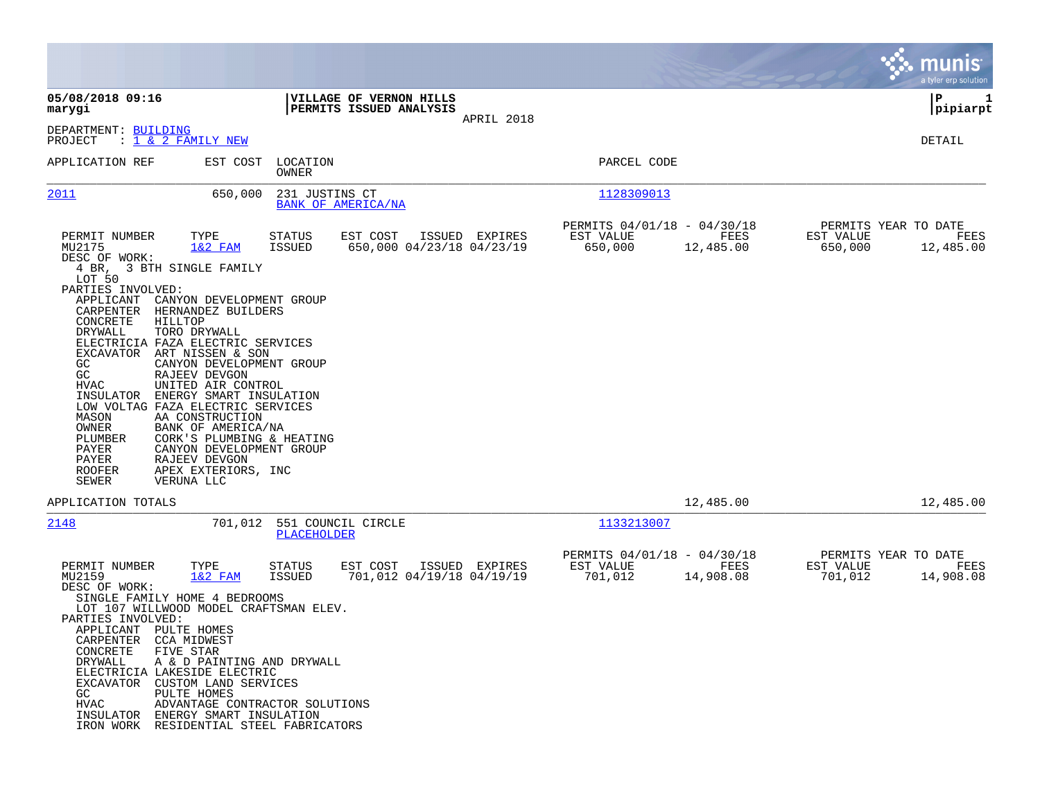05/08/2018 09:16
marygi

**VILLAGE OF VERNON HILLS**
**PERMITS ISSUED ANALYSIS**
APRIL 2018

P 1
pipiarpt

DEPARTMENT: BUILDING
PROJECT : 1 & 2 FAMILY NEW

DETAIL

| APPLICATION REF | EST COST | LOCATION / OWNER | PARCEL CODE |
|---|---|---|---|
| 2011 | 650,000 | 231 JUSTINS CT / BANK OF AMERICA/NA | 1128309013 |

| PERMIT NUMBER | TYPE | STATUS | EST COST | ISSUED | EXPIRES | PERMITS 04/01/18 - 04/30/18 EST VALUE | FEES | PERMITS YEAR TO DATE EST VALUE | FEES |
|---|---|---|---|---|---|---|---|---|---|
| MU2175 | 1&2 FAM | ISSUED | 650,000 | 04/23/18 | 04/23/19 | 650,000 | 12,485.00 | 650,000 | 12,485.00 |

DESC OF WORK:
4 BR, 3 BTH SINGLE FAMILY
LOT 50

PARTIES INVOLVED:

| Role | Party |
|---|---|
| APPLICANT | CANYON DEVELOPMENT GROUP |
| CARPENTER | HERNANDEZ BUILDERS |
| CONCRETE | HILLTOP |
| DRYWALL | TORO DRYWALL |
| ELECTRICIA | FAZA ELECTRIC SERVICES |
| EXCAVATOR | ART NISSEN & SON |
| GC | CANYON DEVELOPMENT GROUP |
| GC | RAJEEV DEVGON |
| HVAC | UNITED AIR CONTROL |
| INSULATOR | ENERGY SMART INSULATION |
| LOW VOLTAG | FAZA ELECTRIC SERVICES |
| MASON | AA CONSTRUCTION |
| OWNER | BANK OF AMERICA/NA |
| PLUMBER | CORK'S PLUMBING & HEATING |
| PAYER | CANYON DEVELOPMENT GROUP |
| PAYER | RAJEEV DEVGON |
| ROOFER | APEX EXTERIORS, INC |
| SEWER | VERUNA LLC |

APPLICATION TOTALS — 12,485.00 — 12,485.00

| APPLICATION REF | EST COST | LOCATION / OWNER | PARCEL CODE |
|---|---|---|---|
| 2148 | 701,012 | 551 COUNCIL CIRCLE / PLACEHOLDER | 1133213007 |

| PERMIT NUMBER | TYPE | STATUS | EST COST | ISSUED | EXPIRES | PERMITS 04/01/18 - 04/30/18 EST VALUE | FEES | PERMITS YEAR TO DATE EST VALUE | FEES |
|---|---|---|---|---|---|---|---|---|---|
| MU2159 | 1&2 FAM | ISSUED | 701,012 | 04/19/18 | 04/19/19 | 701,012 | 14,908.08 | 701,012 | 14,908.08 |

DESC OF WORK:
SINGLE FAMILY HOME 4 BEDROOMS
LOT 107 WILLWOOD MODEL CRAFTSMAN ELEV.

PARTIES INVOLVED:

| Role | Party |
|---|---|
| APPLICANT | PULTE HOMES |
| CARPENTER | CCA MIDWEST |
| CONCRETE | FIVE STAR |
| DRYWALL | A & D PAINTING AND DRYWALL |
| ELECTRICIA | LAKESIDE ELECTRIC |
| EXCAVATOR | CUSTOM LAND SERVICES |
| GC | PULTE HOMES |
| HVAC | ADVANTAGE CONTRACTOR SOLUTIONS |
| INSULATOR | ENERGY SMART INSULATION |
| IRON WORK | RESIDENTIAL STEEL FABRICATORS |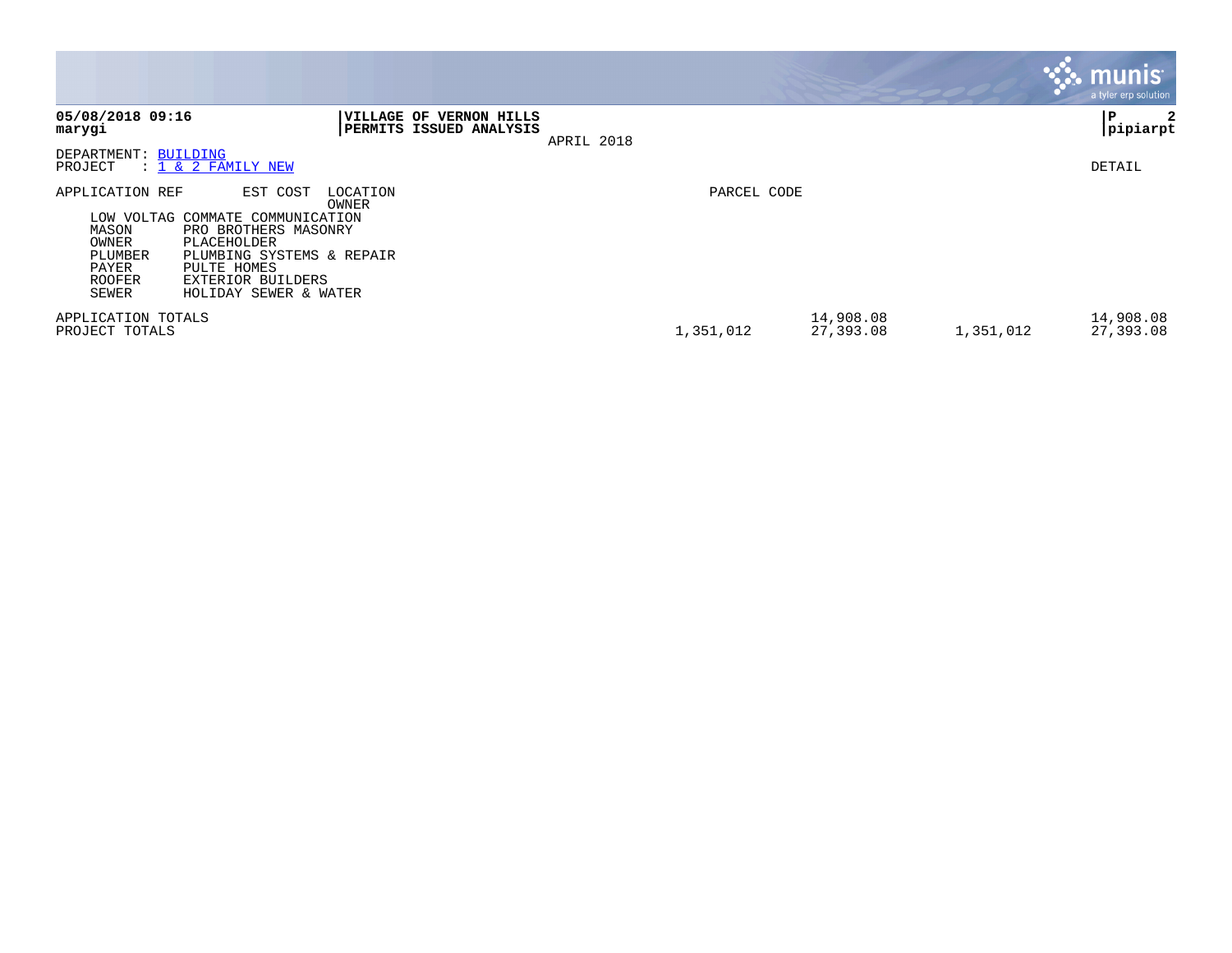**VILLAGE OF VERNON HILLS**
**PERMITS ISSUED ANALYSIS**

APRIL 2018

DEPARTMENT: BUILDING
PROJECT : 1 & 2 FAMILY NEW

DETAIL

| APPLICATION REF | EST COST | LOCATION / OWNER | PARCEL CODE | | | | |
|---|---|---|---|---|---|---|---|
| LOW VOLTAG | COMMATE COMMUNICATION | | | | | | |
| MASON | PRO BROTHERS MASONRY | | | | | | |
| OWNER | PLACEHOLDER | | | | | | |
| PLUMBER | PLUMBING SYSTEMS & REPAIR | | | | | | |
| PAYER | PULTE HOMES | | | | | | |
| ROOFER | EXTERIOR BUILDERS | | | | | | |
| SEWER | HOLIDAY SEWER & WATER | | | | | | |
| APPLICATION TOTALS | | | | 14,908.08 | | 14,908.08 | |
| PROJECT TOTALS | | | 1,351,012 | 27,393.08 | 1,351,012 | 27,393.08 | |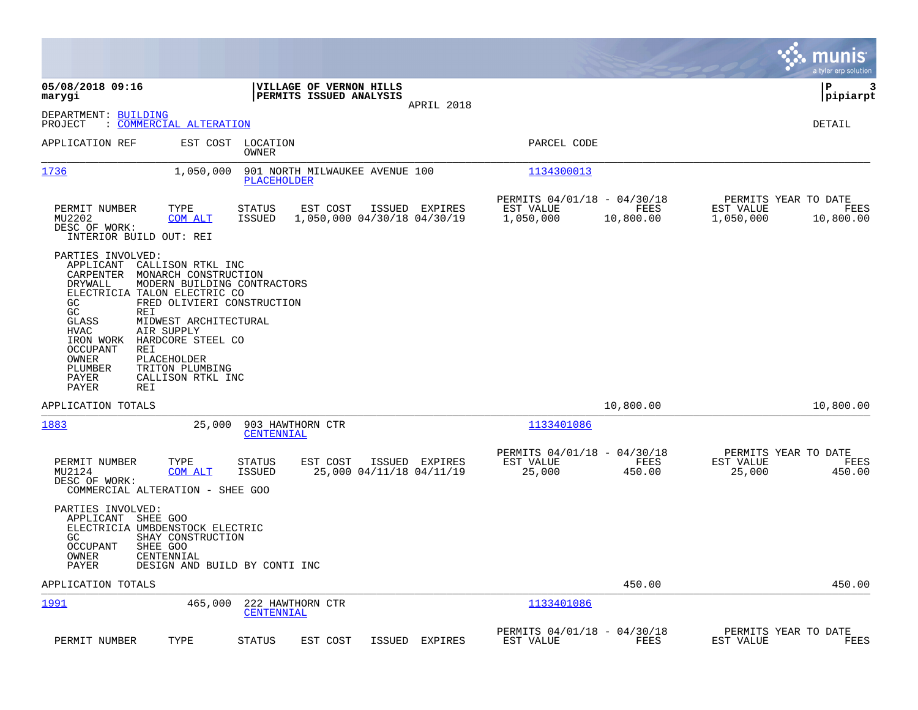**05/08/2018 09:16**
**marygi**

**VILLAGE OF VERNON HILLS**
**PERMITS ISSUED ANALYSIS**
APRIL 2018

**P 3**
**pipiarpt**

DEPARTMENT: BUILDING
PROJECT : COMMERCIAL ALTERATION

DETAIL

| APPLICATION REF | EST COST | LOCATION / OWNER | PARCEL CODE |
|---|---|---|---|
| 1736 | 1,050,000 | 901 NORTH MILWAUKEE AVENUE 100 / PLACEHOLDER | 1134300013 |

| PERMIT NUMBER | TYPE | STATUS | EST COST | ISSUED | EXPIRES | PERMITS 04/01/18 - 04/30/18 EST VALUE | FEES | PERMITS YEAR TO DATE EST VALUE | FEES |
|---|---|---|---|---|---|---|---|---|---|
| MU2202 | COM ALT | ISSUED | 1,050,000 | 04/30/18 | 04/30/19 | 1,050,000 | 10,800.00 | 1,050,000 | 10,800.00 |

DESC OF WORK:
INTERIOR BUILD OUT: REI

PARTIES INVOLVED:

| Role | Name |
|---|---|
| APPLICANT | CALLISON RTKL INC |
| CARPENTER | MONARCH CONSTRUCTION |
| DRYWALL | MODERN BUILDING CONTRACTORS |
| ELECTRICIA | TALON ELECTRIC CO |
| GC | FRED OLIVIERI CONSTRUCTION |
| GC | REI |
| GLASS | MIDWEST ARCHITECTURAL |
| HVAC | AIR SUPPLY |
| IRON WORK | HARDCORE STEEL CO |
| OCCUPANT | REI |
| OWNER | PLACEHOLDER |
| PLUMBER | TRITON PLUMBING |
| PAYER | CALLISON RTKL INC |
| PAYER | REI |

APPLICATION TOTALS 10,800.00 10,800.00

| APPLICATION REF | EST COST | LOCATION / OWNER | PARCEL CODE |
|---|---|---|---|
| 1883 | 25,000 | 903 HAWTHORN CTR / CENTENNIAL | 1133401086 |

| PERMIT NUMBER | TYPE | STATUS | EST COST | ISSUED | EXPIRES | PERMITS 04/01/18 - 04/30/18 EST VALUE | FEES | PERMITS YEAR TO DATE EST VALUE | FEES |
|---|---|---|---|---|---|---|---|---|---|
| MU2124 | COM ALT | ISSUED | 25,000 | 04/11/18 | 04/11/19 | 25,000 | 450.00 | 25,000 | 450.00 |

DESC OF WORK:
COMMERCIAL ALTERATION - SHEE GOO

PARTIES INVOLVED:

| Role | Name |
|---|---|
| APPLICANT | SHEE GOO |
| ELECTRICIA | UMBDENSTOCK ELECTRIC |
| GC | SHAY CONSTRUCTION |
| OCCUPANT | SHEE GOO |
| OWNER | CENTENNIAL |
| PAYER | DESIGN AND BUILD BY CONTI INC |

APPLICATION TOTALS 450.00 450.00

| APPLICATION REF | EST COST | LOCATION / OWNER | PARCEL CODE |
|---|---|---|---|
| 1991 | 465,000 | 222 HAWTHORN CTR / CENTENNIAL | 1133401086 |

| PERMIT NUMBER | TYPE | STATUS | EST COST | ISSUED | EXPIRES | PERMITS 04/01/18 - 04/30/18 EST VALUE | FEES | PERMITS YEAR TO DATE EST VALUE | FEES |
|---|---|---|---|---|---|---|---|---|---|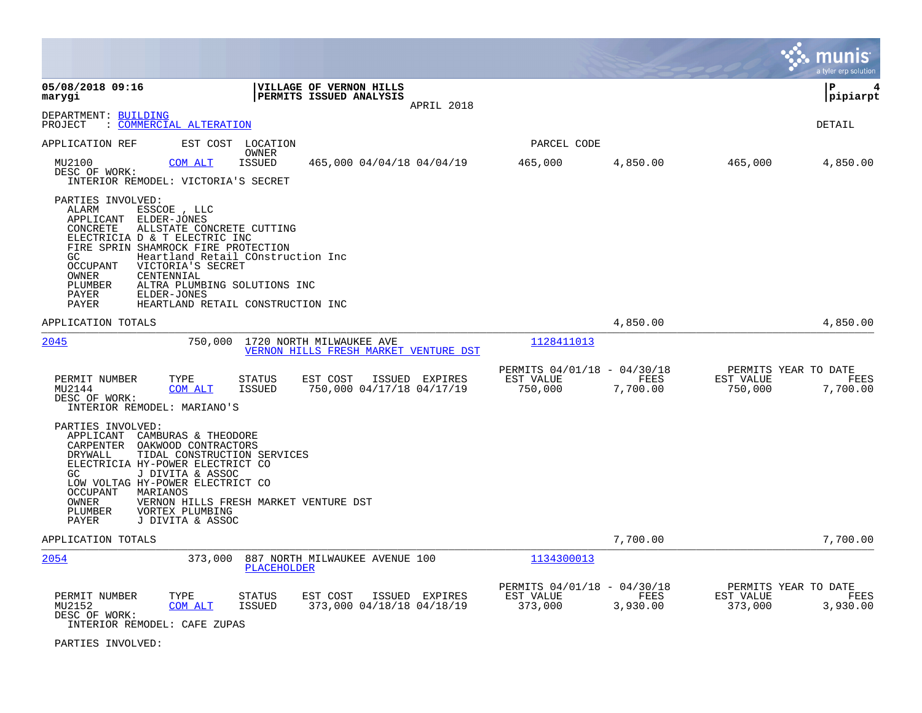05/08/2018 09:16
marygi

VILLAGE OF VERNON HILLS
PERMITS ISSUED ANALYSIS
APRIL 2018

P 4
pipiarpt

DEPARTMENT: BUILDING
PROJECT : COMMERCIAL ALTERATION

DETAIL

| APPLICATION REF | EST COST | LOCATION / OWNER | | | PARCEL CODE | | | |
|---|---|---|---|---|---|---|---|---|
| MU2100 | COM ALT | ISSUED | 465,000 04/04/18 04/04/19 | | 465,000 | 4,850.00 | 465,000 | 4,850.00 |

DESC OF WORK:
INTERIOR REMODEL: VICTORIA'S SECRET

PARTIES INVOLVED:

| | |
|---|---|
| ALARM | ESSCOE , LLC |
| APPLICANT | ELDER-JONES |
| CONCRETE | ALLSTATE CONCRETE CUTTING |
| ELECTRICIA | D & T ELECTRIC INC |
| FIRE SPRIN | SHAMROCK FIRE PROTECTION |
| GC | Heartland Retail COnstruction Inc |
| OCCUPANT | VICTORIA'S SECRET |
| OWNER | CENTENNIAL |
| PLUMBER | ALTRA PLUMBING SOLUTIONS INC |
| PAYER | ELDER-JONES |
| PAYER | HEARTLAND RETAIL CONSTRUCTION INC |

APPLICATION TOTALS 4,850.00 4,850.00

---

2045 750,000 1720 NORTH MILWAUKEE AVE
VERNON HILLS FRESH MARKET VENTURE DST
1128411013

| PERMIT NUMBER | TYPE | STATUS | EST COST | ISSUED | EXPIRES | PERMITS 04/01/18 - 04/30/18 EST VALUE | FEES | PERMITS YEAR TO DATE EST VALUE | FEES |
|---|---|---|---|---|---|---|---|---|---|
| MU2144 | COM ALT | ISSUED | 750,000 | 04/17/18 | 04/17/19 | 750,000 | 7,700.00 | 750,000 | 7,700.00 |

DESC OF WORK:
INTERIOR REMODEL: MARIANO'S

PARTIES INVOLVED:

| | |
|---|---|
| APPLICANT | CAMBURAS & THEODORE |
| CARPENTER | OAKWOOD CONTRACTORS |
| DRYWALL | TIDAL CONSTRUCTION SERVICES |
| ELECTRICIA | HY-POWER ELECTRICT CO |
| GC | J DIVITA & ASSOC |
| LOW VOLTAG | HY-POWER ELECTRICT CO |
| OCCUPANT | MARIANOS |
| OWNER | VERNON HILLS FRESH MARKET VENTURE DST |
| PLUMBER | VORTEX PLUMBING |
| PAYER | J DIVITA & ASSOC |

APPLICATION TOTALS 7,700.00 7,700.00

---

2054 373,000 887 NORTH MILWAUKEE AVENUE 100
PLACEHOLDER
1134300013

| PERMIT NUMBER | TYPE | STATUS | EST COST | ISSUED | EXPIRES | PERMITS 04/01/18 - 04/30/18 EST VALUE | FEES | PERMITS YEAR TO DATE EST VALUE | FEES |
|---|---|---|---|---|---|---|---|---|---|
| MU2152 | COM ALT | ISSUED | 373,000 | 04/18/18 | 04/18/19 | 373,000 | 3,930.00 | 373,000 | 3,930.00 |

DESC OF WORK:
INTERIOR REMODEL: CAFE ZUPAS

PARTIES INVOLVED: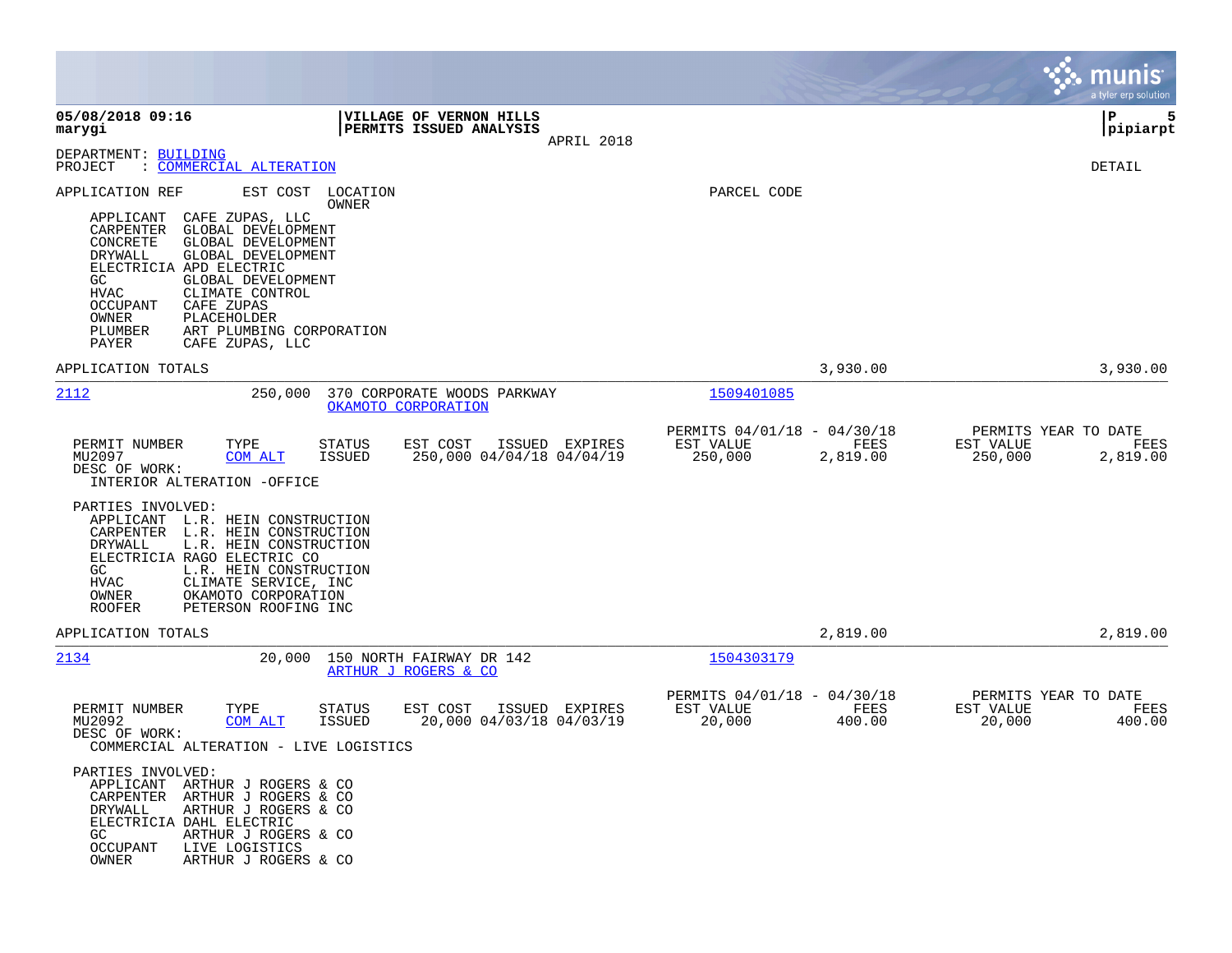**VILLAGE OF VERNON HILLS**
**PERMITS ISSUED ANALYSIS**
APRIL 2018

05/08/2018 09:16
marygi

P 5
pipiarpt

DEPARTMENT: BUILDING
PROJECT : COMMERCIAL ALTERATION

DETAIL

APPLICATION REF | EST COST | LOCATION / OWNER | PARCEL CODE

APPLICANT CAFE ZUPAS, LLC
CARPENTER GLOBAL DEVELOPMENT
CONCRETE GLOBAL DEVELOPMENT
DRYWALL GLOBAL DEVELOPMENT
ELECTRICIA APD ELECTRIC
GC GLOBAL DEVELOPMENT
HVAC CLIMATE CONTROL
OCCUPANT CAFE ZUPAS
OWNER PLACEHOLDER
PLUMBER ART PLUMBING CORPORATION
PAYER CAFE ZUPAS, LLC

APPLICATION TOTALS 3,930.00 3,930.00

---

**2112** 250,000 370 CORPORATE WOODS PARKWAY — OKAMOTO CORPORATION — 1509401085

| PERMIT NUMBER | TYPE | STATUS | EST COST | ISSUED | EXPIRES | PERMITS 04/01/18 - 04/30/18 EST VALUE | FEES | PERMITS YEAR TO DATE EST VALUE | FEES |
|---|---|---|---|---|---|---|---|---|---|
| MU2097 | COM ALT | ISSUED | 250,000 | 04/04/18 | 04/04/19 | 250,000 | 2,819.00 | 250,000 | 2,819.00 |

DESC OF WORK:
INTERIOR ALTERATION -OFFICE

PARTIES INVOLVED:
APPLICANT L.R. HEIN CONSTRUCTION
CARPENTER L.R. HEIN CONSTRUCTION
DRYWALL L.R. HEIN CONSTRUCTION
ELECTRICIA RAGO ELECTRIC CO
GC L.R. HEIN CONSTRUCTION
HVAC CLIMATE SERVICE, INC
OWNER OKAMOTO CORPORATION
ROOFER PETERSON ROOFING INC

APPLICATION TOTALS 2,819.00 2,819.00

---

**2134** 20,000 150 NORTH FAIRWAY DR 142 — ARTHUR J ROGERS & CO — 1504303179

| PERMIT NUMBER | TYPE | STATUS | EST COST | ISSUED | EXPIRES | PERMITS 04/01/18 - 04/30/18 EST VALUE | FEES | PERMITS YEAR TO DATE EST VALUE | FEES |
|---|---|---|---|---|---|---|---|---|---|
| MU2092 | COM ALT | ISSUED | 20,000 | 04/03/18 | 04/03/19 | 20,000 | 400.00 | 20,000 | 400.00 |

DESC OF WORK:
COMMERCIAL ALTERATION - LIVE LOGISTICS

PARTIES INVOLVED:
APPLICANT ARTHUR J ROGERS & CO
CARPENTER ARTHUR J ROGERS & CO
DRYWALL ARTHUR J ROGERS & CO
ELECTRICIA DAHL ELECTRIC
GC ARTHUR J ROGERS & CO
OCCUPANT LIVE LOGISTICS
OWNER ARTHUR J ROGERS & CO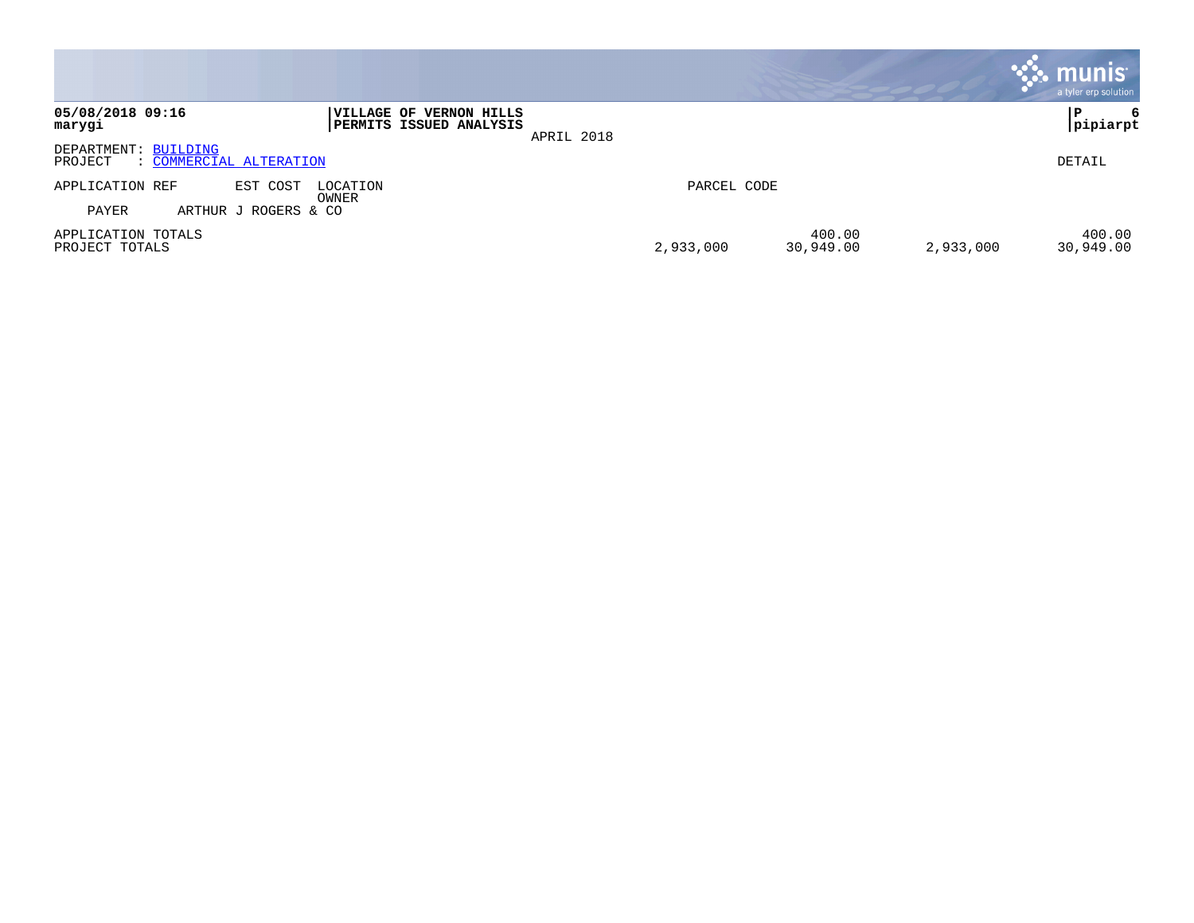05/08/2018 09:16
marygi

**VILLAGE OF VERNON HILLS**
**PERMITS ISSUED ANALYSIS**
APRIL 2018

P 6
pipiarpt

DEPARTMENT: BUILDING
PROJECT : COMMERCIAL ALTERATION

DETAIL

| APPLICATION REF | EST COST | LOCATION / OWNER | PARCEL CODE | | | | |
|---|---|---|---|---|---|---|---|
| PAYER | ARTHUR J ROGERS & CO | | | | | | |
| APPLICATION TOTALS | | | | 400.00 | | 400.00 |
| PROJECT TOTALS | | | 2,933,000 | 30,949.00 | 2,933,000 | 30,949.00 |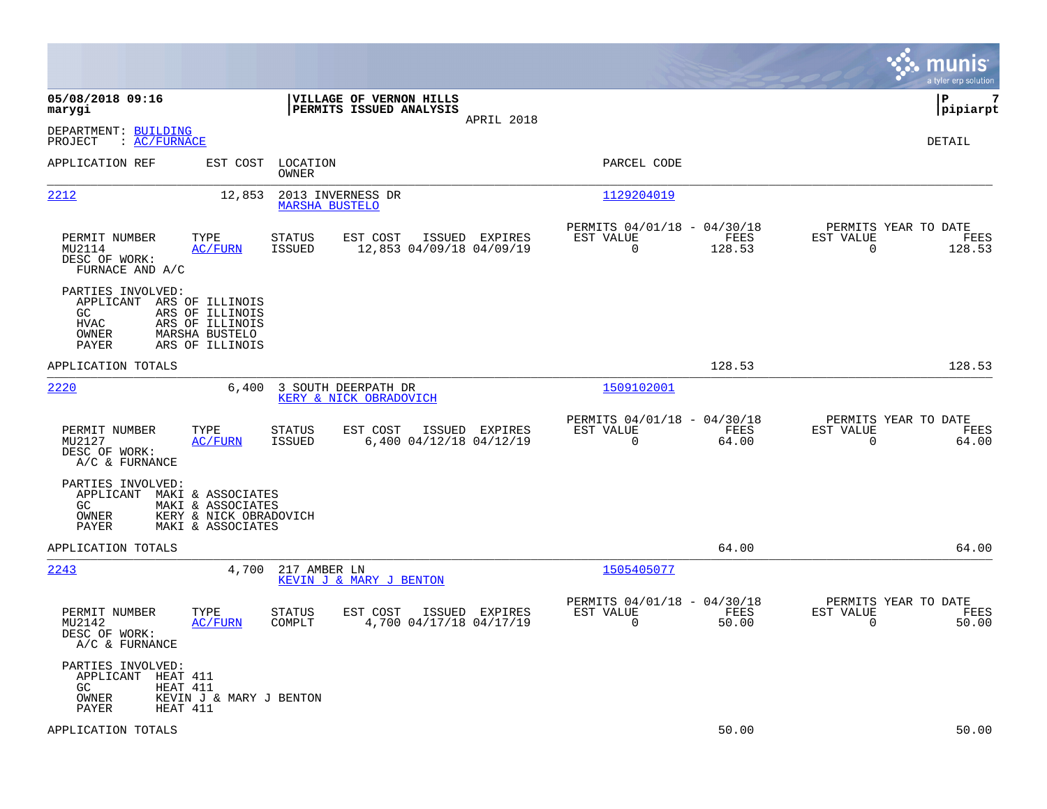**05/08/2018 09:16**
**marygi**

**VILLAGE OF VERNON HILLS**
**PERMITS ISSUED ANALYSIS**
APRIL 2018

**P 7**
**pipiarpt**

DEPARTMENT: BUILDING
PROJECT : AC/FURNACE

DETAIL

| APPLICATION REF | EST COST | LOCATION / OWNER | PARCEL CODE |
|---|---|---|---|
| 2212 | 12,853 | 2013 INVERNESS DR / MARSHA BUSTELO | 1129204019 |

| PERMIT NUMBER | TYPE | STATUS | EST COST | ISSUED | EXPIRES | PERMITS 04/01/18 - 04/30/18 EST VALUE | FEES | PERMITS YEAR TO DATE EST VALUE | FEES |
|---|---|---|---|---|---|---|---|---|---|
| MU2114 | AC/FURN | ISSUED | 12,853 | 04/09/18 | 04/09/19 | 0 | 128.53 | 0 | 128.53 |

DESC OF WORK:
FURNACE AND A/C

PARTIES INVOLVED:
- APPLICANT ARS OF ILLINOIS
- GC ARS OF ILLINOIS
- HVAC ARS OF ILLINOIS
- OWNER MARSHA BUSTELO
- PAYER ARS OF ILLINOIS

APPLICATION TOTALS: 128.53 | 128.53

| APPLICATION REF | EST COST | LOCATION / OWNER | PARCEL CODE |
|---|---|---|---|
| 2220 | 6,400 | 3 SOUTH DEERPATH DR / KERY & NICK OBRADOVICH | 1509102001 |

| PERMIT NUMBER | TYPE | STATUS | EST COST | ISSUED | EXPIRES | PERMITS 04/01/18 - 04/30/18 EST VALUE | FEES | PERMITS YEAR TO DATE EST VALUE | FEES |
|---|---|---|---|---|---|---|---|---|---|
| MU2127 | AC/FURN | ISSUED | 6,400 | 04/12/18 | 04/12/19 | 0 | 64.00 | 0 | 64.00 |

DESC OF WORK:
A/C & FURNANCE

PARTIES INVOLVED:
- APPLICANT MAKI & ASSOCIATES
- GC MAKI & ASSOCIATES
- OWNER KERY & NICK OBRADOVICH
- PAYER MAKI & ASSOCIATES

APPLICATION TOTALS: 64.00 | 64.00

| APPLICATION REF | EST COST | LOCATION / OWNER | PARCEL CODE |
|---|---|---|---|
| 2243 | 4,700 | 217 AMBER LN / KEVIN J & MARY J BENTON | 1505405077 |

| PERMIT NUMBER | TYPE | STATUS | EST COST | ISSUED | EXPIRES | PERMITS 04/01/18 - 04/30/18 EST VALUE | FEES | PERMITS YEAR TO DATE EST VALUE | FEES |
|---|---|---|---|---|---|---|---|---|---|
| MU2142 | AC/FURN | COMPLT | 4,700 | 04/17/18 | 04/17/19 | 0 | 50.00 | 0 | 50.00 |

DESC OF WORK:
A/C & FURNANCE

PARTIES INVOLVED:
- APPLICANT HEAT 411
- GC HEAT 411
- OWNER KEVIN J & MARY J BENTON
- PAYER HEAT 411

APPLICATION TOTALS: 50.00 | 50.00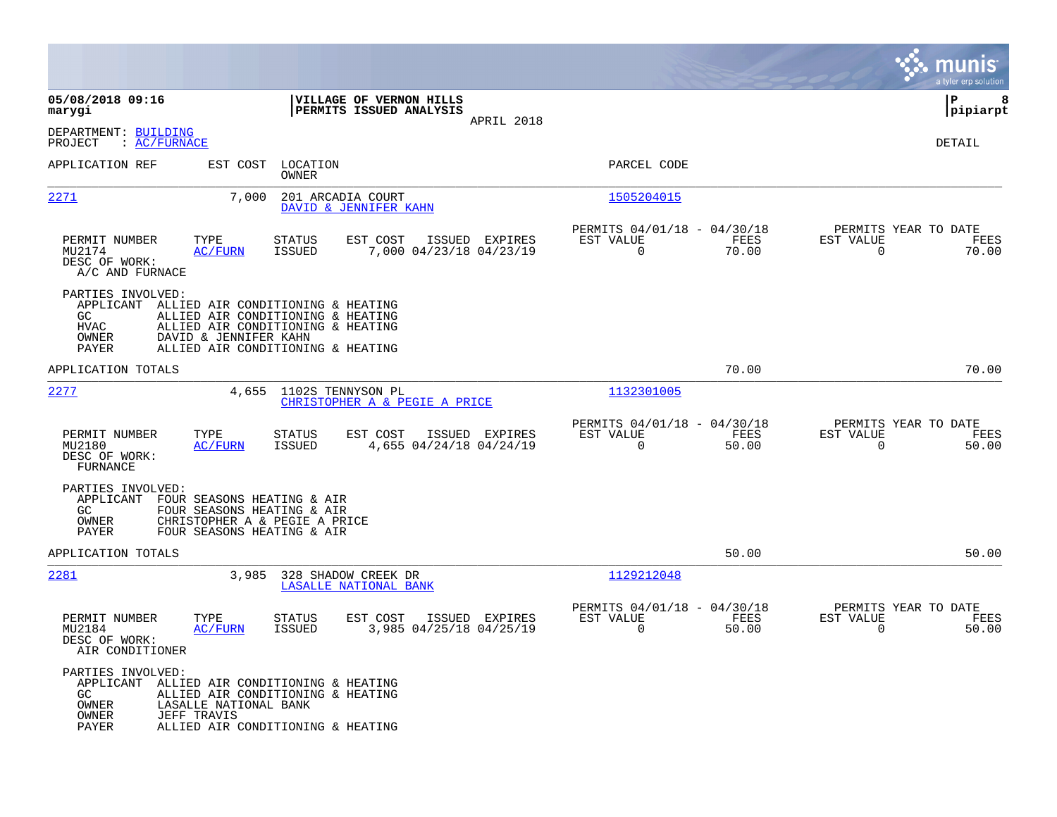05/08/2018 09:16
marygi

**VILLAGE OF VERNON HILLS**
**PERMITS ISSUED ANALYSIS**
APRIL 2018

pipiarpt

DEPARTMENT: BUILDING
PROJECT : AC/FURNACE

DETAIL

| APPLICATION REF | EST COST | LOCATION / OWNER | PARCEL CODE |
|---|---|---|---|
| 2271 | 7,000 | 201 ARCADIA COURT / DAVID & JENNIFER KAHN | 1505204015 |

| PERMIT NUMBER | TYPE | STATUS | EST COST | ISSUED | EXPIRES | PERMITS 04/01/18 - 04/30/18 EST VALUE | FEES | PERMITS YEAR TO DATE EST VALUE | FEES |
|---|---|---|---|---|---|---|---|---|---|
| MU2174 | AC/FURN | ISSUED | 7,000 | 04/23/18 | 04/23/19 | 0 | 70.00 | 0 | 70.00 |

DESC OF WORK:
A/C AND FURNACE

PARTIES INVOLVED:
- APPLICANT ALLIED AIR CONDITIONING & HEATING
- GC ALLIED AIR CONDITIONING & HEATING
- HVAC ALLIED AIR CONDITIONING & HEATING
- OWNER DAVID & JENNIFER KAHN
- PAYER ALLIED AIR CONDITIONING & HEATING

APPLICATION TOTALS 70.00 70.00

| APPLICATION REF | EST COST | LOCATION / OWNER | PARCEL CODE |
|---|---|---|---|
| 2277 | 4,655 | 1102S TENNYSON PL / CHRISTOPHER A & PEGIE A PRICE | 1132301005 |

| PERMIT NUMBER | TYPE | STATUS | EST COST | ISSUED | EXPIRES | PERMITS 04/01/18 - 04/30/18 EST VALUE | FEES | PERMITS YEAR TO DATE EST VALUE | FEES |
|---|---|---|---|---|---|---|---|---|---|
| MU2180 | AC/FURN | ISSUED | 4,655 | 04/24/18 | 04/24/19 | 0 | 50.00 | 0 | 50.00 |

DESC OF WORK:
FURNACE

PARTIES INVOLVED:
- APPLICANT FOUR SEASONS HEATING & AIR
- GC FOUR SEASONS HEATING & AIR
- OWNER CHRISTOPHER A & PEGIE A PRICE
- PAYER FOUR SEASONS HEATING & AIR

APPLICATION TOTALS 50.00 50.00

| APPLICATION REF | EST COST | LOCATION / OWNER | PARCEL CODE |
|---|---|---|---|
| 2281 | 3,985 | 328 SHADOW CREEK DR / LASALLE NATIONAL BANK | 1129212048 |

| PERMIT NUMBER | TYPE | STATUS | EST COST | ISSUED | EXPIRES | PERMITS 04/01/18 - 04/30/18 EST VALUE | FEES | PERMITS YEAR TO DATE EST VALUE | FEES |
|---|---|---|---|---|---|---|---|---|---|
| MU2184 | AC/FURN | ISSUED | 3,985 | 04/25/18 | 04/25/19 | 0 | 50.00 | 0 | 50.00 |

DESC OF WORK:
AIR CONDITIONER

PARTIES INVOLVED:
- APPLICANT ALLIED AIR CONDITIONING & HEATING
- GC ALLIED AIR CONDITIONING & HEATING
- OWNER LASALLE NATIONAL BANK
- OWNER JEFF TRAVIS
- PAYER ALLIED AIR CONDITIONING & HEATING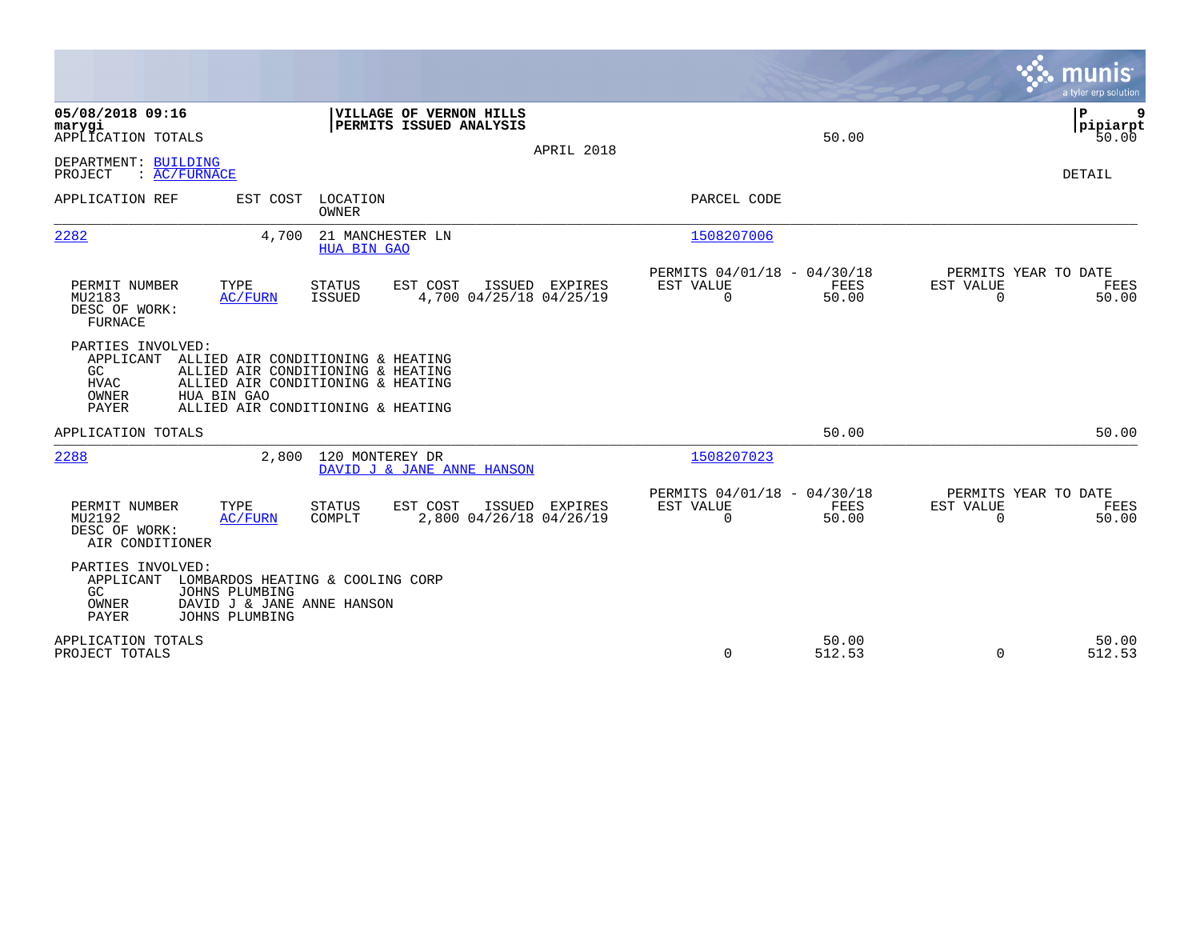05/08/2018 09:16
marygi

**VILLAGE OF VERNON HILLS**
**PERMITS ISSUED ANALYSIS**

APRIL 2018

P 9
pipiarpt

APPLICATION TOTALS — 50.00 — 50.00

DEPARTMENT: BUILDING
PROJECT : AC/FURNACE

DETAIL

| APPLICATION REF | EST COST | LOCATION / OWNER | PARCEL CODE |
|---|---|---|---|
| 2282 | 4,700 | 21 MANCHESTER LN / HUA BIN GAO | 1508207006 |

| PERMIT NUMBER | TYPE | STATUS | EST COST | ISSUED | EXPIRES | PERMITS 04/01/18 - 04/30/18 EST VALUE | FEES | PERMITS YEAR TO DATE EST VALUE | FEES |
|---|---|---|---|---|---|---|---|---|---|
| MU2183 | AC/FURN | ISSUED | 4,700 | 04/25/18 | 04/25/19 | 0 | 50.00 | 0 | 50.00 |

DESC OF WORK:
FURNACE

PARTIES INVOLVED:
- APPLICANT ALLIED AIR CONDITIONING & HEATING
- GC ALLIED AIR CONDITIONING & HEATING
- HVAC ALLIED AIR CONDITIONING & HEATING
- OWNER HUA BIN GAO
- PAYER ALLIED AIR CONDITIONING & HEATING

APPLICATION TOTALS — 50.00 — 50.00

| APPLICATION REF | EST COST | LOCATION / OWNER | PARCEL CODE |
|---|---|---|---|
| 2288 | 2,800 | 120 MONTEREY DR / DAVID J & JANE ANNE HANSON | 1508207023 |

| PERMIT NUMBER | TYPE | STATUS | EST COST | ISSUED | EXPIRES | PERMITS 04/01/18 - 04/30/18 EST VALUE | FEES | PERMITS YEAR TO DATE EST VALUE | FEES |
|---|---|---|---|---|---|---|---|---|---|
| MU2192 | AC/FURN | COMPLT | 2,800 | 04/26/18 | 04/26/19 | 0 | 50.00 | 0 | 50.00 |

DESC OF WORK:
AIR CONDITIONER

PARTIES INVOLVED:
- APPLICANT LOMBARDOS HEATING & COOLING CORP
- GC JOHNS PLUMBING
- OWNER DAVID J & JANE ANNE HANSON
- PAYER JOHNS PLUMBING

| | EST VALUE | FEES | YTD EST VALUE | YTD FEES |
|---|---|---|---|---|
| APPLICATION TOTALS | | 50.00 | | 50.00 |
| PROJECT TOTALS | 0 | 512.53 | 0 | 512.53 |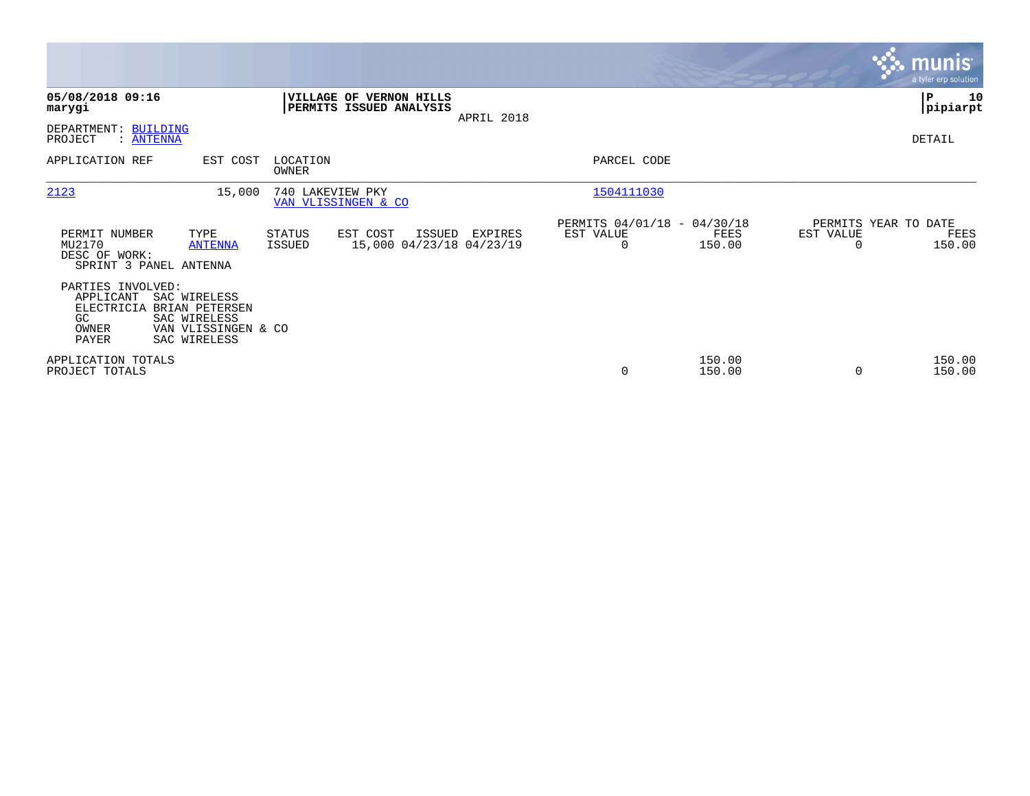**05/08/2018 09:16**
**marygi**

**VILLAGE OF VERNON HILLS**
**PERMITS ISSUED ANALYSIS**
APRIL 2018

**P 10**
**pipiarpt**

DEPARTMENT: BUILDING
PROJECT : ANTENNA

DETAIL

| APPLICATION REF | EST COST | LOCATION / OWNER | PARCEL CODE |
|---|---|---|---|
| 2123 | 15,000 | 740 LAKEVIEW PKY / VAN VLISSINGEN & CO | 1504111030 |

| PERMIT NUMBER | TYPE | STATUS | EST COST | ISSUED | EXPIRES | PERMITS 04/01/18 - 04/30/18 EST VALUE | FEES | PERMITS YEAR TO DATE EST VALUE | FEES |
|---|---|---|---|---|---|---|---|---|---|
| MU2170 | ANTENNA | ISSUED | 15,000 | 04/23/18 | 04/23/19 | 0 | 150.00 | 0 | 150.00 |

DESC OF WORK:
SPRINT 3 PANEL ANTENNA

PARTIES INVOLVED:

| | |
|---|---|
| APPLICANT | SAC WIRELESS |
| ELECTRICIA | BRIAN PETERSEN |
| GC | SAC WIRELESS |
| OWNER | VAN VLISSINGEN & CO |
| PAYER | SAC WIRELESS |

| | EST VALUE | FEES | YTD EST VALUE | YTD FEES |
|---|---|---|---|---|
| APPLICATION TOTALS | | 150.00 | | 150.00 |
| PROJECT TOTALS | 0 | 150.00 | 0 | 150.00 |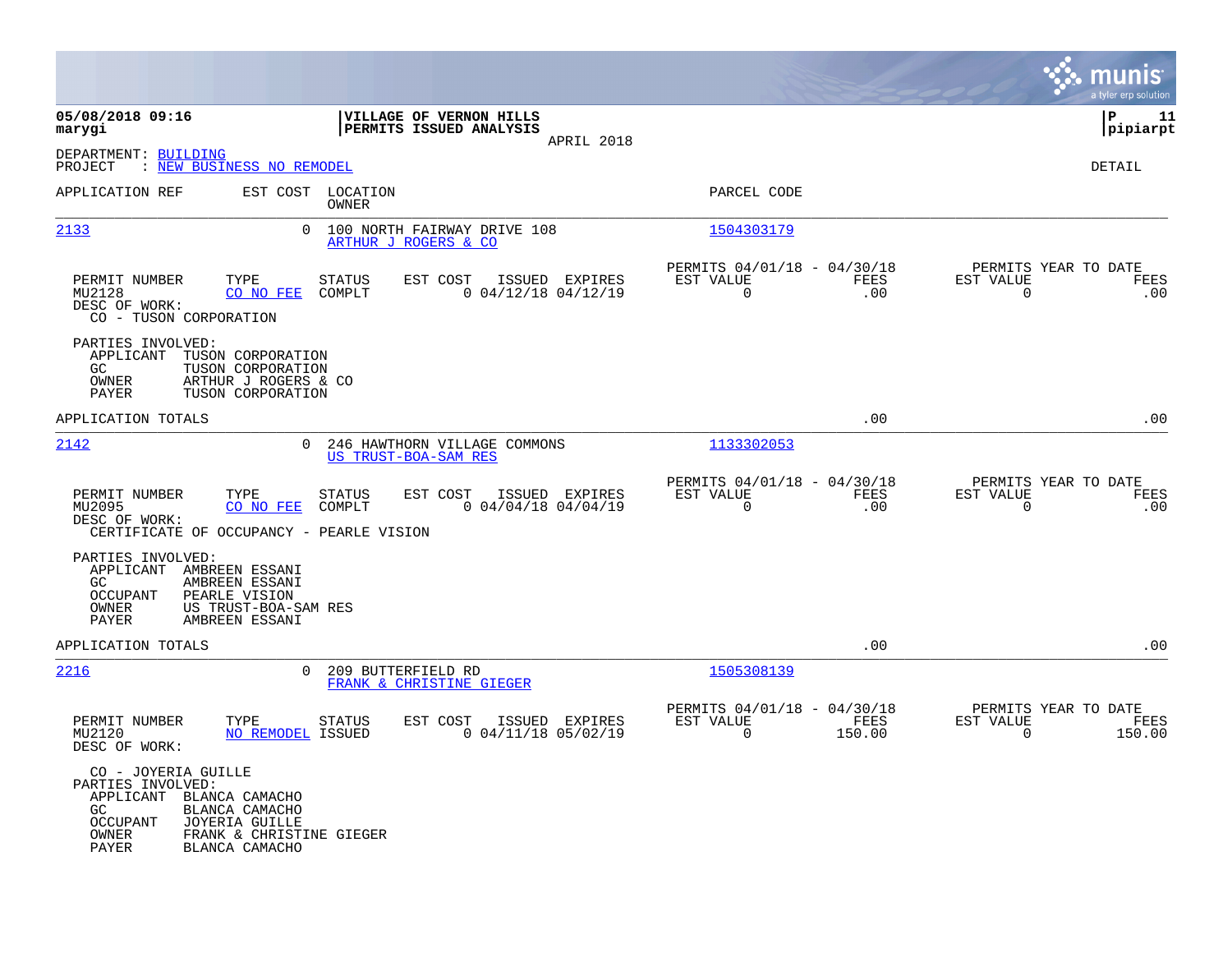05/08/2018 09:16
marygi

**VILLAGE OF VERNON HILLS**
**PERMITS ISSUED ANALYSIS**
APRIL 2018

P 11
pipiarpt

DEPARTMENT: BUILDING
PROJECT : NEW BUSINESS NO REMODEL

DETAIL

| APPLICATION REF | EST COST | LOCATION / OWNER | PARCEL CODE |
|---|---|---|---|
| 2133 | 0 | 100 NORTH FAIRWAY DRIVE 108 / ARTHUR J ROGERS & CO | 1504303179 |

| PERMIT NUMBER | TYPE | STATUS | EST COST | ISSUED | EXPIRES | PERMITS 04/01/18 - 04/30/18 EST VALUE | FEES | PERMITS YEAR TO DATE EST VALUE | FEES |
|---|---|---|---|---|---|---|---|---|---|
| MU2128 | CO NO FEE | COMPLT | 0 | 04/12/18 | 04/12/19 | 0 | .00 | 0 | .00 |

DESC OF WORK:
CO - TUSON CORPORATION

PARTIES INVOLVED:
- APPLICANT TUSON CORPORATION
- GC TUSON CORPORATION
- OWNER ARTHUR J ROGERS & CO
- PAYER TUSON CORPORATION

APPLICATION TOTALS .00 .00

| APPLICATION REF | EST COST | LOCATION / OWNER | PARCEL CODE |
|---|---|---|---|
| 2142 | 0 | 246 HAWTHORN VILLAGE COMMONS / US TRUST-BOA-SAM RES | 1133302053 |

| PERMIT NUMBER | TYPE | STATUS | EST COST | ISSUED | EXPIRES | PERMITS 04/01/18 - 04/30/18 EST VALUE | FEES | PERMITS YEAR TO DATE EST VALUE | FEES |
|---|---|---|---|---|---|---|---|---|---|
| MU2095 | CO NO FEE | COMPLT | 0 | 04/04/18 | 04/04/19 | 0 | .00 | 0 | .00 |

DESC OF WORK:
CERTIFICATE OF OCCUPANCY - PEARLE VISION

PARTIES INVOLVED:
- APPLICANT AMBREEN ESSANI
- GC AMBREEN ESSANI
- OCCUPANT PEARLE VISION
- OWNER US TRUST-BOA-SAM RES
- PAYER AMBREEN ESSANI

APPLICATION TOTALS .00 .00

| APPLICATION REF | EST COST | LOCATION / OWNER | PARCEL CODE |
|---|---|---|---|
| 2216 | 0 | 209 BUTTERFIELD RD / FRANK & CHRISTINE GIEGER | 1505308139 |

| PERMIT NUMBER | TYPE | STATUS | EST COST | ISSUED | EXPIRES | PERMITS 04/01/18 - 04/30/18 EST VALUE | FEES | PERMITS YEAR TO DATE EST VALUE | FEES |
|---|---|---|---|---|---|---|---|---|---|
| MU2120 | NO REMODEL | ISSUED | 0 | 04/11/18 | 05/02/19 | 0 | 150.00 | 0 | 150.00 |

DESC OF WORK:

CO - JOYERIA GUILLE

PARTIES INVOLVED:
- APPLICANT BLANCA CAMACHO
- GC BLANCA CAMACHO
- OCCUPANT JOYERIA GUILLE
- OWNER FRANK & CHRISTINE GIEGER
- PAYER BLANCA CAMACHO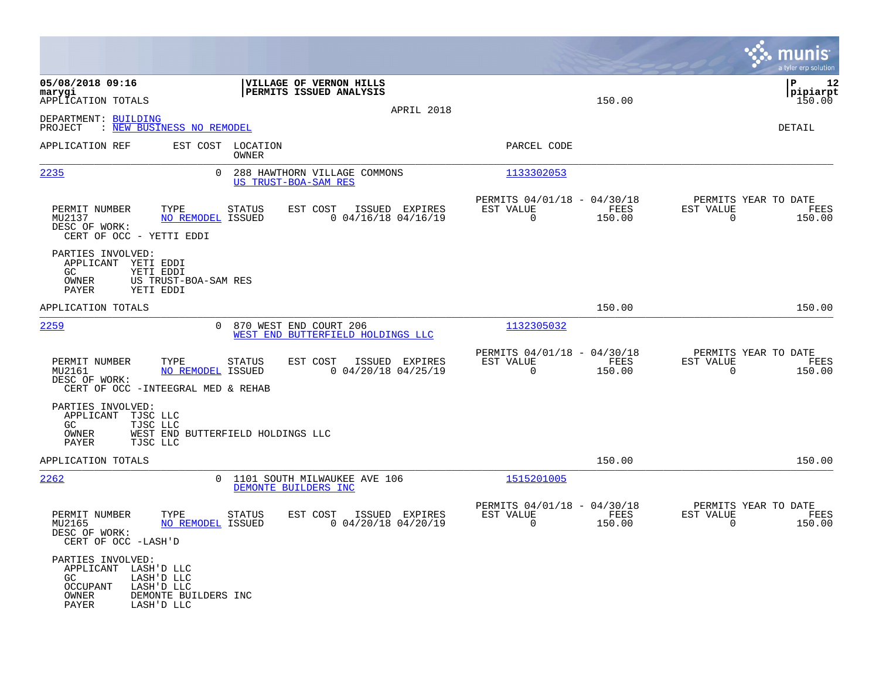05/08/2018 09:16 | VILLAGE OF VERNON HILLS | P 12
marygi | PERMITS ISSUED ANALYSIS | pipiarpt

APPLICATION TOTALS 150.00 150.00

APRIL 2018

DEPARTMENT: BUILDING
PROJECT : NEW BUSINESS NO REMODEL

DETAIL

| APPLICATION REF | EST COST | LOCATION / OWNER | PARCEL CODE |
|---|---|---|---|
| 2235 | 0 | 288 HAWTHORN VILLAGE COMMONS / US TRUST-BOA-SAM RES | 1133302053 |

| PERMIT NUMBER | TYPE | STATUS | EST COST | ISSUED | EXPIRES | PERMITS 04/01/18 - 04/30/18 EST VALUE | FEES | PERMITS YEAR TO DATE EST VALUE | FEES |
|---|---|---|---|---|---|---|---|---|---|
| MU2137 | NO REMODEL | ISSUED | 0 | 04/16/18 | 04/16/19 | 0 | 150.00 | 0 | 150.00 |

DESC OF WORK:
CERT OF OCC - YETTI EDDI

PARTIES INVOLVED:
- APPLICANT YETI EDDI
- GC YETI EDDI
- OWNER US TRUST-BOA-SAM RES
- PAYER YETI EDDI

APPLICATION TOTALS 150.00 150.00

| APPLICATION REF | EST COST | LOCATION / OWNER | PARCEL CODE |
|---|---|---|---|
| 2259 | 0 | 870 WEST END COURT 206 / WEST END BUTTERFIELD HOLDINGS LLC | 1132305032 |

| PERMIT NUMBER | TYPE | STATUS | EST COST | ISSUED | EXPIRES | PERMITS 04/01/18 - 04/30/18 EST VALUE | FEES | PERMITS YEAR TO DATE EST VALUE | FEES |
|---|---|---|---|---|---|---|---|---|---|
| MU2161 | NO REMODEL | ISSUED | 0 | 04/20/18 | 04/25/19 | 0 | 150.00 | 0 | 150.00 |

DESC OF WORK:
CERT OF OCC -INTEEGRAL MED & REHAB

PARTIES INVOLVED:
- APPLICANT TJSC LLC
- GC TJSC LLC
- OWNER WEST END BUTTERFIELD HOLDINGS LLC
- PAYER TJSC LLC

APPLICATION TOTALS 150.00 150.00

| APPLICATION REF | EST COST | LOCATION / OWNER | PARCEL CODE |
|---|---|---|---|
| 2262 | 0 | 1101 SOUTH MILWAUKEE AVE 106 / DEMONTE BUILDERS INC | 1515201005 |

| PERMIT NUMBER | TYPE | STATUS | EST COST | ISSUED | EXPIRES | PERMITS 04/01/18 - 04/30/18 EST VALUE | FEES | PERMITS YEAR TO DATE EST VALUE | FEES |
|---|---|---|---|---|---|---|---|---|---|
| MU2165 | NO REMODEL | ISSUED | 0 | 04/20/18 | 04/20/19 | 0 | 150.00 | 0 | 150.00 |

DESC OF WORK:
CERT OF OCC -LASH'D

PARTIES INVOLVED:
- APPLICANT LASH'D LLC
- GC LASH'D LLC
- OCCUPANT LASH'D LLC
- OWNER DEMONTE BUILDERS INC
- PAYER LASH'D LLC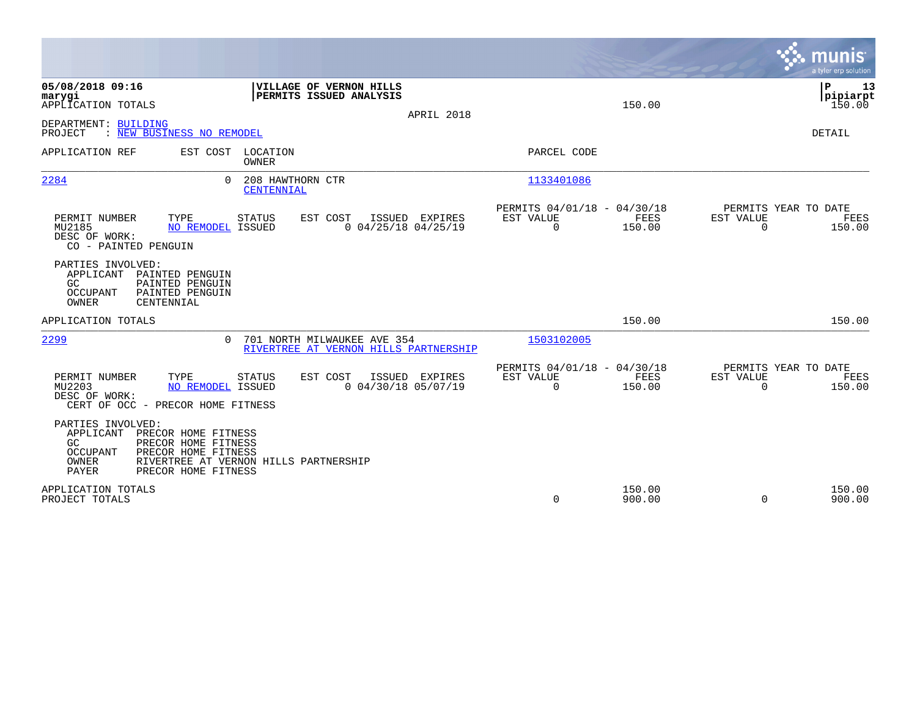**VILLAGE OF VERNON HILLS**
**PERMITS ISSUED ANALYSIS**

APRIL 2018

APPLICATION TOTALS 150.00 150.00

DEPARTMENT: BUILDING
PROJECT : NEW BUSINESS NO REMODEL

DETAIL

| APPLICATION REF | EST COST | LOCATION / OWNER | PARCEL CODE |
|---|---|---|---|
| 2284 | 0 | 208 HAWTHORN CTR / CENTENNIAL | 1133401086 |

| PERMIT NUMBER | TYPE | STATUS | EST COST | ISSUED | EXPIRES | PERMITS 04/01/18 - 04/30/18 EST VALUE | FEES | PERMITS YEAR TO DATE EST VALUE | FEES |
|---|---|---|---|---|---|---|---|---|---|
| MU2185 | NO REMODEL | ISSUED | 0 | 04/25/18 | 04/25/19 | 0 | 150.00 | 0 | 150.00 |

DESC OF WORK:
CO - PAINTED PENGUIN

PARTIES INVOLVED:
- APPLICANT PAINTED PENGUIN
- GC PAINTED PENGUIN
- OCCUPANT PAINTED PENGUIN
- OWNER CENTENNIAL

APPLICATION TOTALS 150.00 150.00

| APPLICATION REF | EST COST | LOCATION / OWNER | PARCEL CODE |
|---|---|---|---|
| 2299 | 0 | 701 NORTH MILWAUKEE AVE 354 / RIVERTREE AT VERNON HILLS PARTNERSHIP | 1503102005 |

| PERMIT NUMBER | TYPE | STATUS | EST COST | ISSUED | EXPIRES | PERMITS 04/01/18 - 04/30/18 EST VALUE | FEES | PERMITS YEAR TO DATE EST VALUE | FEES |
|---|---|---|---|---|---|---|---|---|---|
| MU2203 | NO REMODEL | ISSUED | 0 | 04/30/18 | 05/07/19 | 0 | 150.00 | 0 | 150.00 |

DESC OF WORK:
CERT OF OCC - PRECOR HOME FITNESS

PARTIES INVOLVED:
- APPLICANT PRECOR HOME FITNESS
- GC PRECOR HOME FITNESS
- OCCUPANT PRECOR HOME FITNESS
- OWNER RIVERTREE AT VERNON HILLS PARTNERSHIP
- PAYER PRECOR HOME FITNESS

| | EST VALUE | FEES | YTD EST VALUE | YTD FEES |
|---|---|---|---|---|
| APPLICATION TOTALS | | 150.00 | | 150.00 |
| PROJECT TOTALS | 0 | 900.00 | 0 | 900.00 |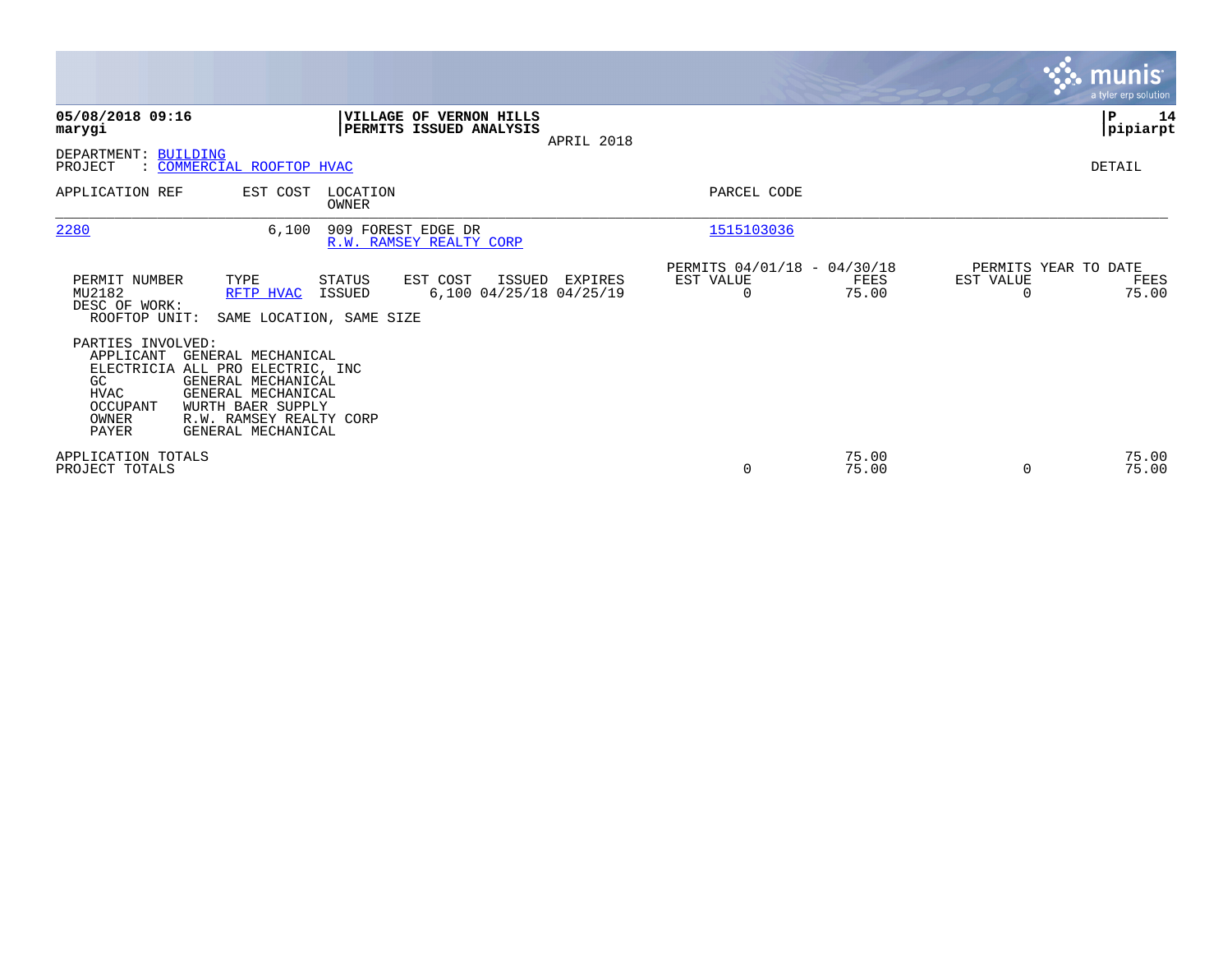**05/08/2018 09:16**
**marygi**

**VILLAGE OF VERNON HILLS**
**PERMITS ISSUED ANALYSIS**

APRIL 2018

**P 14**
**pipiarpt**

DEPARTMENT: BUILDING
PROJECT : COMMERCIAL ROOFTOP HVAC

DETAIL

| APPLICATION REF | EST COST | LOCATION / OWNER | PARCEL CODE |
|---|---|---|---|
| 2280 | 6,100 | 909 FOREST EDGE DR / R.W. RAMSEY REALTY CORP | 1515103036 |

| PERMIT NUMBER | TYPE | STATUS | EST COST | ISSUED | EXPIRES | PERMITS 04/01/18 - 04/30/18 EST VALUE | FEES | PERMITS YEAR TO DATE EST VALUE | FEES |
|---|---|---|---|---|---|---|---|---|---|
| MU2182 | RFTP HVAC | ISSUED | 6,100 | 04/25/18 | 04/25/19 | 0 | 75.00 | 0 | 75.00 |

DESC OF WORK:
ROOFTOP UNIT: SAME LOCATION, SAME SIZE

PARTIES INVOLVED:

| Role | Party |
|---|---|
| APPLICANT | GENERAL MECHANICAL |
| ELECTRICIA | ALL PRO ELECTRIC, INC |
| GC | GENERAL MECHANICAL |
| HVAC | GENERAL MECHANICAL |
| OCCUPANT | WURTH BAER SUPPLY |
| OWNER | R.W. RAMSEY REALTY CORP |
| PAYER | GENERAL MECHANICAL |

| | EST VALUE | FEES | YTD EST VALUE | YTD FEES |
|---|---|---|---|---|
| APPLICATION TOTALS | | 75.00 | | 75.00 |
| PROJECT TOTALS | 0 | 75.00 | 0 | 75.00 |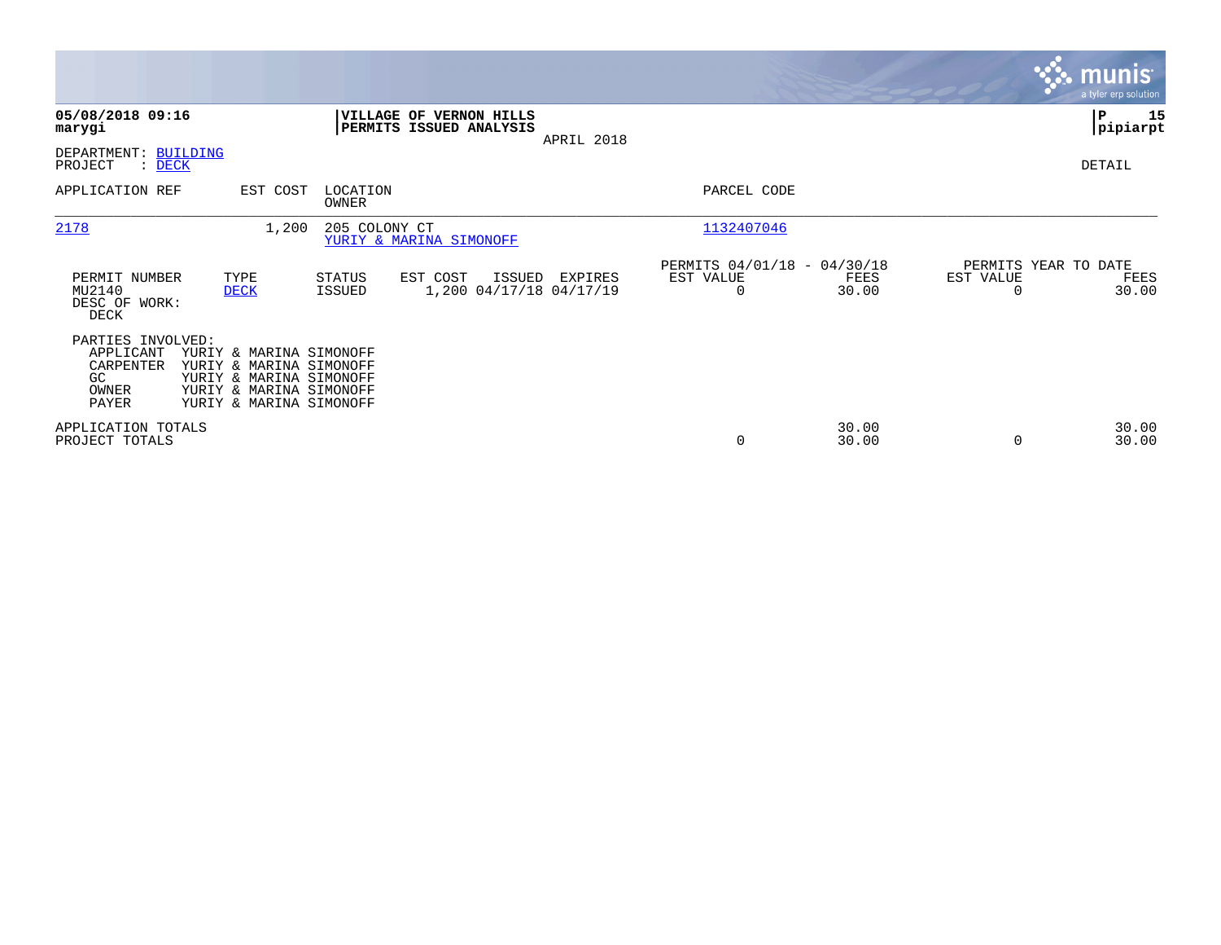**05/08/2018 09:16**
**marygi**

**VILLAGE OF VERNON HILLS**
**PERMITS ISSUED ANALYSIS**
APRIL 2018

DEPARTMENT: BUILDING
PROJECT : DECK

DETAIL

| APPLICATION REF | EST COST | LOCATION / OWNER | PARCEL CODE |
|---|---|---|---|
| 2178 | 1,200 | 205 COLONY CT / YURIY & MARINA SIMONOFF | 1132407046 |

| PERMIT NUMBER | TYPE | STATUS | EST COST | ISSUED | EXPIRES | PERMITS 04/01/18 - 04/30/18 EST VALUE | FEES | PERMITS YEAR TO DATE EST VALUE | FEES |
|---|---|---|---|---|---|---|---|---|---|
| MU2140 | DECK | ISSUED | 1,200 | 04/17/18 | 04/17/19 | 0 | 30.00 | 0 | 30.00 |

DESC OF WORK:
DECK

PARTIES INVOLVED:

| Role | Name |
|---|---|
| APPLICANT | YURIY & MARINA SIMONOFF |
| CARPENTER | YURIY & MARINA SIMONOFF |
| GC | YURIY & MARINA SIMONOFF |
| OWNER | YURIY & MARINA SIMONOFF |
| PAYER | YURIY & MARINA SIMONOFF |

| | EST VALUE | FEES | YTD EST VALUE | YTD FEES |
|---|---|---|---|---|
| APPLICATION TOTALS | | 30.00 | | 30.00 |
| PROJECT TOTALS | 0 | 30.00 | 0 | 30.00 |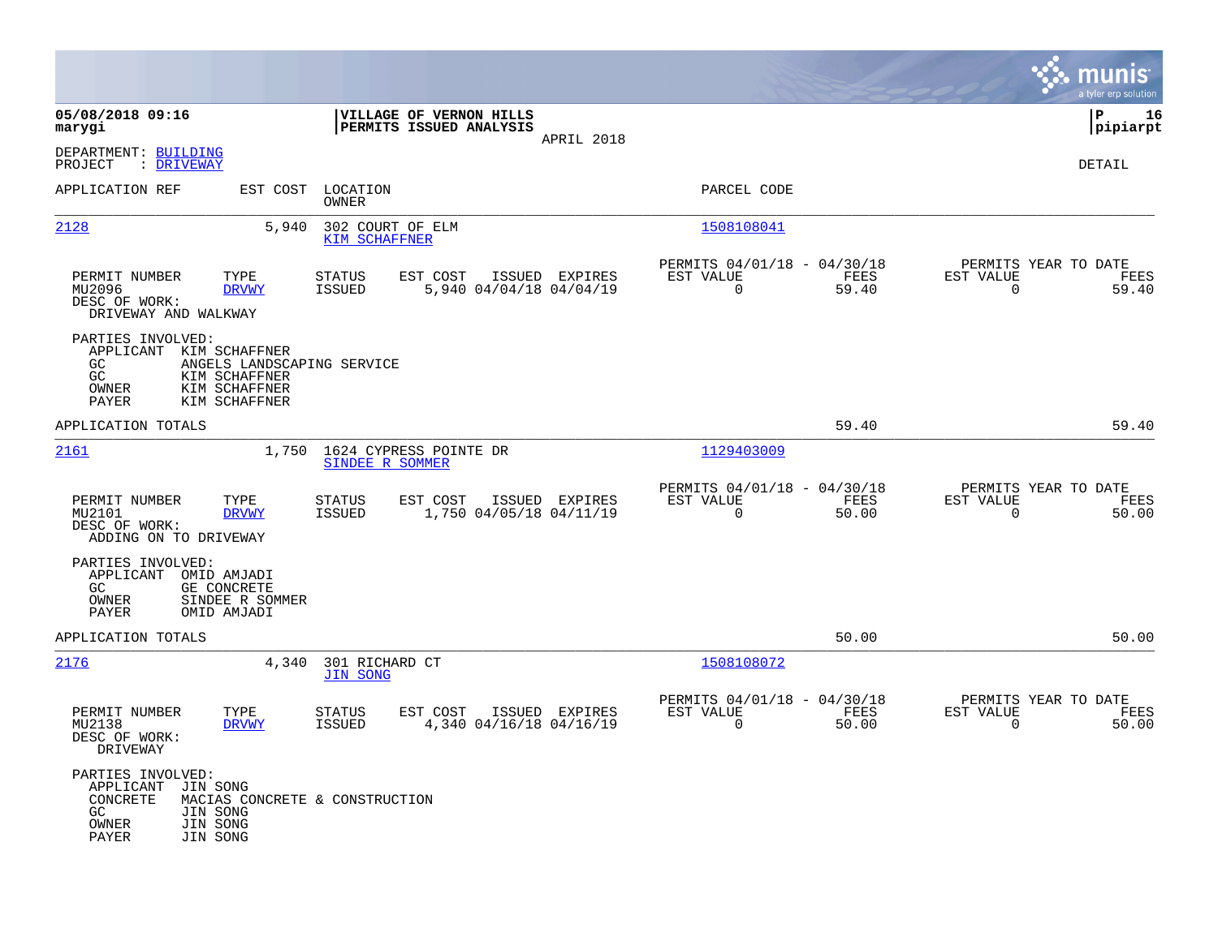**05/08/2018 09:16**
**marygi**

**VILLAGE OF VERNON HILLS**
**PERMITS ISSUED ANALYSIS**
APRIL 2018

**P 16**
**pipiarpt**

DEPARTMENT: BUILDING
PROJECT : DRIVEWAY

DETAIL

| APPLICATION REF | EST COST | LOCATION / OWNER | PARCEL CODE |
|---|---|---|---|
| 2128 | 5,940 | 302 COURT OF ELM / KIM SCHAFFNER | 1508108041 |

| PERMIT NUMBER | TYPE | STATUS | EST COST | ISSUED | EXPIRES | PERMITS 04/01/18 - 04/30/18 EST VALUE | FEES | PERMITS YEAR TO DATE EST VALUE | FEES |
|---|---|---|---|---|---|---|---|---|---|
| MU2096 | DRVWY | ISSUED | 5,940 | 04/04/18 | 04/04/19 | 0 | 59.40 | 0 | 59.40 |

DESC OF WORK:
DRIVEWAY AND WALKWAY

PARTIES INVOLVED:
- APPLICANT KIM SCHAFFNER
- GC ANGELS LANDSCAPING SERVICE
- GC KIM SCHAFFNER
- OWNER KIM SCHAFFNER
- PAYER KIM SCHAFFNER

APPLICATION TOTALS: 59.40 | 59.40

| APPLICATION REF | EST COST | LOCATION / OWNER | PARCEL CODE |
|---|---|---|---|
| 2161 | 1,750 | 1624 CYPRESS POINTE DR / SINDEE R SOMMER | 1129403009 |

| PERMIT NUMBER | TYPE | STATUS | EST COST | ISSUED | EXPIRES | PERMITS 04/01/18 - 04/30/18 EST VALUE | FEES | PERMITS YEAR TO DATE EST VALUE | FEES |
|---|---|---|---|---|---|---|---|---|---|
| MU2101 | DRVWY | ISSUED | 1,750 | 04/05/18 | 04/11/19 | 0 | 50.00 | 0 | 50.00 |

DESC OF WORK:
ADDING ON TO DRIVEWAY

PARTIES INVOLVED:
- APPLICANT OMID AMJADI
- GC GE CONCRETE
- OWNER SINDEE R SOMMER
- PAYER OMID AMJADI

APPLICATION TOTALS: 50.00 | 50.00

| APPLICATION REF | EST COST | LOCATION / OWNER | PARCEL CODE |
|---|---|---|---|
| 2176 | 4,340 | 301 RICHARD CT / JIN SONG | 1508108072 |

| PERMIT NUMBER | TYPE | STATUS | EST COST | ISSUED | EXPIRES | PERMITS 04/01/18 - 04/30/18 EST VALUE | FEES | PERMITS YEAR TO DATE EST VALUE | FEES |
|---|---|---|---|---|---|---|---|---|---|
| MU2138 | DRVWY | ISSUED | 4,340 | 04/16/18 | 04/16/19 | 0 | 50.00 | 0 | 50.00 |

DESC OF WORK:
DRIVEWAY

PARTIES INVOLVED:
- APPLICANT JIN SONG
- CONCRETE MACIAS CONCRETE & CONSTRUCTION
- GC JIN SONG
- OWNER JIN SONG
- PAYER JIN SONG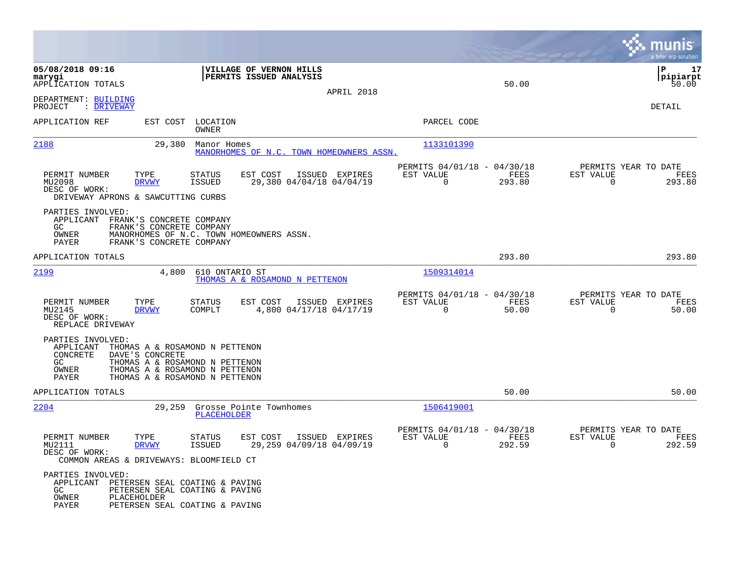05/08/2018 09:16
marygi
APPLICATION TOTALS

**VILLAGE OF VERNON HILLS**
**PERMITS ISSUED ANALYSIS**

APRIL 2018

50.00 | 50.00

P 17
pipiarpt

DEPARTMENT: BUILDING
PROJECT : DRIVEWAY

DETAIL

| APPLICATION REF | EST COST | LOCATION / OWNER | PARCEL CODE |
|---|---|---|---|
| 2188 | 29,380 | Manor Homes / MANORHOMES OF N.C. TOWN HOMEOWNERS ASSN. | 1133101390 |

| PERMIT NUMBER | TYPE | STATUS | EST COST | ISSUED | EXPIRES | PERMITS 04/01/18 - 04/30/18 EST VALUE | FEES | PERMITS YEAR TO DATE EST VALUE | FEES |
|---|---|---|---|---|---|---|---|---|---|
| MU2098 | DRVWY | ISSUED | 29,380 | 04/04/18 | 04/04/19 | 0 | 293.80 | 0 | 293.80 |

DESC OF WORK:
DRIVEWAY APRONS & SAWCUTTING CURBS

PARTIES INVOLVED:
APPLICANT FRANK'S CONCRETE COMPANY
GC FRANK'S CONCRETE COMPANY
OWNER MANORHOMES OF N.C. TOWN HOMEOWNERS ASSN.
PAYER FRANK'S CONCRETE COMPANY

APPLICATION TOTALS 293.80 293.80

| APPLICATION REF | EST COST | LOCATION / OWNER | PARCEL CODE |
|---|---|---|---|
| 2199 | 4,800 | 610 ONTARIO ST / THOMAS A & ROSAMOND N PETTENON | 1509314014 |

| PERMIT NUMBER | TYPE | STATUS | EST COST | ISSUED | EXPIRES | PERMITS 04/01/18 - 04/30/18 EST VALUE | FEES | PERMITS YEAR TO DATE EST VALUE | FEES |
|---|---|---|---|---|---|---|---|---|---|
| MU2145 | DRVWY | COMPLT | 4,800 | 04/17/18 | 04/17/19 | 0 | 50.00 | 0 | 50.00 |

DESC OF WORK:
REPLACE DRIVEWAY

PARTIES INVOLVED:
APPLICANT THOMAS A & ROSAMOND N PETTENON
CONCRETE DAVE'S CONCRETE
GC THOMAS A & ROSAMOND N PETTENON
OWNER THOMAS A & ROSAMOND N PETTENON
PAYER THOMAS A & ROSAMOND N PETTENON

APPLICATION TOTALS 50.00 50.00

| APPLICATION REF | EST COST | LOCATION / OWNER | PARCEL CODE |
|---|---|---|---|
| 2204 | 29,259 | Grosse Pointe Townhomes / PLACEHOLDER | 1506419001 |

| PERMIT NUMBER | TYPE | STATUS | EST COST | ISSUED | EXPIRES | PERMITS 04/01/18 - 04/30/18 EST VALUE | FEES | PERMITS YEAR TO DATE EST VALUE | FEES |
|---|---|---|---|---|---|---|---|---|---|
| MU2111 | DRVWY | ISSUED | 29,259 | 04/09/18 | 04/09/19 | 0 | 292.59 | 0 | 292.59 |

DESC OF WORK:
COMMON AREAS & DRIVEWAYS: BLOOMFIELD CT

PARTIES INVOLVED:
APPLICANT PETERSEN SEAL COATING & PAVING
GC PETERSEN SEAL COATING & PAVING
OWNER PLACEHOLDER
PAYER PETERSEN SEAL COATING & PAVING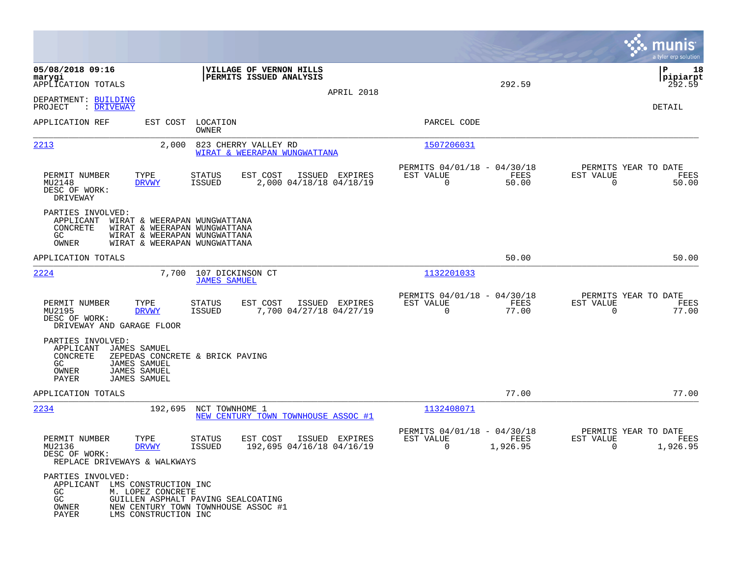**05/08/2018 09:16**
**marygi**
APPLICATION TOTALS

**VILLAGE OF VERNON HILLS**
**PERMITS ISSUED ANALYSIS**

APRIL 2018

292.59

**P 18**
**pipiarpt**
292.59

DEPARTMENT: BUILDING
PROJECT : DRIVEWAY

DETAIL

| APPLICATION REF | EST COST | LOCATION / OWNER | PARCEL CODE |
|---|---|---|---|
| 2213 | 2,000 | 823 CHERRY VALLEY RD / WIRAT & WEERAPAN WUNGWATTANA | 1507206031 |

| PERMIT NUMBER | TYPE | STATUS | EST COST | ISSUED | EXPIRES | PERMITS 04/01/18 - 04/30/18 EST VALUE | FEES | PERMITS YEAR TO DATE EST VALUE | FEES |
|---|---|---|---|---|---|---|---|---|---|
| MU2148 | DRVWY | ISSUED | 2,000 | 04/18/18 | 04/18/19 | 0 | 50.00 | 0 | 50.00 |

DESC OF WORK:
DRIVEWAY

PARTIES INVOLVED:
- APPLICANT WIRAT & WEERAPAN WUNGWATTANA
- CONCRETE WIRAT & WEERAPAN WUNGWATTANA
- GC WIRAT & WEERAPAN WUNGWATTANA
- OWNER WIRAT & WEERAPAN WUNGWATTANA

APPLICATION TOTALS 50.00 50.00

| APPLICATION REF | EST COST | LOCATION / OWNER | PARCEL CODE |
|---|---|---|---|
| 2224 | 7,700 | 107 DICKINSON CT / JAMES SAMUEL | 1132201033 |

| PERMIT NUMBER | TYPE | STATUS | EST COST | ISSUED | EXPIRES | PERMITS 04/01/18 - 04/30/18 EST VALUE | FEES | PERMITS YEAR TO DATE EST VALUE | FEES |
|---|---|---|---|---|---|---|---|---|---|
| MU2195 | DRVWY | ISSUED | 7,700 | 04/27/18 | 04/27/19 | 0 | 77.00 | 0 | 77.00 |

DESC OF WORK:
DRIVEWAY AND GARAGE FLOOR

PARTIES INVOLVED:
- APPLICANT JAMES SAMUEL
- CONCRETE ZEPEDAS CONCRETE & BRICK PAVING
- GC JAMES SAMUEL
- OWNER JAMES SAMUEL
- PAYER JAMES SAMUEL

APPLICATION TOTALS 77.00 77.00

| APPLICATION REF | EST COST | LOCATION / OWNER | PARCEL CODE |
|---|---|---|---|
| 2234 | 192,695 | NCT TOWNHOME 1 / NEW CENTURY TOWN TOWNHOUSE ASSOC #1 | 1132408071 |

| PERMIT NUMBER | TYPE | STATUS | EST COST | ISSUED | EXPIRES | PERMITS 04/01/18 - 04/30/18 EST VALUE | FEES | PERMITS YEAR TO DATE EST VALUE | FEES |
|---|---|---|---|---|---|---|---|---|---|
| MU2136 | DRVWY | ISSUED | 192,695 | 04/16/18 | 04/16/19 | 0 | 1,926.95 | 0 | 1,926.95 |

DESC OF WORK:
REPLACE DRIVEWAYS & WALKWAYS

PARTIES INVOLVED:
- APPLICANT LMS CONSTRUCTION INC
- GC M. LOPEZ CONCRETE
- GC GUILLEN ASPHALT PAVING SEALCOATING
- OWNER NEW CENTURY TOWN TOWNHOUSE ASSOC #1
- PAYER LMS CONSTRUCTION INC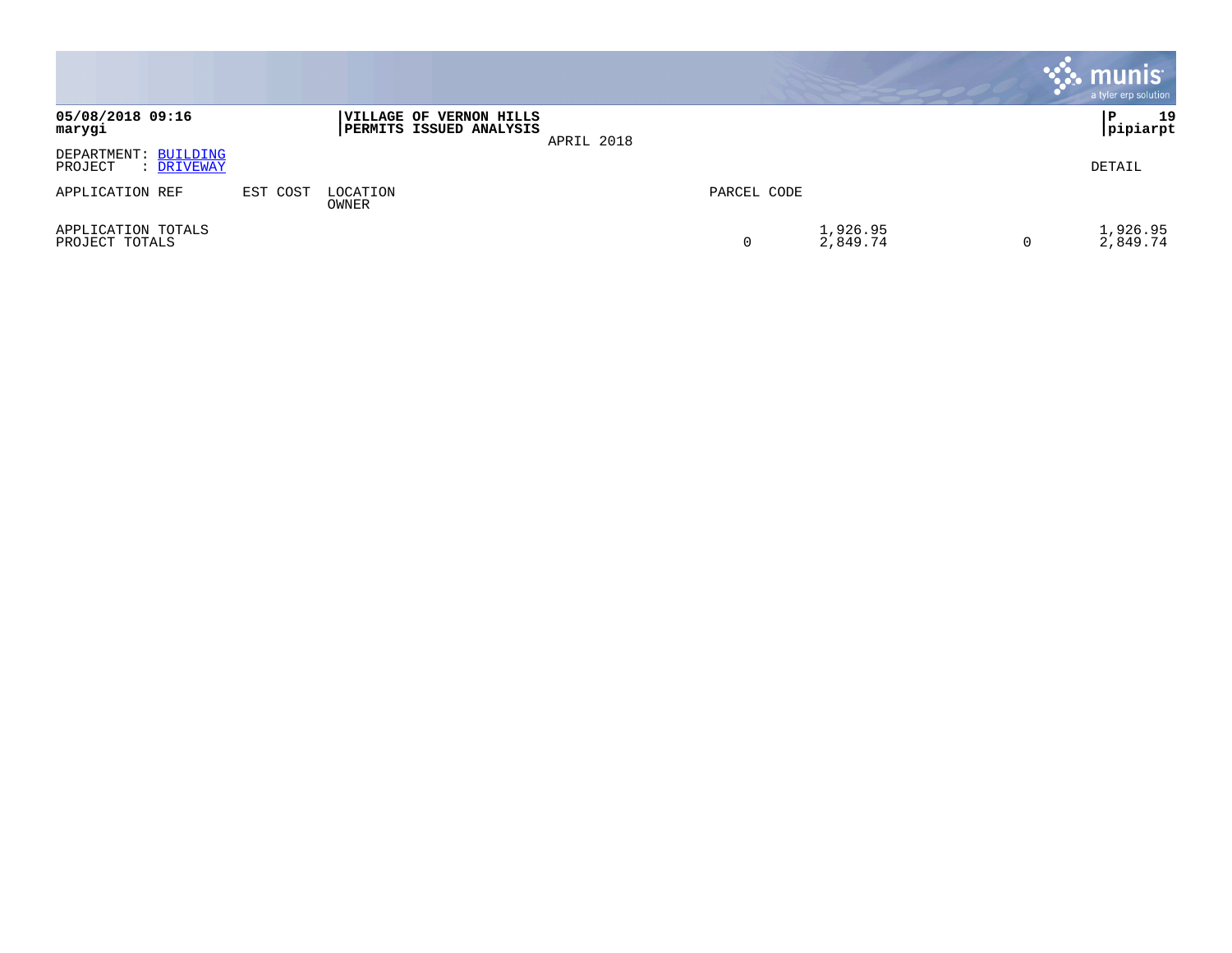**VILLAGE OF VERNON HILLS**
**PERMITS ISSUED ANALYSIS**

APRIL 2018

**05/08/2018 09:16**
**marygi**

**P 19**
**pipiarpt**

DEPARTMENT: BUILDING
PROJECT : DRIVEWAY

DETAIL

| APPLICATION REF | EST COST | LOCATION / OWNER | PARCEL CODE | | | |
|---|---|---|---|---|---|---|
| APPLICATION TOTALS | | | | 1,926.95 | | 1,926.95 |
| PROJECT TOTALS | | | 0 | 2,849.74 | 0 | 2,849.74 |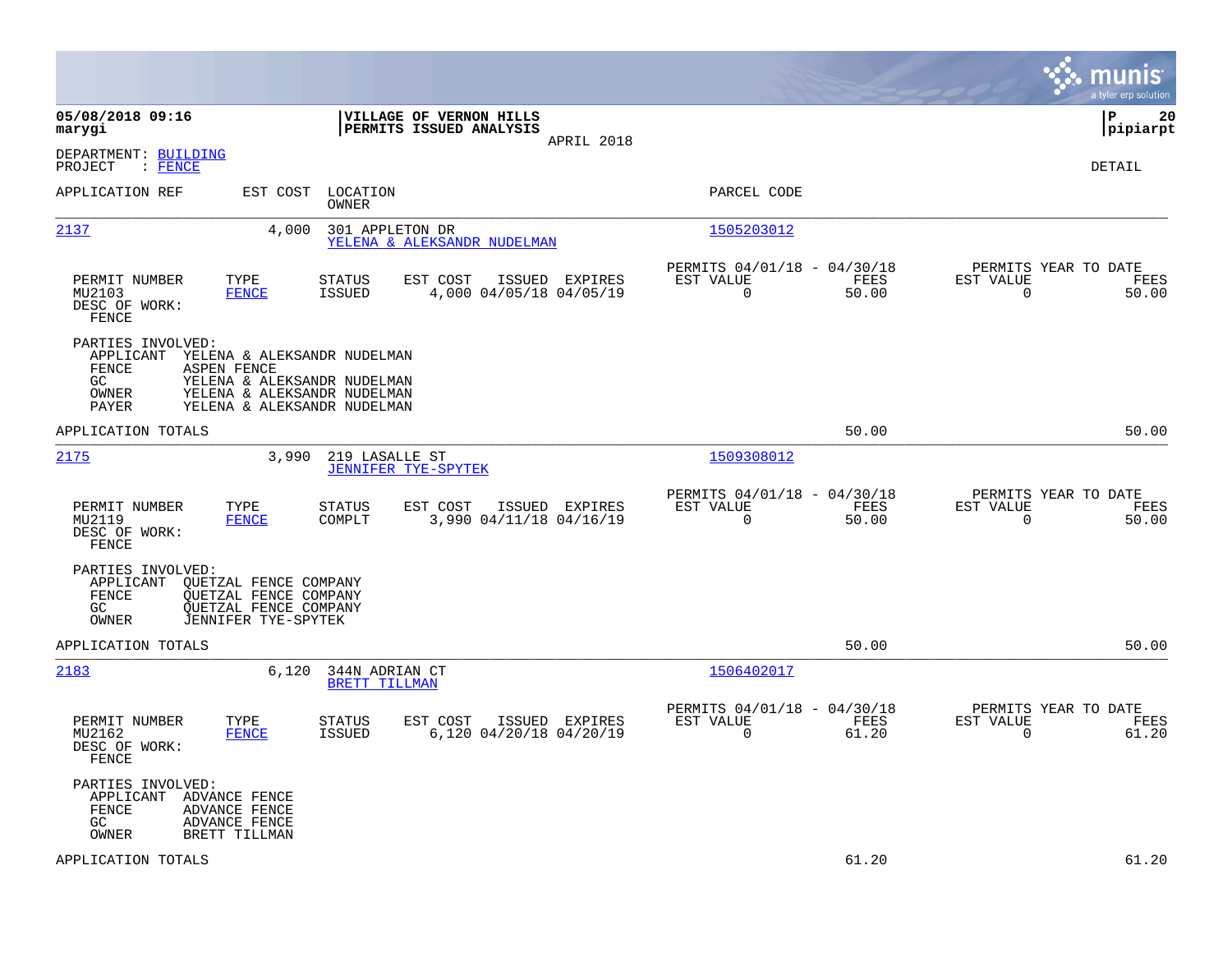**05/08/2018 09:16**
**marygi**

**VILLAGE OF VERNON HILLS**
**PERMITS ISSUED ANALYSIS**
APRIL 2018

**pipiarpt**

DEPARTMENT: BUILDING
PROJECT : FENCE

DETAIL

| APPLICATION REF | EST COST | LOCATION / OWNER | PARCEL CODE |
|---|---|---|---|
| 2137 | 4,000 | 301 APPLETON DR / YELENA & ALEKSANDR NUDELMAN | 1505203012 |

| PERMIT NUMBER | TYPE | STATUS | EST COST | ISSUED | EXPIRES | PERMITS 04/01/18 - 04/30/18 EST VALUE | FEES | PERMITS YEAR TO DATE EST VALUE | FEES |
|---|---|---|---|---|---|---|---|---|---|
| MU2103 | FENCE | ISSUED | 4,000 | 04/05/18 | 04/05/19 | 0 | 50.00 | 0 | 50.00 |

DESC OF WORK:
FENCE

PARTIES INVOLVED:
- APPLICANT YELENA & ALEKSANDR NUDELMAN
- FENCE ASPEN FENCE
- GC YELENA & ALEKSANDR NUDELMAN
- OWNER YELENA & ALEKSANDR NUDELMAN
- PAYER YELENA & ALEKSANDR NUDELMAN

APPLICATION TOTALS 50.00 50.00

| APPLICATION REF | EST COST | LOCATION / OWNER | PARCEL CODE |
|---|---|---|---|
| 2175 | 3,990 | 219 LASALLE ST / JENNIFER TYE-SPYTEK | 1509308012 |

| PERMIT NUMBER | TYPE | STATUS | EST COST | ISSUED | EXPIRES | PERMITS 04/01/18 - 04/30/18 EST VALUE | FEES | PERMITS YEAR TO DATE EST VALUE | FEES |
|---|---|---|---|---|---|---|---|---|---|
| MU2119 | FENCE | COMPLT | 3,990 | 04/11/18 | 04/16/19 | 0 | 50.00 | 0 | 50.00 |

DESC OF WORK:
FENCE

PARTIES INVOLVED:
- APPLICANT QUETZAL FENCE COMPANY
- FENCE QUETZAL FENCE COMPANY
- GC QUETZAL FENCE COMPANY
- OWNER JENNIFER TYE-SPYTEK

APPLICATION TOTALS 50.00 50.00

| APPLICATION REF | EST COST | LOCATION / OWNER | PARCEL CODE |
|---|---|---|---|
| 2183 | 6,120 | 344N ADRIAN CT / BRETT TILLMAN | 1506402017 |

| PERMIT NUMBER | TYPE | STATUS | EST COST | ISSUED | EXPIRES | PERMITS 04/01/18 - 04/30/18 EST VALUE | FEES | PERMITS YEAR TO DATE EST VALUE | FEES |
|---|---|---|---|---|---|---|---|---|---|
| MU2162 | FENCE | ISSUED | 6,120 | 04/20/18 | 04/20/19 | 0 | 61.20 | 0 | 61.20 |

DESC OF WORK:
FENCE

PARTIES INVOLVED:
- APPLICANT ADVANCE FENCE
- FENCE ADVANCE FENCE
- GC ADVANCE FENCE
- OWNER BRETT TILLMAN

APPLICATION TOTALS 61.20 61.20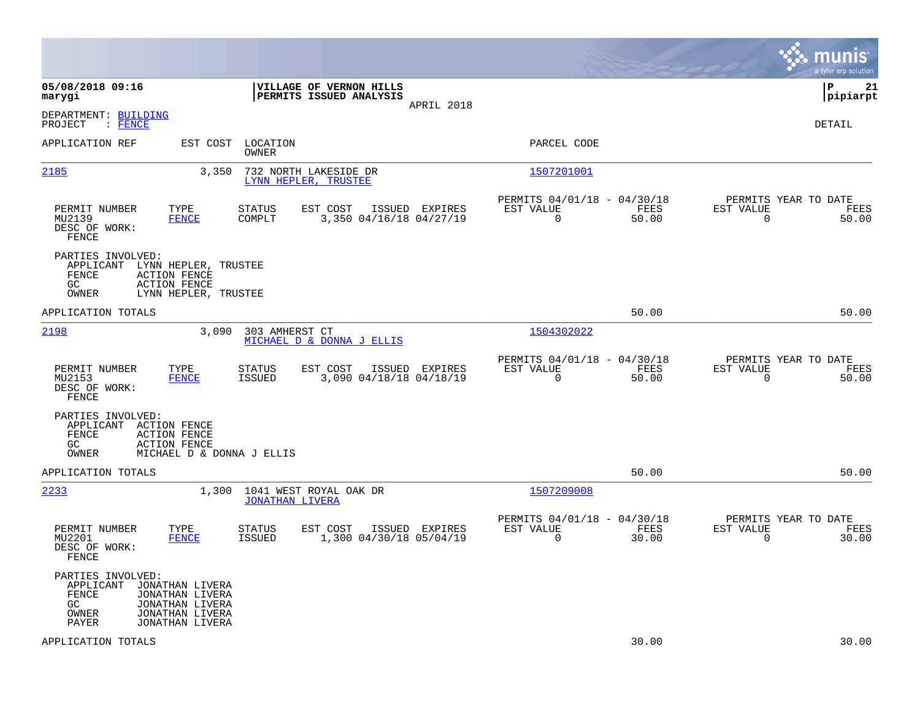**05/08/2018 09:16**
**marygi**

**VILLAGE OF VERNON HILLS**
**PERMITS ISSUED ANALYSIS**
APRIL 2018

**P 21**
**pipiarpt**

DEPARTMENT: BUILDING
PROJECT : FENCE

DETAIL

| APPLICATION REF | EST COST | LOCATION / OWNER | PARCEL CODE |
|---|---|---|---|
| 2185 | 3,350 | 732 NORTH LAKESIDE DR / LYNN HEPLER, TRUSTEE | 1507201001 |

| PERMIT NUMBER | TYPE | STATUS | EST COST | ISSUED | EXPIRES | PERMITS 04/01/18 - 04/30/18 EST VALUE | FEES | PERMITS YEAR TO DATE EST VALUE | FEES |
|---|---|---|---|---|---|---|---|---|---|
| MU2139 | FENCE | COMPLT | 3,350 | 04/16/18 | 04/27/19 | 0 | 50.00 | 0 | 50.00 |

DESC OF WORK:
FENCE

PARTIES INVOLVED:
- APPLICANT LYNN HEPLER, TRUSTEE
- FENCE ACTION FENCE
- GC ACTION FENCE
- OWNER LYNN HEPLER, TRUSTEE

APPLICATION TOTALS 50.00 50.00

| APPLICATION REF | EST COST | LOCATION / OWNER | PARCEL CODE |
|---|---|---|---|
| 2198 | 3,090 | 303 AMHERST CT / MICHAEL D & DONNA J ELLIS | 1504302022 |

| PERMIT NUMBER | TYPE | STATUS | EST COST | ISSUED | EXPIRES | PERMITS 04/01/18 - 04/30/18 EST VALUE | FEES | PERMITS YEAR TO DATE EST VALUE | FEES |
|---|---|---|---|---|---|---|---|---|---|
| MU2153 | FENCE | ISSUED | 3,090 | 04/18/18 | 04/18/19 | 0 | 50.00 | 0 | 50.00 |

DESC OF WORK:
FENCE

PARTIES INVOLVED:
- APPLICANT ACTION FENCE
- FENCE ACTION FENCE
- GC ACTION FENCE
- OWNER MICHAEL D & DONNA J ELLIS

APPLICATION TOTALS 50.00 50.00

| APPLICATION REF | EST COST | LOCATION / OWNER | PARCEL CODE |
|---|---|---|---|
| 2233 | 1,300 | 1041 WEST ROYAL OAK DR / JONATHAN LIVERA | 1507209008 |

| PERMIT NUMBER | TYPE | STATUS | EST COST | ISSUED | EXPIRES | PERMITS 04/01/18 - 04/30/18 EST VALUE | FEES | PERMITS YEAR TO DATE EST VALUE | FEES |
|---|---|---|---|---|---|---|---|---|---|
| MU2201 | FENCE | ISSUED | 1,300 | 04/30/18 | 05/04/19 | 0 | 30.00 | 0 | 30.00 |

DESC OF WORK:
FENCE

PARTIES INVOLVED:
- APPLICANT JONATHAN LIVERA
- FENCE JONATHAN LIVERA
- GC JONATHAN LIVERA
- OWNER JONATHAN LIVERA
- PAYER JONATHAN LIVERA

APPLICATION TOTALS 30.00 30.00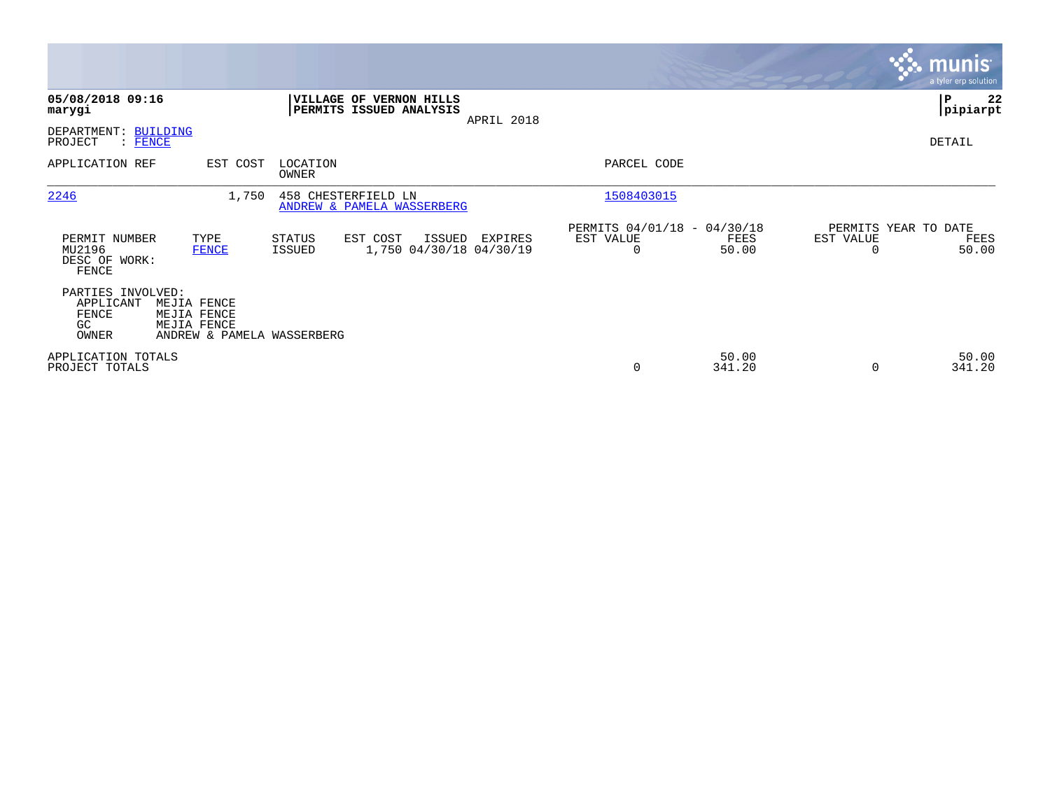**05/08/2018 09:16**
**marygi**

**VILLAGE OF VERNON HILLS**
**PERMITS ISSUED ANALYSIS**
APRIL 2018

**P 22**
**pipiarpt**

DEPARTMENT: BUILDING
PROJECT : FENCE

DETAIL

| APPLICATION REF | EST COST | LOCATION / OWNER | PARCEL CODE |
|---|---|---|---|
| 2246 | 1,750 | 458 CHESTERFIELD LN / ANDREW & PAMELA WASSERBERG | 1508403015 |

| PERMIT NUMBER | TYPE | STATUS | EST COST | ISSUED | EXPIRES | PERMITS 04/01/18 - 04/30/18 EST VALUE | FEES | PERMITS YEAR TO DATE EST VALUE | FEES |
|---|---|---|---|---|---|---|---|---|---|
| MU2196 | FENCE | ISSUED | 1,750 | 04/30/18 | 04/30/19 | 0 | 50.00 | 0 | 50.00 |

DESC OF WORK:
FENCE

PARTIES INVOLVED:
- APPLICANT MEJIA FENCE
- FENCE MEJIA FENCE
- GC MEJIA FENCE
- OWNER ANDREW & PAMELA WASSERBERG

| | EST VALUE | FEES | YTD EST VALUE | YTD FEES |
|---|---|---|---|---|
| APPLICATION TOTALS | | 50.00 | | 50.00 |
| PROJECT TOTALS | 0 | 341.20 | 0 | 341.20 |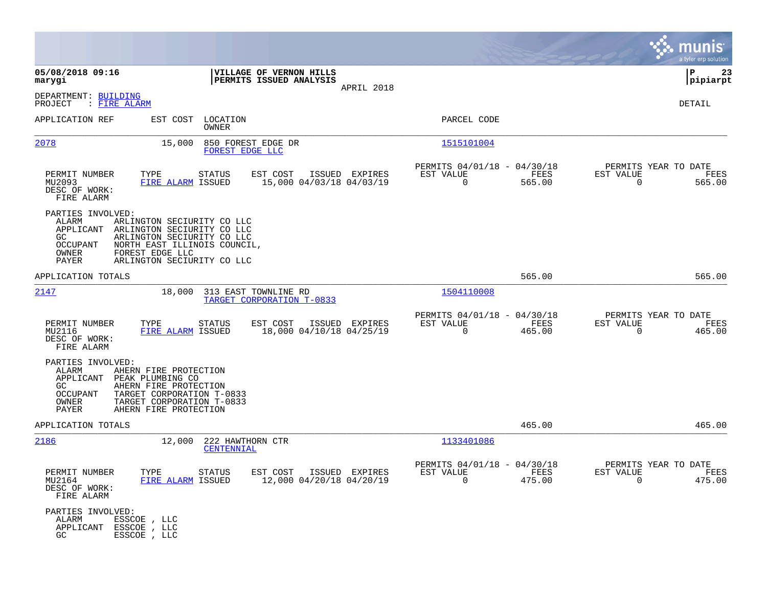05/08/2018 09:16
marygi

VILLAGE OF VERNON HILLS
PERMITS ISSUED ANALYSIS
APRIL 2018

P 23
pipiarpt

DEPARTMENT: BUILDING
PROJECT : FIRE ALARM

DETAIL

| APPLICATION REF | EST COST | LOCATION / OWNER | PARCEL CODE |
|---|---|---|---|
| 2078 | 15,000 | 850 FOREST EDGE DR / FOREST EDGE LLC | 1515101004 |

| PERMIT NUMBER | TYPE | STATUS | EST COST | ISSUED | EXPIRES | PERMITS 04/01/18 - 04/30/18 EST VALUE | FEES | PERMITS YEAR TO DATE EST VALUE | FEES |
|---|---|---|---|---|---|---|---|---|---|
| MU2093 | FIRE ALARM | ISSUED | 15,000 | 04/03/18 | 04/03/19 | 0 | 565.00 | 0 | 565.00 |

DESC OF WORK:
FIRE ALARM

PARTIES INVOLVED:
- ALARM: ARLINGTON SECIURITY CO LLC
- APPLICANT: ARLINGTON SECIURITY CO LLC
- GC: ARLINGTON SECIURITY CO LLC
- OCCUPANT: NORTH EAST ILLINOIS COUNCIL,
- OWNER: FOREST EDGE LLC
- PAYER: ARLINGTON SECIURITY CO LLC

APPLICATION TOTALS: 565.00 | 565.00

| APPLICATION REF | EST COST | LOCATION / OWNER | PARCEL CODE |
|---|---|---|---|
| 2147 | 18,000 | 313 EAST TOWNLINE RD / TARGET CORPORATION T-0833 | 1504110008 |

| PERMIT NUMBER | TYPE | STATUS | EST COST | ISSUED | EXPIRES | PERMITS 04/01/18 - 04/30/18 EST VALUE | FEES | PERMITS YEAR TO DATE EST VALUE | FEES |
|---|---|---|---|---|---|---|---|---|---|
| MU2116 | FIRE ALARM | ISSUED | 18,000 | 04/10/18 | 04/25/19 | 0 | 465.00 | 0 | 465.00 |

DESC OF WORK:
FIRE ALARM

PARTIES INVOLVED:
- ALARM: AHERN FIRE PROTECTION
- APPLICANT: PEAK PLUMBING CO
- GC: AHERN FIRE PROTECTION
- OCCUPANT: TARGET CORPORATION T-0833
- OWNER: TARGET CORPORATION T-0833
- PAYER: AHERN FIRE PROTECTION

APPLICATION TOTALS: 465.00 | 465.00

| APPLICATION REF | EST COST | LOCATION / OWNER | PARCEL CODE |
|---|---|---|---|
| 2186 | 12,000 | 222 HAWTHORN CTR / CENTENNIAL | 1133401086 |

| PERMIT NUMBER | TYPE | STATUS | EST COST | ISSUED | EXPIRES | PERMITS 04/01/18 - 04/30/18 EST VALUE | FEES | PERMITS YEAR TO DATE EST VALUE | FEES |
|---|---|---|---|---|---|---|---|---|---|
| MU2164 | FIRE ALARM | ISSUED | 12,000 | 04/20/18 | 04/20/19 | 0 | 475.00 | 0 | 475.00 |

DESC OF WORK:
FIRE ALARM

PARTIES INVOLVED:
- ALARM: ESSCOE , LLC
- APPLICANT: ESSCOE , LLC
- GC: ESSCOE , LLC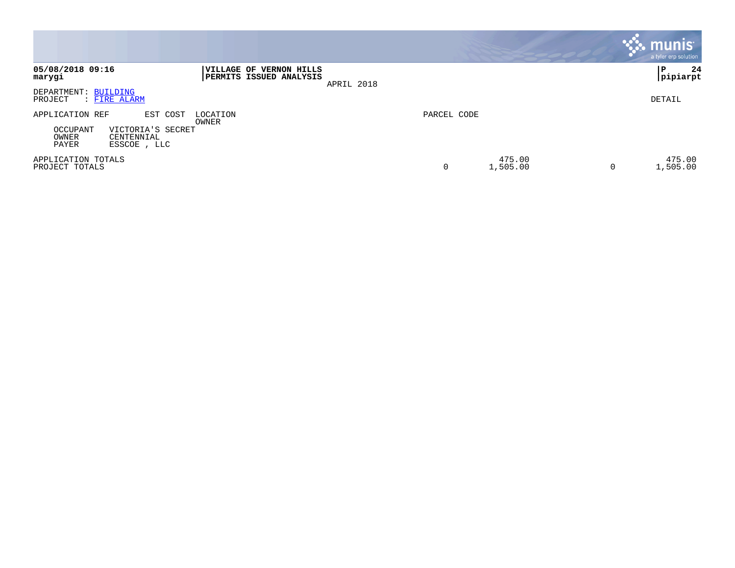**05/08/2018 09:16**
**marygi**

**VILLAGE OF VERNON HILLS**
**PERMITS ISSUED ANALYSIS**
APRIL 2018

**P 24**
**pipiarpt**

DEPARTMENT: BUILDING
PROJECT : FIRE ALARM

DETAIL

| APPLICATION REF | EST COST | LOCATION / OWNER | PARCEL CODE | | | |
|---|---|---|---|---|---|---|
| OCCUPANT | VICTORIA'S SECRET | | | | | |
| OWNER | CENTENNIAL | | | | | |
| PAYER | ESSCOE , LLC | | | | | |
| APPLICATION TOTALS | | | | 475.00 | | 475.00 |
| PROJECT TOTALS | | | 0 | 1,505.00 | 0 | 1,505.00 |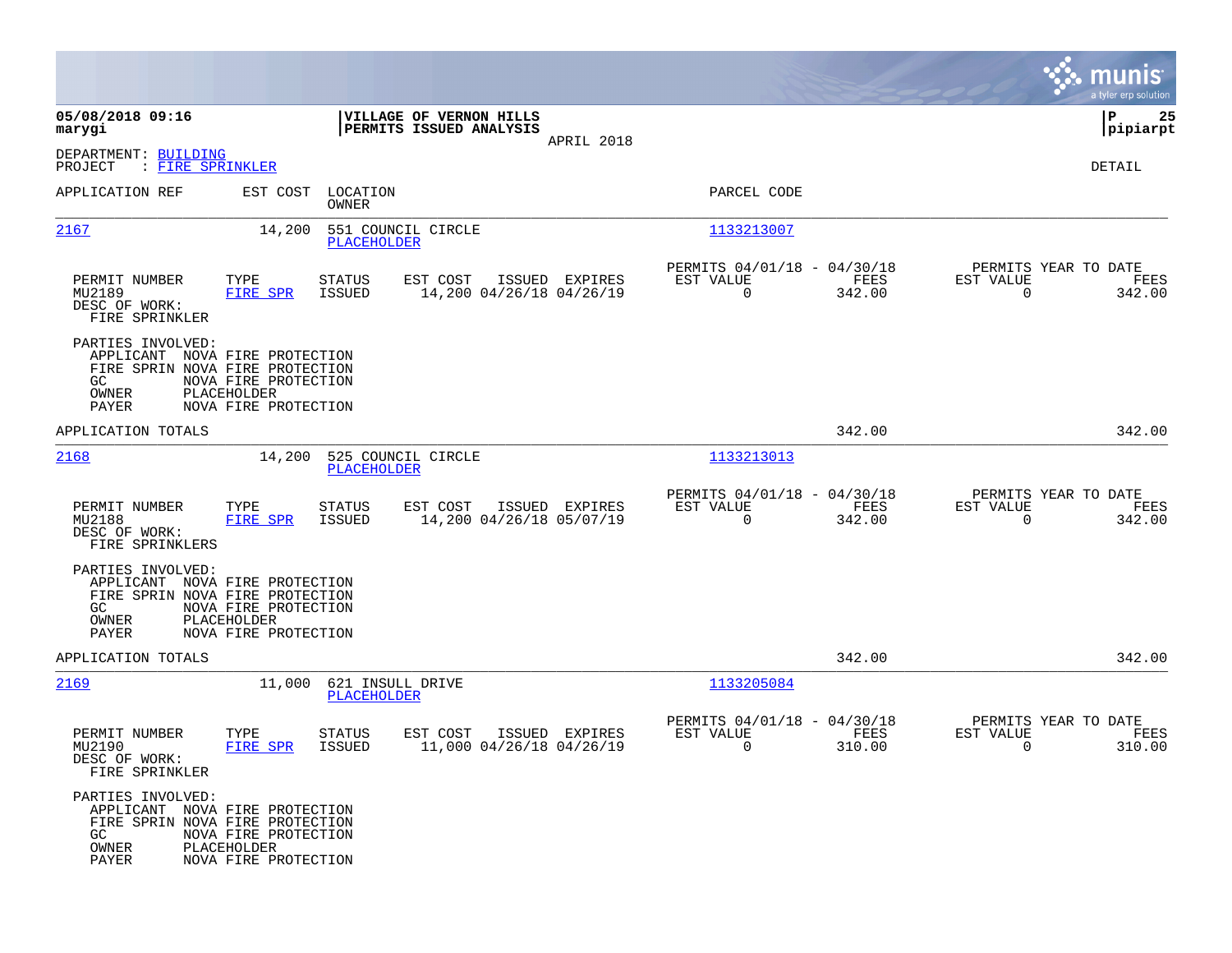**05/08/2018 09:16**
**marygi**

**VILLAGE OF VERNON HILLS**
**PERMITS ISSUED ANALYSIS**
APRIL 2018

**P 25**
**pipiarpt**

DEPARTMENT: BUILDING
PROJECT : FIRE SPRINKLER

DETAIL

| APPLICATION REF | EST COST | LOCATION / OWNER | PARCEL CODE |
|---|---|---|---|
| 2167 | 14,200 | 551 COUNCIL CIRCLE / PLACEHOLDER | 1133213007 |

| PERMIT NUMBER | TYPE | STATUS | EST COST | ISSUED | EXPIRES | PERMITS 04/01/18 - 04/30/18 EST VALUE | FEES | PERMITS YEAR TO DATE EST VALUE | FEES |
|---|---|---|---|---|---|---|---|---|---|
| MU2189 | FIRE SPR | ISSUED | 14,200 | 04/26/18 | 04/26/19 | 0 | 342.00 | 0 | 342.00 |

DESC OF WORK:
FIRE SPRINKLER

PARTIES INVOLVED:
APPLICANT NOVA FIRE PROTECTION
FIRE SPRIN NOVA FIRE PROTECTION
GC NOVA FIRE PROTECTION
OWNER PLACEHOLDER
PAYER NOVA FIRE PROTECTION

APPLICATION TOTALS 342.00 342.00

| APPLICATION REF | EST COST | LOCATION / OWNER | PARCEL CODE |
|---|---|---|---|
| 2168 | 14,200 | 525 COUNCIL CIRCLE / PLACEHOLDER | 1133213013 |

| PERMIT NUMBER | TYPE | STATUS | EST COST | ISSUED | EXPIRES | PERMITS 04/01/18 - 04/30/18 EST VALUE | FEES | PERMITS YEAR TO DATE EST VALUE | FEES |
|---|---|---|---|---|---|---|---|---|---|
| MU2188 | FIRE SPR | ISSUED | 14,200 | 04/26/18 | 05/07/19 | 0 | 342.00 | 0 | 342.00 |

DESC OF WORK:
FIRE SPRINKLERS

PARTIES INVOLVED:
APPLICANT NOVA FIRE PROTECTION
FIRE SPRIN NOVA FIRE PROTECTION
GC NOVA FIRE PROTECTION
OWNER PLACEHOLDER
PAYER NOVA FIRE PROTECTION

APPLICATION TOTALS 342.00 342.00

| APPLICATION REF | EST COST | LOCATION / OWNER | PARCEL CODE |
|---|---|---|---|
| 2169 | 11,000 | 621 INSULL DRIVE / PLACEHOLDER | 1133205084 |

| PERMIT NUMBER | TYPE | STATUS | EST COST | ISSUED | EXPIRES | PERMITS 04/01/18 - 04/30/18 EST VALUE | FEES | PERMITS YEAR TO DATE EST VALUE | FEES |
|---|---|---|---|---|---|---|---|---|---|
| MU2190 | FIRE SPR | ISSUED | 11,000 | 04/26/18 | 04/26/19 | 0 | 310.00 | 0 | 310.00 |

DESC OF WORK:
FIRE SPRINKLER

PARTIES INVOLVED:
APPLICANT NOVA FIRE PROTECTION
FIRE SPRIN NOVA FIRE PROTECTION
GC NOVA FIRE PROTECTION
OWNER PLACEHOLDER
PAYER NOVA FIRE PROTECTION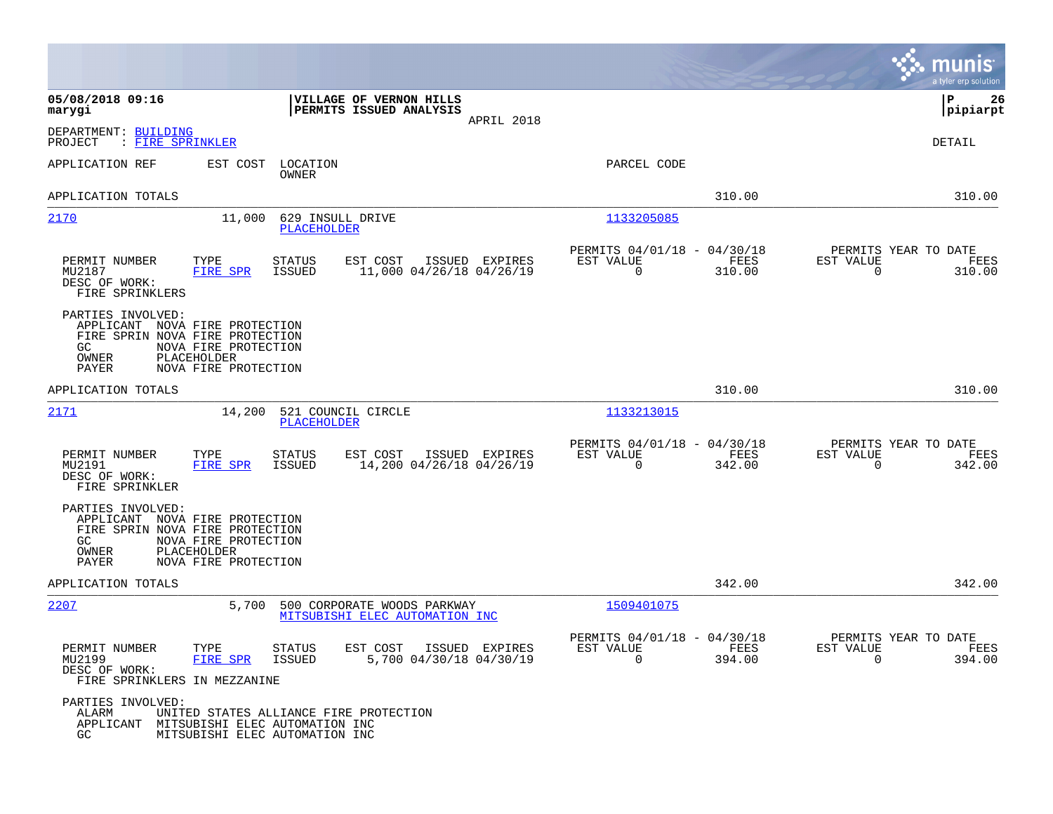**VILLAGE OF VERNON HILLS**
**PERMITS ISSUED ANALYSIS**
APRIL 2018

**05/08/2018 09:16**
**marygi**

**P 26**
**pipiarpt**

DEPARTMENT: BUILDING
PROJECT : FIRE SPRINKLER

DETAIL

| APPLICATION REF | EST COST | LOCATION / OWNER | PARCEL CODE | | |
|---|---|---|---|---|---|
| APPLICATION TOTALS | | | | 310.00 | 310.00 |

---

**2170** — 11,000 — 629 INSULL DRIVE — PLACEHOLDER — Parcel: 1133205085

| PERMIT NUMBER | TYPE | STATUS | EST COST | ISSUED | EXPIRES | PERMITS 04/01/18 - 04/30/18 EST VALUE | FEES | PERMITS YEAR TO DATE EST VALUE | FEES |
|---|---|---|---|---|---|---|---|---|---|
| MU2187 | FIRE SPR | ISSUED | 11,000 | 04/26/18 | 04/26/19 | 0 | 310.00 | 0 | 310.00 |

DESC OF WORK:
FIRE SPRINKLERS

PARTIES INVOLVED:
- APPLICANT NOVA FIRE PROTECTION
- FIRE SPRIN NOVA FIRE PROTECTION
- GC NOVA FIRE PROTECTION
- OWNER PLACEHOLDER
- PAYER NOVA FIRE PROTECTION

APPLICATION TOTALS — 310.00 — 310.00

---

**2171** — 14,200 — 521 COUNCIL CIRCLE — PLACEHOLDER — Parcel: 1133213015

| PERMIT NUMBER | TYPE | STATUS | EST COST | ISSUED | EXPIRES | PERMITS 04/01/18 - 04/30/18 EST VALUE | FEES | PERMITS YEAR TO DATE EST VALUE | FEES |
|---|---|---|---|---|---|---|---|---|---|
| MU2191 | FIRE SPR | ISSUED | 14,200 | 04/26/18 | 04/26/19 | 0 | 342.00 | 0 | 342.00 |

DESC OF WORK:
FIRE SPRINKLER

PARTIES INVOLVED:
- APPLICANT NOVA FIRE PROTECTION
- FIRE SPRIN NOVA FIRE PROTECTION
- GC NOVA FIRE PROTECTION
- OWNER PLACEHOLDER
- PAYER NOVA FIRE PROTECTION

APPLICATION TOTALS — 342.00 — 342.00

---

**2207** — 5,700 — 500 CORPORATE WOODS PARKWAY — MITSUBISHI ELEC AUTOMATION INC — Parcel: 1509401075

| PERMIT NUMBER | TYPE | STATUS | EST COST | ISSUED | EXPIRES | PERMITS 04/01/18 - 04/30/18 EST VALUE | FEES | PERMITS YEAR TO DATE EST VALUE | FEES |
|---|---|---|---|---|---|---|---|---|---|
| MU2199 | FIRE SPR | ISSUED | 5,700 | 04/30/18 | 04/30/19 | 0 | 394.00 | 0 | 394.00 |

DESC OF WORK:
FIRE SPRINKLERS IN MEZZANINE

PARTIES INVOLVED:
- ALARM UNITED STATES ALLIANCE FIRE PROTECTION
- APPLICANT MITSUBISHI ELEC AUTOMATION INC
- GC MITSUBISHI ELEC AUTOMATION INC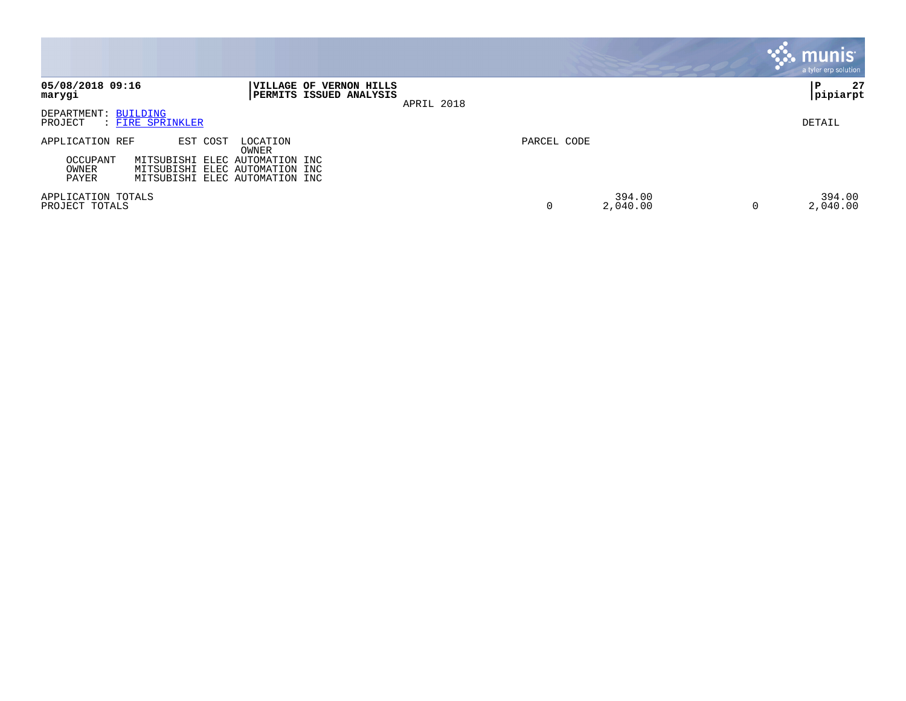**05/08/2018 09:16**
**marygi**

**VILLAGE OF VERNON HILLS**
**PERMITS ISSUED ANALYSIS**
APRIL 2018

**P 27**
**pipiarpt**

DEPARTMENT: BUILDING
PROJECT : FIRE SPRINKLER

DETAIL

| APPLICATION REF | EST COST | LOCATION / OWNER | PARCEL CODE | | | |
|---|---|---|---|---|---|---|
| OCCUPANT | MITSUBISHI ELEC AUTOMATION INC | | | | | |
| OWNER | MITSUBISHI ELEC AUTOMATION INC | | | | | |
| PAYER | MITSUBISHI ELEC AUTOMATION INC | | | | | |
| APPLICATION TOTALS | | | | 394.00 | | 394.00 |
| PROJECT TOTALS | | | 0 | 2,040.00 | 0 | 2,040.00 |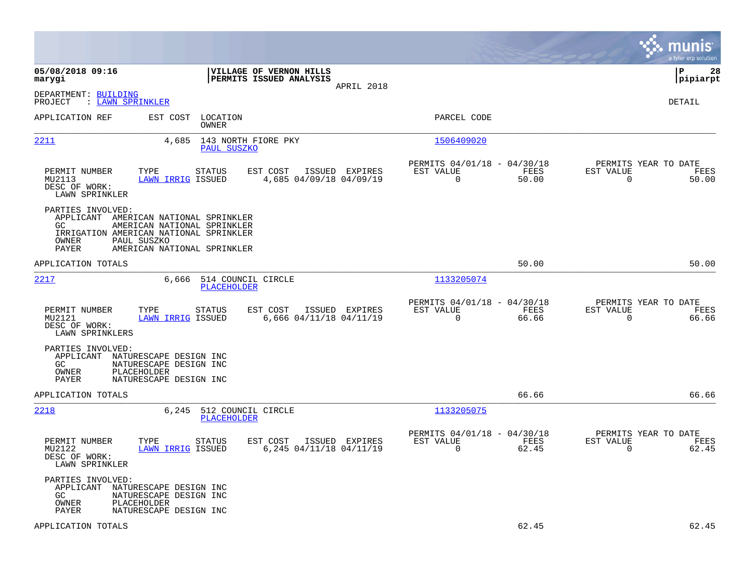05/08/2018 09:16
marygi

**VILLAGE OF VERNON HILLS**
**PERMITS ISSUED ANALYSIS**
APRIL 2018

P 28
pipiarpt

DEPARTMENT: BUILDING
PROJECT : LAWN SPRINKLER

DETAIL

| APPLICATION REF | EST COST | LOCATION / OWNER | PARCEL CODE |
|---|---|---|---|
| 2211 | 4,685 | 143 NORTH FIORE PKY / PAUL SUSZKO | 1506409020 |

| PERMIT NUMBER | TYPE | STATUS | EST COST | ISSUED | EXPIRES | PERMITS 04/01/18 - 04/30/18 EST VALUE | FEES | PERMITS YEAR TO DATE EST VALUE | FEES |
|---|---|---|---|---|---|---|---|---|---|
| MU2113 | LAWN IRRIG | ISSUED | 4,685 | 04/09/18 | 04/09/19 | 0 | 50.00 | 0 | 50.00 |

DESC OF WORK:
LAWN SPRINKLER

PARTIES INVOLVED:
- APPLICANT AMERICAN NATIONAL SPRINKLER
- GC AMERICAN NATIONAL SPRINKLER
- IRRIGATION AMERICAN NATIONAL SPRINKLER
- OWNER PAUL SUSZKO
- PAYER AMERICAN NATIONAL SPRINKLER

APPLICATION TOTALS: 50.00 | 50.00

| APPLICATION REF | EST COST | LOCATION / OWNER | PARCEL CODE |
|---|---|---|---|
| 2217 | 6,666 | 514 COUNCIL CIRCLE / PLACEHOLDER | 1133205074 |

| PERMIT NUMBER | TYPE | STATUS | EST COST | ISSUED | EXPIRES | PERMITS 04/01/18 - 04/30/18 EST VALUE | FEES | PERMITS YEAR TO DATE EST VALUE | FEES |
|---|---|---|---|---|---|---|---|---|---|
| MU2121 | LAWN IRRIG | ISSUED | 6,666 | 04/11/18 | 04/11/19 | 0 | 66.66 | 0 | 66.66 |

DESC OF WORK:
LAWN SPRINKLERS

PARTIES INVOLVED:
- APPLICANT NATURESCAPE DESIGN INC
- GC NATURESCAPE DESIGN INC
- OWNER PLACEHOLDER
- PAYER NATURESCAPE DESIGN INC

APPLICATION TOTALS: 66.66 | 66.66

| APPLICATION REF | EST COST | LOCATION / OWNER | PARCEL CODE |
|---|---|---|---|
| 2218 | 6,245 | 512 COUNCIL CIRCLE / PLACEHOLDER | 1133205075 |

| PERMIT NUMBER | TYPE | STATUS | EST COST | ISSUED | EXPIRES | PERMITS 04/01/18 - 04/30/18 EST VALUE | FEES | PERMITS YEAR TO DATE EST VALUE | FEES |
|---|---|---|---|---|---|---|---|---|---|
| MU2122 | LAWN IRRIG | ISSUED | 6,245 | 04/11/18 | 04/11/19 | 0 | 62.45 | 0 | 62.45 |

DESC OF WORK:
LAWN SPRINKLER

PARTIES INVOLVED:
- APPLICANT NATURESCAPE DESIGN INC
- GC NATURESCAPE DESIGN INC
- OWNER PLACEHOLDER
- PAYER NATURESCAPE DESIGN INC

APPLICATION TOTALS: 62.45 | 62.45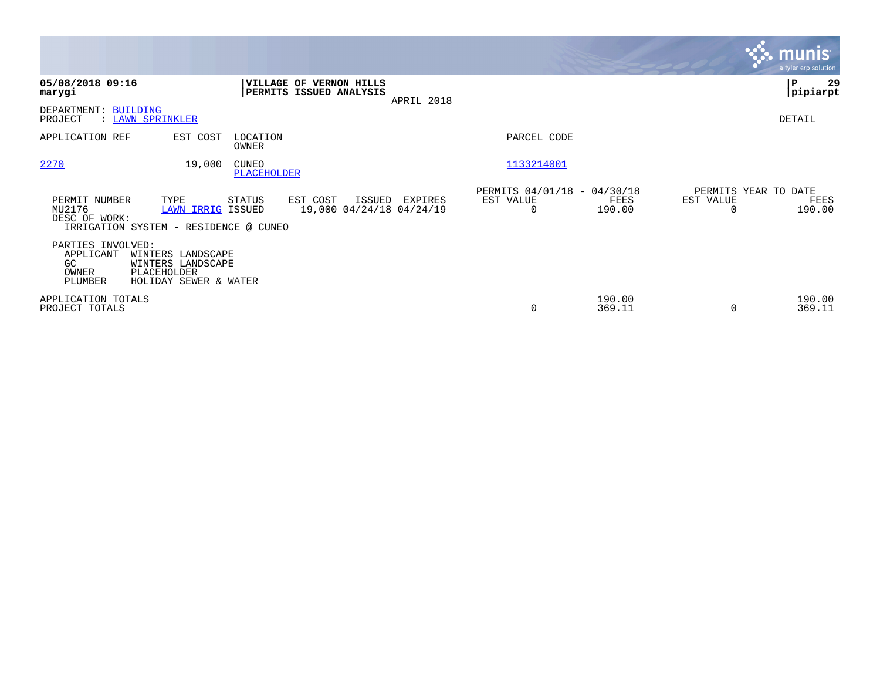**05/08/2018 09:16**
**marygi**

**VILLAGE OF VERNON HILLS**
**PERMITS ISSUED ANALYSIS**
APRIL 2018

**P 29**
**pipiarpt**

DEPARTMENT: BUILDING
PROJECT : LAWN SPRINKLER

DETAIL

| APPLICATION REF | EST COST | LOCATION / OWNER | PARCEL CODE |
|---|---|---|---|
| 2270 | 19,000 | CUNEO / PLACEHOLDER | 1133214001 |

| PERMIT NUMBER | TYPE | STATUS | EST COST | ISSUED | EXPIRES | PERMITS 04/01/18 - 04/30/18 EST VALUE | FEES | PERMITS YEAR TO DATE EST VALUE | FEES |
|---|---|---|---|---|---|---|---|---|---|
| MU2176 | LAWN IRRIG | ISSUED | 19,000 | 04/24/18 | 04/24/19 | 0 | 190.00 | 0 | 190.00 |

DESC OF WORK:
IRRIGATION SYSTEM - RESIDENCE @ CUNEO

PARTIES INVOLVED:

| | |
|---|---|
| APPLICANT | WINTERS LANDSCAPE |
| GC | WINTERS LANDSCAPE |
| OWNER | PLACEHOLDER |
| PLUMBER | HOLIDAY SEWER & WATER |

| | EST VALUE | FEES | EST VALUE | FEES |
|---|---|---|---|---|
| APPLICATION TOTALS | | 190.00 | | 190.00 |
| PROJECT TOTALS | 0 | 369.11 | 0 | 369.11 |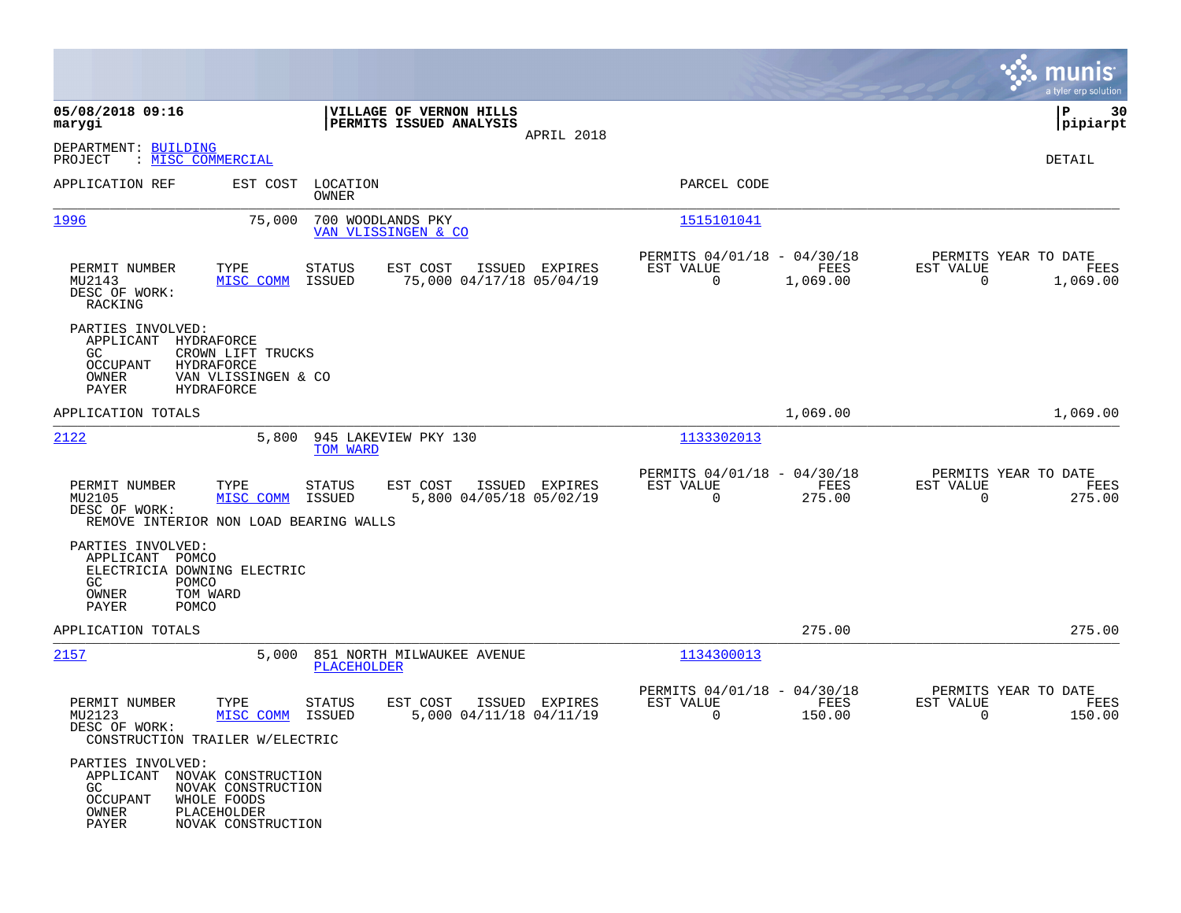**05/08/2018 09:16**
**marygi**

**VILLAGE OF VERNON HILLS**
**PERMITS ISSUED ANALYSIS**
APRIL 2018

**pipiarpt**

DEPARTMENT: BUILDING
PROJECT : MISC COMMERCIAL

DETAIL

| APPLICATION REF | EST COST | LOCATION / OWNER | PARCEL CODE |
|---|---|---|---|
| 1996 | 75,000 | 700 WOODLANDS PKY / VAN VLISSINGEN & CO | 1515101041 |

| PERMIT NUMBER | TYPE | STATUS | EST COST | ISSUED | EXPIRES | PERMITS 04/01/18 - 04/30/18 EST VALUE | FEES | PERMITS YEAR TO DATE EST VALUE | FEES |
|---|---|---|---|---|---|---|---|---|---|
| MU2143 | MISC COMM | ISSUED | 75,000 | 04/17/18 | 05/04/19 | 0 | 1,069.00 | 0 | 1,069.00 |

DESC OF WORK:
RACKING

PARTIES INVOLVED:
- APPLICANT HYDRAFORCE
- GC CROWN LIFT TRUCKS
- OCCUPANT HYDRAFORCE
- OWNER VAN VLISSINGEN & CO
- PAYER HYDRAFORCE

APPLICATION TOTALS: 1,069.00 | 1,069.00

| APPLICATION REF | EST COST | LOCATION / OWNER | PARCEL CODE |
|---|---|---|---|
| 2122 | 5,800 | 945 LAKEVIEW PKY 130 / TOM WARD | 1133302013 |

| PERMIT NUMBER | TYPE | STATUS | EST COST | ISSUED | EXPIRES | PERMITS 04/01/18 - 04/30/18 EST VALUE | FEES | PERMITS YEAR TO DATE EST VALUE | FEES |
|---|---|---|---|---|---|---|---|---|---|
| MU2105 | MISC COMM | ISSUED | 5,800 | 04/05/18 | 05/02/19 | 0 | 275.00 | 0 | 275.00 |

DESC OF WORK:
REMOVE INTERIOR NON LOAD BEARING WALLS

PARTIES INVOLVED:
- APPLICANT POMCO
- ELECTRICIA DOWNING ELECTRIC
- GC POMCO
- OWNER TOM WARD
- PAYER POMCO

APPLICATION TOTALS: 275.00 | 275.00

| APPLICATION REF | EST COST | LOCATION / OWNER | PARCEL CODE |
|---|---|---|---|
| 2157 | 5,000 | 851 NORTH MILWAUKEE AVENUE / PLACEHOLDER | 1134300013 |

| PERMIT NUMBER | TYPE | STATUS | EST COST | ISSUED | EXPIRES | PERMITS 04/01/18 - 04/30/18 EST VALUE | FEES | PERMITS YEAR TO DATE EST VALUE | FEES |
|---|---|---|---|---|---|---|---|---|---|
| MU2123 | MISC COMM | ISSUED | 5,000 | 04/11/18 | 04/11/19 | 0 | 150.00 | 0 | 150.00 |

DESC OF WORK:
CONSTRUCTION TRAILER W/ELECTRIC

PARTIES INVOLVED:
- APPLICANT NOVAK CONSTRUCTION
- GC NOVAK CONSTRUCTION
- OCCUPANT WHOLE FOODS
- OWNER PLACEHOLDER
- PAYER NOVAK CONSTRUCTION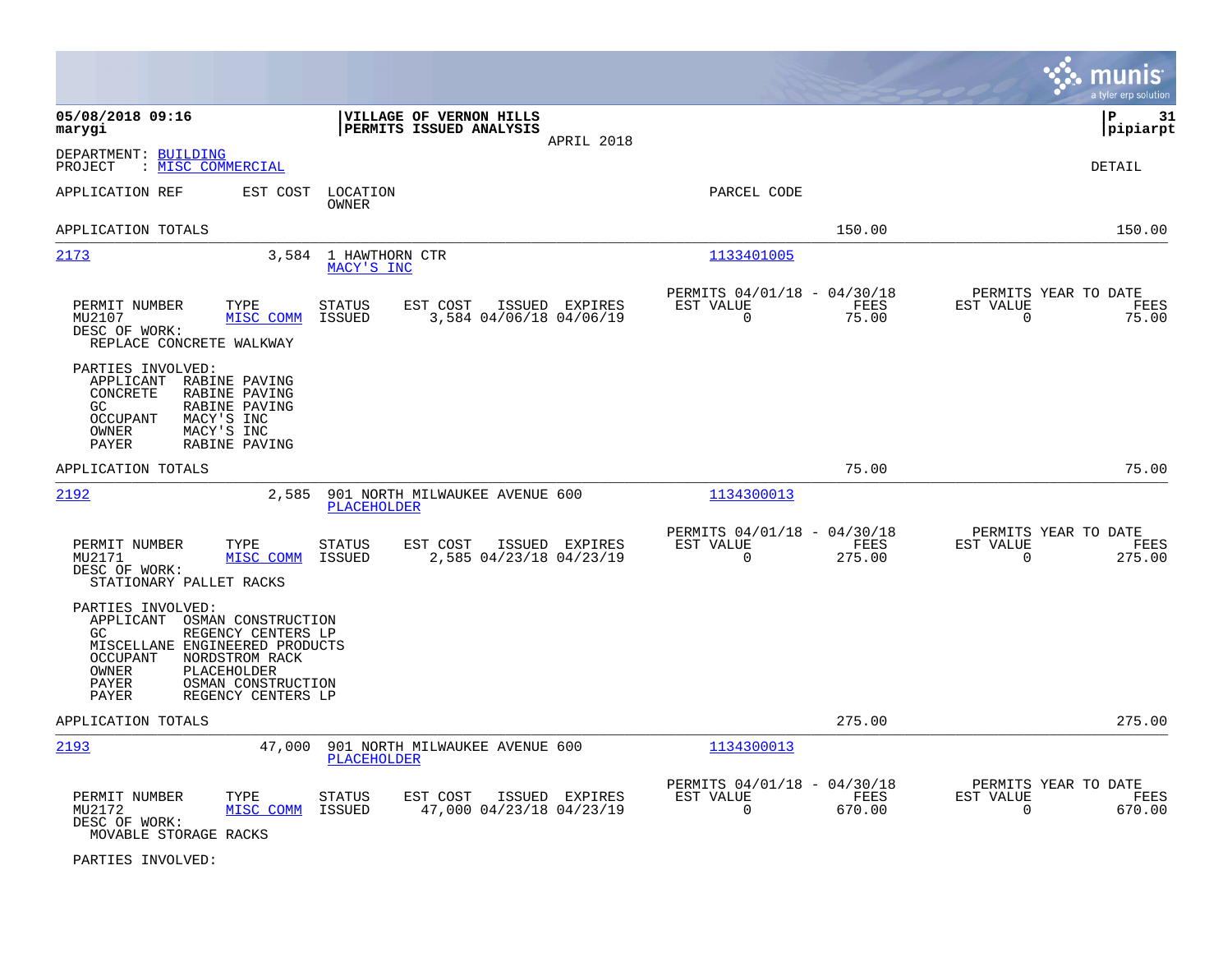**05/08/2018 09:16**
**marygi**

**VILLAGE OF VERNON HILLS**
**PERMITS ISSUED ANALYSIS**
APRIL 2018

**P 31**
**pipiarpt**

DEPARTMENT: BUILDING
PROJECT : MISC COMMERCIAL

DETAIL

| APPLICATION REF | EST COST | LOCATION / OWNER | PARCEL CODE | | |
|---|---|---|---|---|---|
| APPLICATION TOTALS | | | | 150.00 | 150.00 |

---

**2173** — 3,584 — 1 HAWTHORN CTR — MACY'S INC — Parcel: 1133401005

| PERMIT NUMBER | TYPE | STATUS | EST COST | ISSUED | EXPIRES | PERMITS 04/01/18 - 04/30/18 EST VALUE | FEES | PERMITS YEAR TO DATE EST VALUE | FEES |
|---|---|---|---|---|---|---|---|---|---|
| MU2107 | MISC COMM | ISSUED | 3,584 | 04/06/18 | 04/06/19 | 0 | 75.00 | 0 | 75.00 |

DESC OF WORK:
REPLACE CONCRETE WALKWAY

PARTIES INVOLVED:
- APPLICANT RABINE PAVING
- CONCRETE RABINE PAVING
- GC RABINE PAVING
- OCCUPANT MACY'S INC
- OWNER MACY'S INC
- PAYER RABINE PAVING

APPLICATION TOTALS — 75.00 — 75.00

---

**2192** — 2,585 — 901 NORTH MILWAUKEE AVENUE 600 — PLACEHOLDER — Parcel: 1134300013

| PERMIT NUMBER | TYPE | STATUS | EST COST | ISSUED | EXPIRES | PERMITS 04/01/18 - 04/30/18 EST VALUE | FEES | PERMITS YEAR TO DATE EST VALUE | FEES |
|---|---|---|---|---|---|---|---|---|---|
| MU2171 | MISC COMM | ISSUED | 2,585 | 04/23/18 | 04/23/19 | 0 | 275.00 | 0 | 275.00 |

DESC OF WORK:
STATIONARY PALLET RACKS

PARTIES INVOLVED:
- APPLICANT OSMAN CONSTRUCTION
- GC REGENCY CENTERS LP
- MISCELLANE ENGINEERED PRODUCTS
- OCCUPANT NORDSTROM RACK
- OWNER PLACEHOLDER
- PAYER OSMAN CONSTRUCTION
- PAYER REGENCY CENTERS LP

APPLICATION TOTALS — 275.00 — 275.00

---

**2193** — 47,000 — 901 NORTH MILWAUKEE AVENUE 600 — PLACEHOLDER — Parcel: 1134300013

| PERMIT NUMBER | TYPE | STATUS | EST COST | ISSUED | EXPIRES | PERMITS 04/01/18 - 04/30/18 EST VALUE | FEES | PERMITS YEAR TO DATE EST VALUE | FEES |
|---|---|---|---|---|---|---|---|---|---|
| MU2172 | MISC COMM | ISSUED | 47,000 | 04/23/18 | 04/23/19 | 0 | 670.00 | 0 | 670.00 |

DESC OF WORK:
MOVABLE STORAGE RACKS

PARTIES INVOLVED: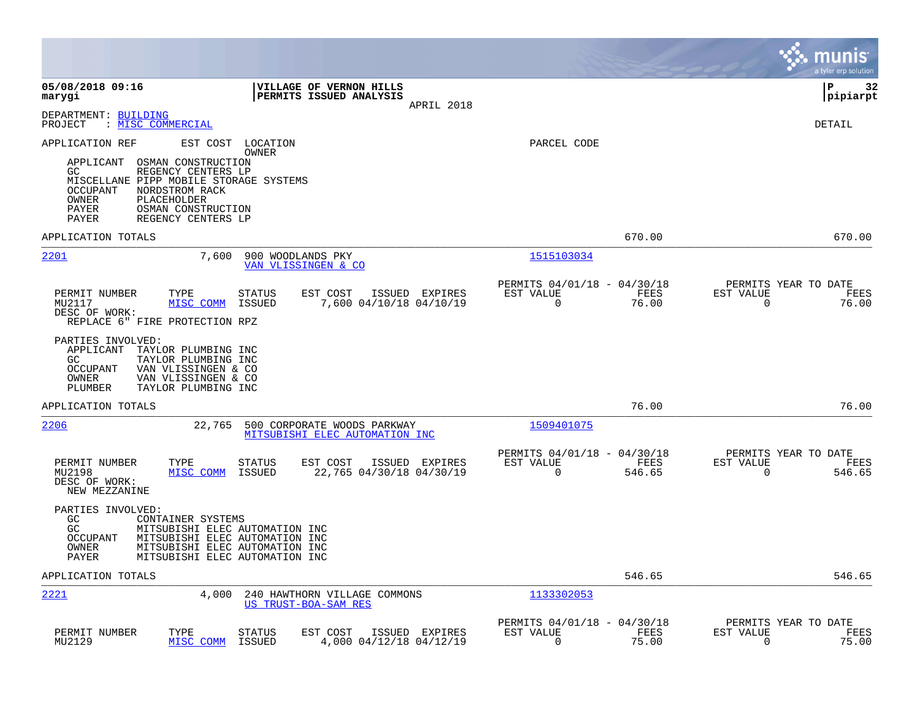**VILLAGE OF VERNON HILLS**
**PERMITS ISSUED ANALYSIS**
APRIL 2018

05/08/2018 09:16
marygi

pipiarpt

DEPARTMENT: BUILDING
PROJECT : MISC COMMERCIAL

DETAIL

APPLICATION REF | EST COST | LOCATION / OWNER | PARCEL CODE

APPLICANT OSMAN CONSTRUCTION
GC REGENCY CENTERS LP
MISCELLANE PIPP MOBILE STORAGE SYSTEMS
OCCUPANT NORDSTROM RACK
OWNER PLACEHOLDER
PAYER OSMAN CONSTRUCTION
PAYER REGENCY CENTERS LP

APPLICATION TOTALS 670.00 670.00

---

**2201** 7,600 900 WOODLANDS PKY — VAN VLISSINGEN & CO — Parcel 1515103034

| PERMIT NUMBER | TYPE | STATUS | EST COST | ISSUED | EXPIRES | PERMITS 04/01/18 - 04/30/18 EST VALUE | FEES | PERMITS YEAR TO DATE EST VALUE | FEES |
|---|---|---|---|---|---|---|---|---|---|
| MU2117 | MISC COMM | ISSUED | 7,600 | 04/10/18 | 04/10/19 | 0 | 76.00 | 0 | 76.00 |

DESC OF WORK:
REPLACE 6" FIRE PROTECTION RPZ

PARTIES INVOLVED:
APPLICANT TAYLOR PLUMBING INC
GC TAYLOR PLUMBING INC
OCCUPANT VAN VLISSINGEN & CO
OWNER VAN VLISSINGEN & CO
PLUMBER TAYLOR PLUMBING INC

APPLICATION TOTALS 76.00 76.00

---

**2206** 22,765 500 CORPORATE WOODS PARKWAY — MITSUBISHI ELEC AUTOMATION INC — Parcel 1509401075

| PERMIT NUMBER | TYPE | STATUS | EST COST | ISSUED | EXPIRES | PERMITS 04/01/18 - 04/30/18 EST VALUE | FEES | PERMITS YEAR TO DATE EST VALUE | FEES |
|---|---|---|---|---|---|---|---|---|---|
| MU2198 | MISC COMM | ISSUED | 22,765 | 04/30/18 | 04/30/19 | 0 | 546.65 | 0 | 546.65 |

DESC OF WORK:
NEW MEZZANINE

PARTIES INVOLVED:
GC CONTAINER SYSTEMS
GC MITSUBISHI ELEC AUTOMATION INC
OCCUPANT MITSUBISHI ELEC AUTOMATION INC
OWNER MITSUBISHI ELEC AUTOMATION INC
PAYER MITSUBISHI ELEC AUTOMATION INC

APPLICATION TOTALS 546.65 546.65

---

**2221** 4,000 240 HAWTHORN VILLAGE COMMONS — US TRUST-BOA-SAM RES — Parcel 1133302053

| PERMIT NUMBER | TYPE | STATUS | EST COST | ISSUED | EXPIRES | PERMITS 04/01/18 - 04/30/18 EST VALUE | FEES | PERMITS YEAR TO DATE EST VALUE | FEES |
|---|---|---|---|---|---|---|---|---|---|
| MU2129 | MISC COMM | ISSUED | 4,000 | 04/12/18 | 04/12/19 | 0 | 75.00 | 0 | 75.00 |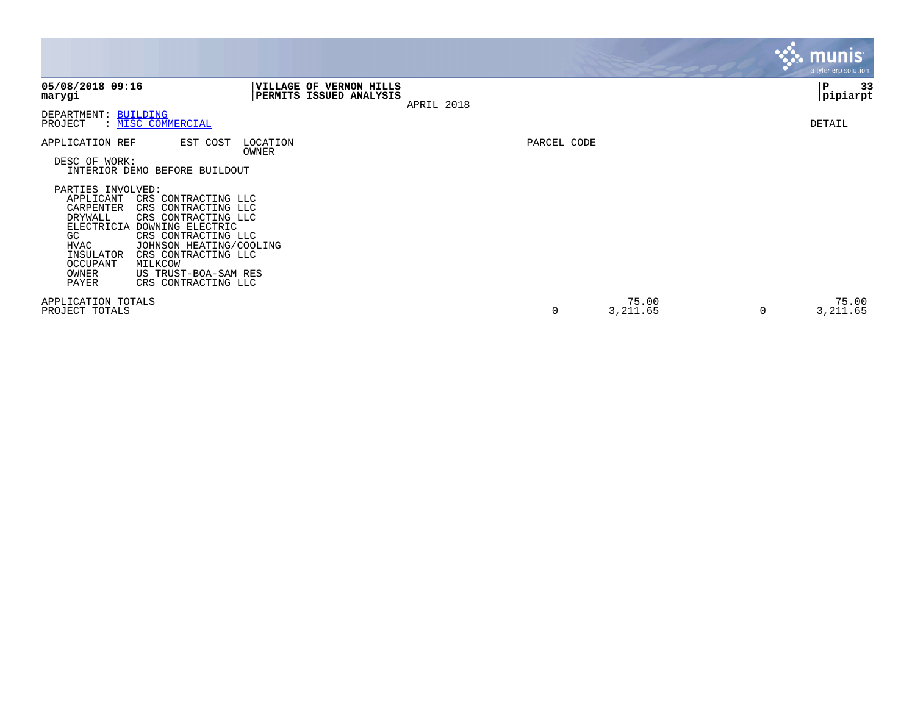**05/08/2018 09:16**
**marygi**

**VILLAGE OF VERNON HILLS**
**PERMITS ISSUED ANALYSIS**
APRIL 2018

**P 33**
**pipiarpt**

DEPARTMENT: BUILDING
PROJECT : MISC COMMERCIAL

DETAIL

APPLICATION REF EST COST LOCATION OWNER PARCEL CODE

DESC OF WORK:
INTERIOR DEMO BEFORE BUILDOUT

PARTIES INVOLVED:

| Role | Party |
|---|---|
| APPLICANT | CRS CONTRACTING LLC |
| CARPENTER | CRS CONTRACTING LLC |
| DRYWALL | CRS CONTRACTING LLC |
| ELECTRICIA | DOWNING ELECTRIC |
| GC | CRS CONTRACTING LLC |
| HVAC | JOHNSON HEATING/COOLING |
| INSULATOR | CRS CONTRACTING LLC |
| OCCUPANT | MILKCOW |
| OWNER | US TRUST-BOA-SAM RES |
| PAYER | CRS CONTRACTING LLC |

| | | | | |
|---|---|---|---|---|
| APPLICATION TOTALS | | 75.00 | | 75.00 |
| PROJECT TOTALS | 0 | 3,211.65 | 0 | 3,211.65 |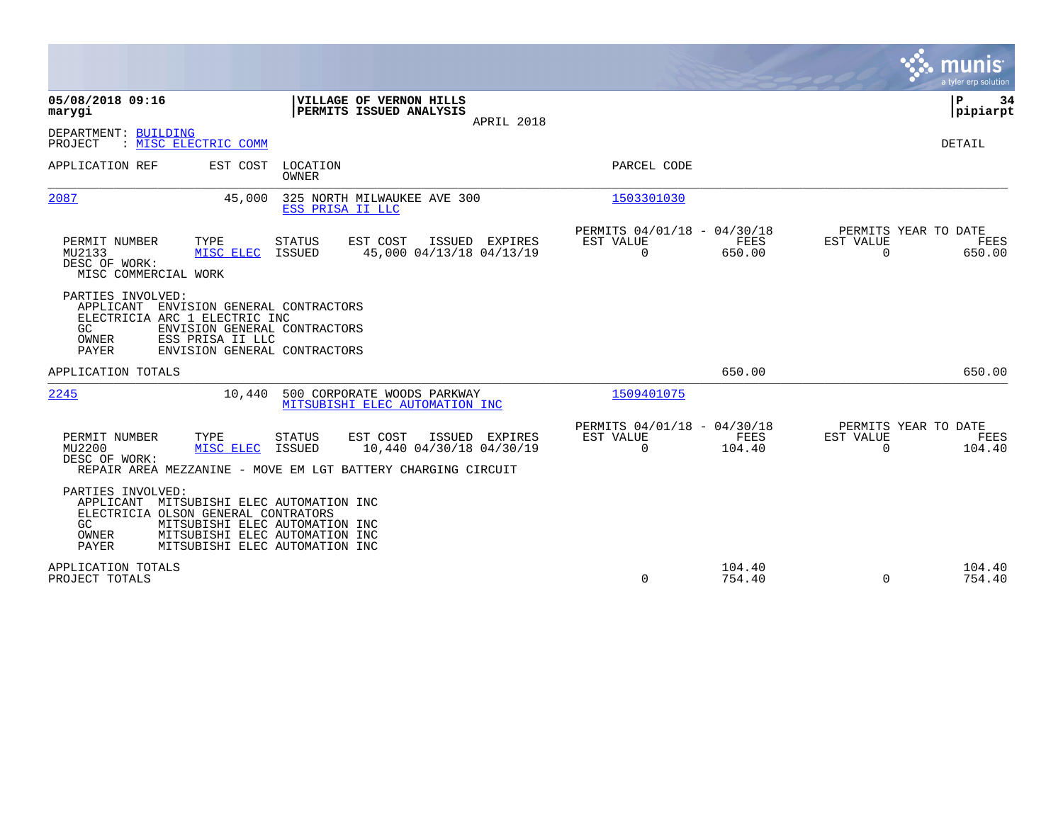**05/08/2018 09:16**
**marygi**

**VILLAGE OF VERNON HILLS**
**PERMITS ISSUED ANALYSIS**
APRIL 2018

**P 34**
**pipiarpt**

DEPARTMENT: BUILDING
PROJECT : MISC ELECTRIC COMM

DETAIL

| APPLICATION REF | EST COST | LOCATION / OWNER | PARCEL CODE |
|---|---|---|---|
| 2087 | 45,000 | 325 NORTH MILWAUKEE AVE 300 / ESS PRISA II LLC | 1503301030 |

| PERMIT NUMBER | TYPE | STATUS | EST COST | ISSUED | EXPIRES | PERMITS 04/01/18 - 04/30/18 EST VALUE | FEES | PERMITS YEAR TO DATE EST VALUE | FEES |
|---|---|---|---|---|---|---|---|---|---|
| MU2133 | MISC ELEC | ISSUED | 45,000 | 04/13/18 | 04/13/19 | 0 | 650.00 | 0 | 650.00 |

DESC OF WORK:
MISC COMMERCIAL WORK

PARTIES INVOLVED:
- APPLICANT ENVISION GENERAL CONTRACTORS
- ELECTRICIA ARC 1 ELECTRIC INC
- GC ENVISION GENERAL CONTRACTORS
- OWNER ESS PRISA II LLC
- PAYER ENVISION GENERAL CONTRACTORS

APPLICATION TOTALS 650.00 650.00

| APPLICATION REF | EST COST | LOCATION / OWNER | PARCEL CODE |
|---|---|---|---|
| 2245 | 10,440 | 500 CORPORATE WOODS PARKWAY / MITSUBISHI ELEC AUTOMATION INC | 1509401075 |

| PERMIT NUMBER | TYPE | STATUS | EST COST | ISSUED | EXPIRES | PERMITS 04/01/18 - 04/30/18 EST VALUE | FEES | PERMITS YEAR TO DATE EST VALUE | FEES |
|---|---|---|---|---|---|---|---|---|---|
| MU2200 | MISC ELEC | ISSUED | 10,440 | 04/30/18 | 04/30/19 | 0 | 104.40 | 0 | 104.40 |

DESC OF WORK:
REPAIR AREA MEZZANINE - MOVE EM LGT BATTERY CHARGING CIRCUIT

PARTIES INVOLVED:
- APPLICANT MITSUBISHI ELEC AUTOMATION INC
- ELECTRICIA OLSON GENERAL CONTRATORS
- GC MITSUBISHI ELEC AUTOMATION INC
- OWNER MITSUBISHI ELEC AUTOMATION INC
- PAYER MITSUBISHI ELEC AUTOMATION INC

| | EST VALUE | FEES | EST VALUE | FEES |
|---|---|---|---|---|
| APPLICATION TOTALS | | 104.40 | | 104.40 |
| PROJECT TOTALS | 0 | 754.40 | 0 | 754.40 |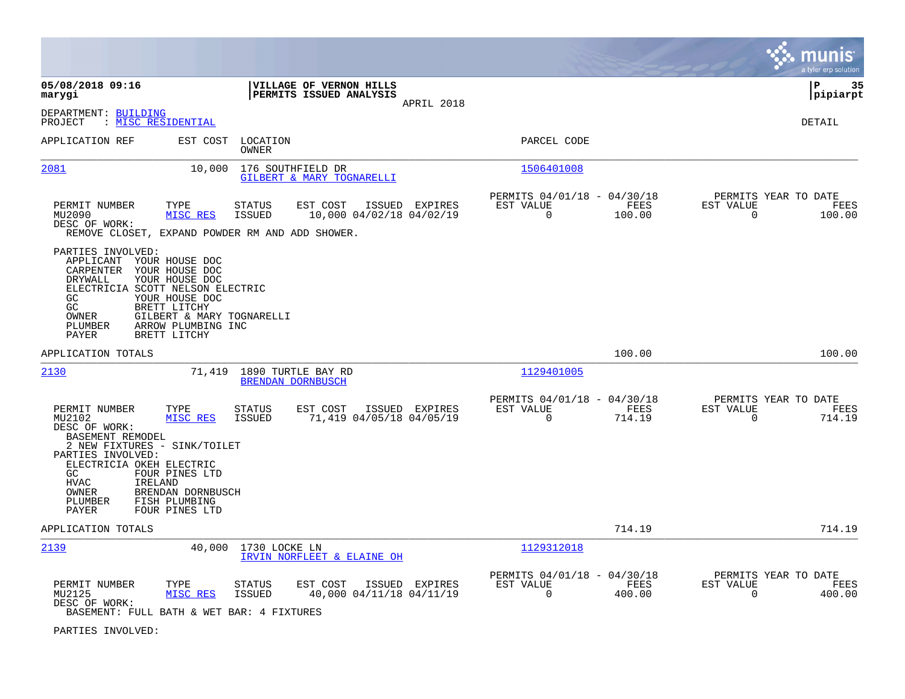**05/08/2018 09:16**
**marygi**

**VILLAGE OF VERNON HILLS**
**PERMITS ISSUED ANALYSIS**
APRIL 2018

**P 35**
**pipiarpt**

DEPARTMENT: BUILDING
PROJECT : MISC RESIDENTIAL

DETAIL

| APPLICATION REF | EST COST | LOCATION / OWNER | PARCEL CODE |
|---|---|---|---|
| 2081 | 10,000 | 176 SOUTHFIELD DR / GILBERT & MARY TOGNARELLI | 1506401008 |

| PERMIT NUMBER | TYPE | STATUS | EST COST | ISSUED | EXPIRES | PERMITS 04/01/18 - 04/30/18 EST VALUE | FEES | PERMITS YEAR TO DATE EST VALUE | FEES |
|---|---|---|---|---|---|---|---|---|---|
| MU2090 | MISC RES | ISSUED | 10,000 | 04/02/18 | 04/02/19 | 0 | 100.00 | 0 | 100.00 |

DESC OF WORK:
REMOVE CLOSET, EXPAND POWDER RM AND ADD SHOWER.

PARTIES INVOLVED:
- APPLICANT YOUR HOUSE DOC
- CARPENTER YOUR HOUSE DOC
- DRYWALL YOUR HOUSE DOC
- ELECTRICIA SCOTT NELSON ELECTRIC
- GC YOUR HOUSE DOC
- GC BRETT LITCHY
- OWNER GILBERT & MARY TOGNARELLI
- PLUMBER ARROW PLUMBING INC
- PAYER BRETT LITCHY

APPLICATION TOTALS 100.00 100.00

| APPLICATION REF | EST COST | LOCATION / OWNER | PARCEL CODE |
|---|---|---|---|
| 2130 | 71,419 | 1890 TURTLE BAY RD / BRENDAN DORNBUSCH | 1129401005 |

| PERMIT NUMBER | TYPE | STATUS | EST COST | ISSUED | EXPIRES | PERMITS 04/01/18 - 04/30/18 EST VALUE | FEES | PERMITS YEAR TO DATE EST VALUE | FEES |
|---|---|---|---|---|---|---|---|---|---|
| MU2102 | MISC RES | ISSUED | 71,419 | 04/05/18 | 04/05/19 | 0 | 714.19 | 0 | 714.19 |

DESC OF WORK:
BASEMENT REMODEL
2 NEW FIXTURES - SINK/TOILET

PARTIES INVOLVED:
- ELECTRICIA OKEH ELECTRIC
- GC FOUR PINES LTD
- HVAC IRELAND
- OWNER BRENDAN DORNBUSCH
- PLUMBER FISH PLUMBING
- PAYER FOUR PINES LTD

APPLICATION TOTALS 714.19 714.19

| APPLICATION REF | EST COST | LOCATION / OWNER | PARCEL CODE |
|---|---|---|---|
| 2139 | 40,000 | 1730 LOCKE LN / IRVIN NORFLEET & ELAINE OH | 1129312018 |

| PERMIT NUMBER | TYPE | STATUS | EST COST | ISSUED | EXPIRES | PERMITS 04/01/18 - 04/30/18 EST VALUE | FEES | PERMITS YEAR TO DATE EST VALUE | FEES |
|---|---|---|---|---|---|---|---|---|---|
| MU2125 | MISC RES | ISSUED | 40,000 | 04/11/18 | 04/11/19 | 0 | 400.00 | 0 | 400.00 |

DESC OF WORK:
BASEMENT: FULL BATH & WET BAR: 4 FIXTURES

PARTIES INVOLVED: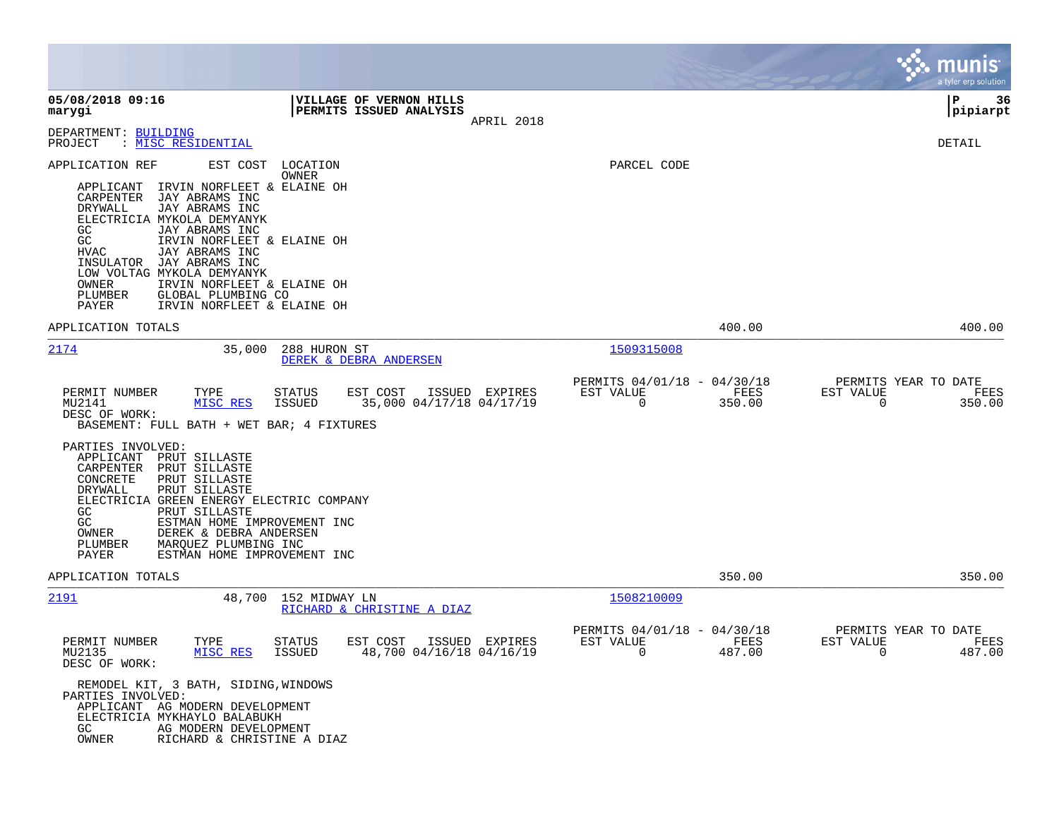DEPARTMENT: BUILDING
PROJECT : MISC RESIDENTIAL

DETAIL

APPLICATION REF    EST COST    LOCATION    PARCEL CODE
OWNER

APPLICANT   IRVIN NORFLEET & ELAINE OH
CARPENTER   JAY ABRAMS INC
DRYWALL     JAY ABRAMS INC
ELECTRICIA  MYKOLA DEMYANYK
GC          JAY ABRAMS INC
GC          IRVIN NORFLEET & ELAINE OH
HVAC        JAY ABRAMS INC
INSULATOR   JAY ABRAMS INC
LOW VOLTAG  MYKOLA DEMYANYK
OWNER       IRVIN NORFLEET & ELAINE OH
PLUMBER     GLOBAL PLUMBING CO
PAYER       IRVIN NORFLEET & ELAINE OH

APPLICATION TOTALS    400.00    400.00

---

**2174**    35,000    288 HURON ST    1509315008
DEREK & DEBRA ANDERSEN

| PERMIT NUMBER | TYPE | STATUS | EST COST | ISSUED | EXPIRES | PERMITS 04/01/18 - 04/30/18 EST VALUE | FEES | PERMITS YEAR TO DATE EST VALUE | FEES |
|---|---|---|---|---|---|---|---|---|---|
| MU2141 | MISC RES | ISSUED | 35,000 | 04/17/18 | 04/17/19 | 0 | 350.00 | 0 | 350.00 |

DESC OF WORK:
BASEMENT: FULL BATH + WET BAR; 4 FIXTURES

PARTIES INVOLVED:
APPLICANT   PRUT SILLASTE
CARPENTER   PRUT SILLASTE
CONCRETE    PRUT SILLASTE
DRYWALL     PRUT SILLASTE
ELECTRICIA  GREEN ENERGY ELECTRIC COMPANY
GC          PRUT SILLASTE
GC          ESTMAN HOME IMPROVEMENT INC
OWNER       DEREK & DEBRA ANDERSEN
PLUMBER     MARQUEZ PLUMBING INC
PAYER       ESTMAN HOME IMPROVEMENT INC

APPLICATION TOTALS    350.00    350.00

---

**2191**    48,700    152 MIDWAY LN    1508210009
RICHARD & CHRISTINE A DIAZ

| PERMIT NUMBER | TYPE | STATUS | EST COST | ISSUED | EXPIRES | PERMITS 04/01/18 - 04/30/18 EST VALUE | FEES | PERMITS YEAR TO DATE EST VALUE | FEES |
|---|---|---|---|---|---|---|---|---|---|
| MU2135 | MISC RES | ISSUED | 48,700 | 04/16/18 | 04/16/19 | 0 | 487.00 | 0 | 487.00 |

DESC OF WORK:

REMODEL KIT, 3 BATH, SIDING,WINDOWS

PARTIES INVOLVED:
APPLICANT   AG MODERN DEVELOPMENT
ELECTRICIA  MYKHAYLO BALABUKH
GC          AG MODERN DEVELOPMENT
OWNER       RICHARD & CHRISTINE A DIAZ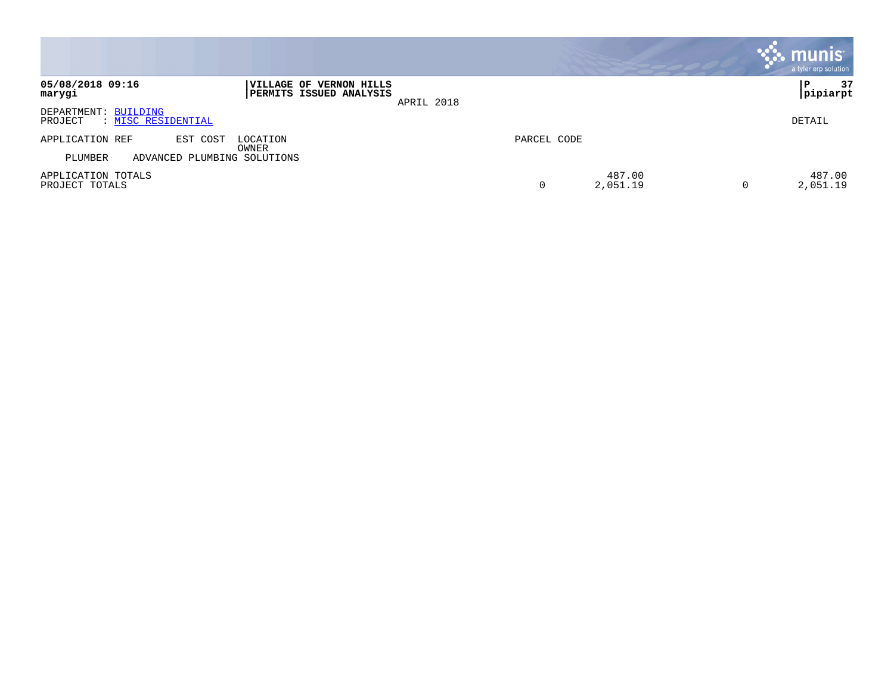**05/08/2018 09:16**
**marygi**

**VILLAGE OF VERNON HILLS**
**PERMITS ISSUED ANALYSIS**
APRIL 2018

**P 37**
**pipiarpt**

DEPARTMENT: BUILDING
PROJECT : MISC RESIDENTIAL

DETAIL

| APPLICATION REF | EST COST | LOCATION / OWNER | PARCEL CODE | | | |
|---|---|---|---|---|---|---|
| PLUMBER | ADVANCED PLUMBING SOLUTIONS | | | | | |
| APPLICATION TOTALS | | | | 487.00 | | 487.00 |
| PROJECT TOTALS | | | 0 | 2,051.19 | 0 | 2,051.19 |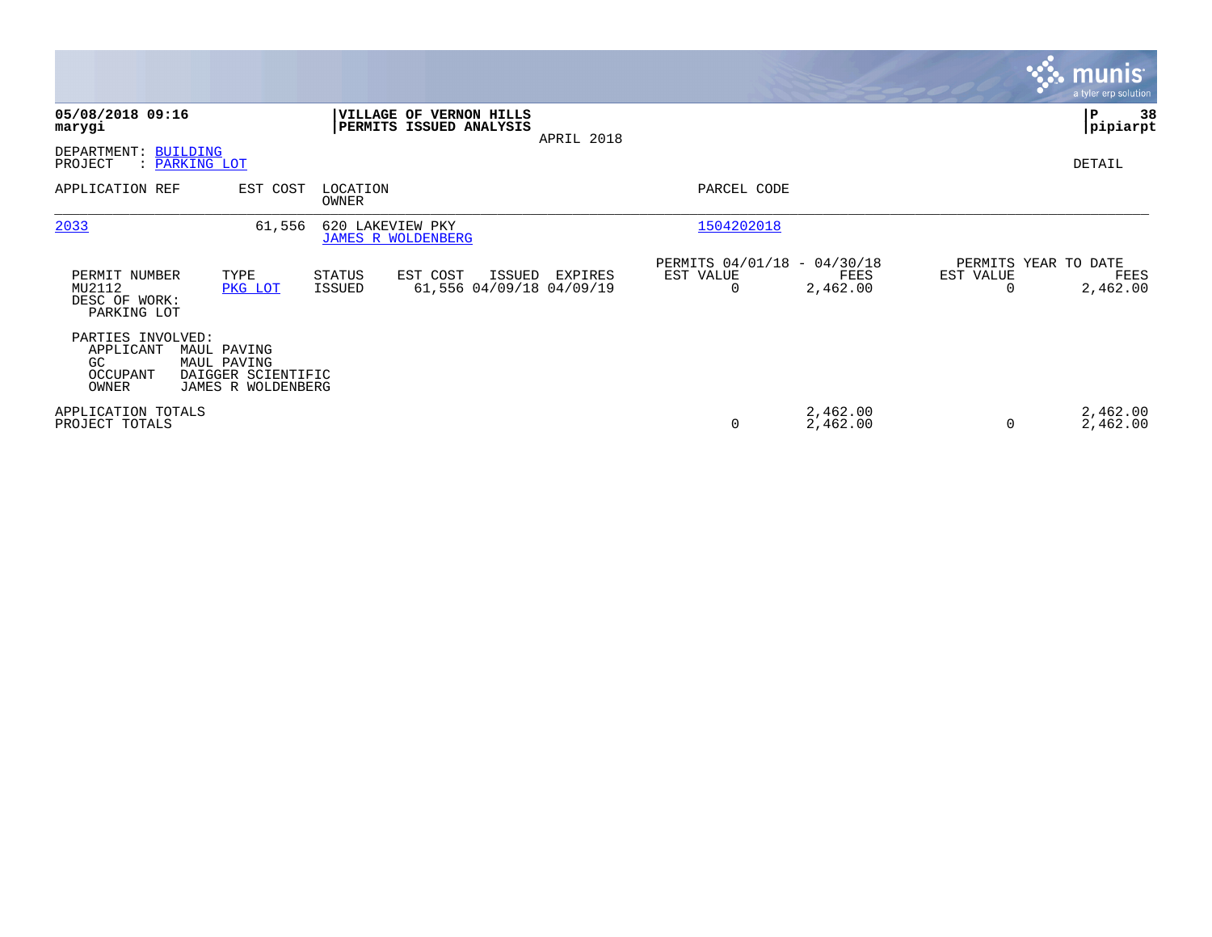**05/08/2018 09:16**
**marygi**

**VILLAGE OF VERNON HILLS**
**PERMITS ISSUED ANALYSIS**
APRIL 2018

**P 38**
**pipiarpt**

DEPARTMENT: BUILDING
PROJECT : PARKING LOT

DETAIL

| APPLICATION REF | EST COST | LOCATION / OWNER | PARCEL CODE |
|---|---|---|---|
| 2033 | 61,556 | 620 LAKEVIEW PKY / JAMES R WOLDENBERG | 1504202018 |

| PERMIT NUMBER | TYPE | STATUS | EST COST | ISSUED | EXPIRES | PERMITS 04/01/18 - 04/30/18 EST VALUE | FEES | PERMITS YEAR TO DATE EST VALUE | FEES |
|---|---|---|---|---|---|---|---|---|---|
| MU2112 | PKG LOT | ISSUED | 61,556 | 04/09/18 | 04/09/19 | 0 | 2,462.00 | 0 | 2,462.00 |

DESC OF WORK:
PARKING LOT

PARTIES INVOLVED:

| Role | Name |
|---|---|
| APPLICANT | MAUL PAVING |
| GC | MAUL PAVING |
| OCCUPANT | DAIGGER SCIENTIFIC |
| OWNER | JAMES R WOLDENBERG |

| | EST VALUE | FEES | YTD EST VALUE | YTD FEES |
|---|---|---|---|---|
| APPLICATION TOTALS | | 2,462.00 | | 2,462.00 |
| PROJECT TOTALS | 0 | 2,462.00 | 0 | 2,462.00 |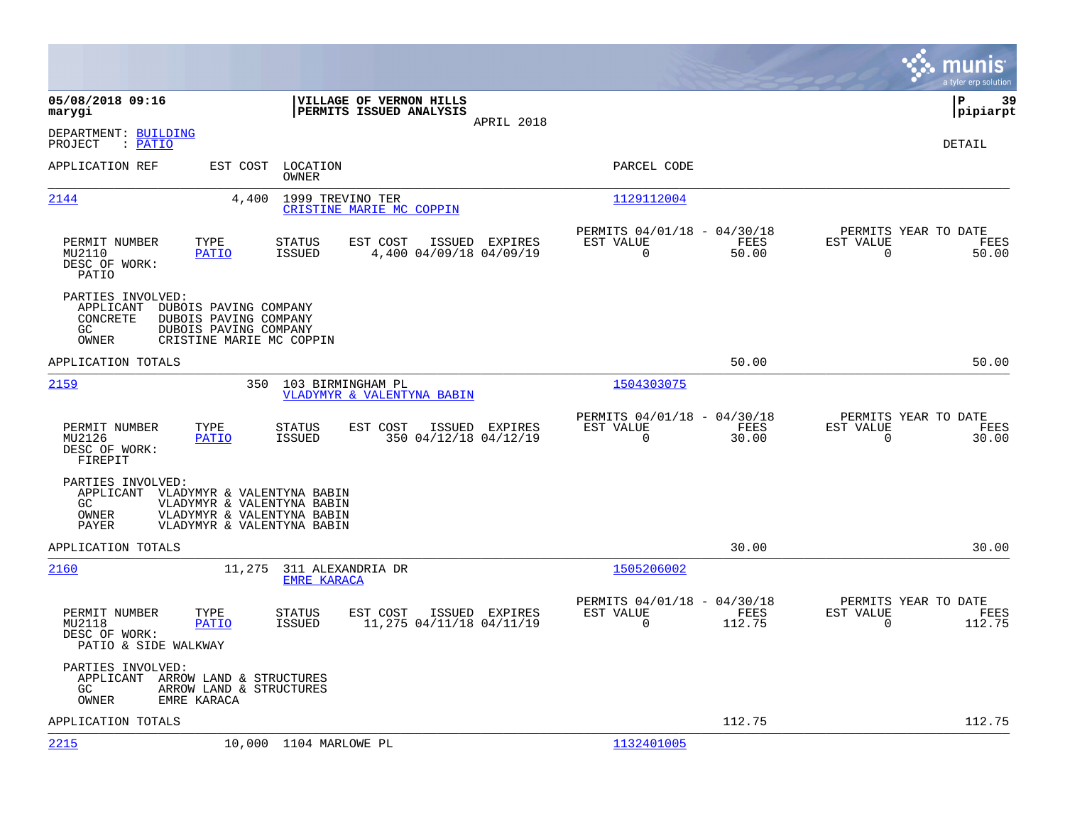**05/08/2018 09:16**
**marygi**

**VILLAGE OF VERNON HILLS**
**PERMITS ISSUED ANALYSIS**
APRIL 2018

**P 39**
**pipiarpt**

DEPARTMENT: BUILDING
PROJECT : PATIO

DETAIL

| APPLICATION REF | EST COST | LOCATION / OWNER | PARCEL CODE |
|---|---|---|---|
| 2144 | 4,400 | 1999 TREVINO TER / CRISTINE MARIE MC COPPIN | 1129112004 |

| PERMIT NUMBER | TYPE | STATUS | EST COST | ISSUED | EXPIRES | PERMITS 04/01/18 - 04/30/18 EST VALUE | FEES | PERMITS YEAR TO DATE EST VALUE | FEES |
|---|---|---|---|---|---|---|---|---|---|
| MU2110 | PATIO | ISSUED | 4,400 | 04/09/18 | 04/09/19 | 0 | 50.00 | 0 | 50.00 |

DESC OF WORK:
PATIO

PARTIES INVOLVED:
- APPLICANT DUBOIS PAVING COMPANY
- CONCRETE DUBOIS PAVING COMPANY
- GC DUBOIS PAVING COMPANY
- OWNER CRISTINE MARIE MC COPPIN

APPLICATION TOTALS 50.00 50.00

| APPLICATION REF | EST COST | LOCATION / OWNER | PARCEL CODE |
|---|---|---|---|
| 2159 | 350 | 103 BIRMINGHAM PL / VLADYMYR & VALENTYNA BABIN | 1504303075 |

| PERMIT NUMBER | TYPE | STATUS | EST COST | ISSUED | EXPIRES | PERMITS 04/01/18 - 04/30/18 EST VALUE | FEES | PERMITS YEAR TO DATE EST VALUE | FEES |
|---|---|---|---|---|---|---|---|---|---|
| MU2126 | PATIO | ISSUED | 350 | 04/12/18 | 04/12/19 | 0 | 30.00 | 0 | 30.00 |

DESC OF WORK:
FIREPIT

PARTIES INVOLVED:
- APPLICANT VLADYMYR & VALENTYNA BABIN
- GC VLADYMYR & VALENTYNA BABIN
- OWNER VLADYMYR & VALENTYNA BABIN
- PAYER VLADYMYR & VALENTYNA BABIN

APPLICATION TOTALS 30.00 30.00

| APPLICATION REF | EST COST | LOCATION / OWNER | PARCEL CODE |
|---|---|---|---|
| 2160 | 11,275 | 311 ALEXANDRIA DR / EMRE KARACA | 1505206002 |

| PERMIT NUMBER | TYPE | STATUS | EST COST | ISSUED | EXPIRES | PERMITS 04/01/18 - 04/30/18 EST VALUE | FEES | PERMITS YEAR TO DATE EST VALUE | FEES |
|---|---|---|---|---|---|---|---|---|---|
| MU2118 | PATIO | ISSUED | 11,275 | 04/11/18 | 04/11/19 | 0 | 112.75 | 0 | 112.75 |

DESC OF WORK:
PATIO & SIDE WALKWAY

PARTIES INVOLVED:
- APPLICANT ARROW LAND & STRUCTURES
- GC ARROW LAND & STRUCTURES
- OWNER EMRE KARACA

APPLICATION TOTALS 112.75 112.75

| APPLICATION REF | EST COST | LOCATION / OWNER | PARCEL CODE |
|---|---|---|---|
| 2215 | 10,000 | 1104 MARLOWE PL | 1132401005 |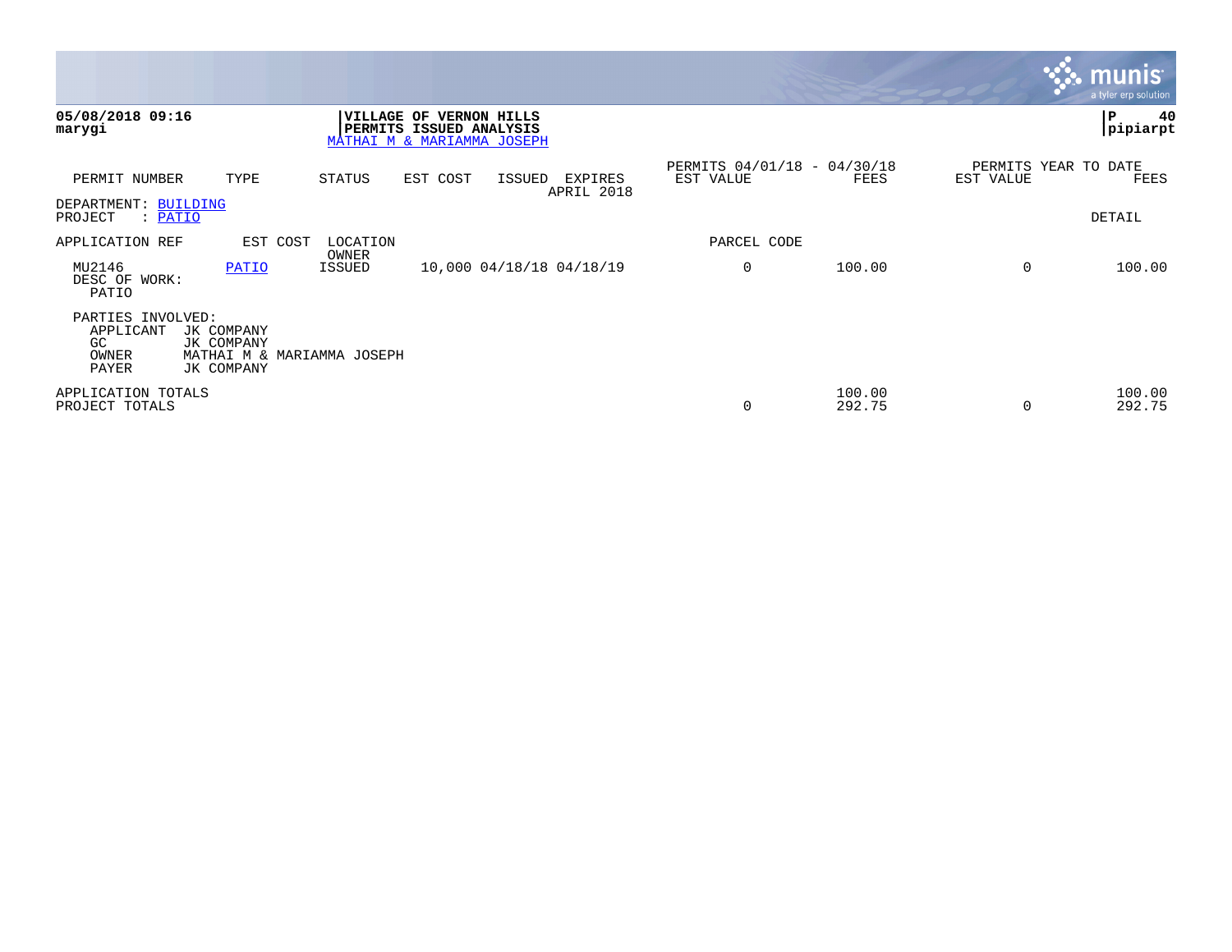**05/08/2018 09:16**
**marygi**

**VILLAGE OF VERNON HILLS**
**PERMITS ISSUED ANALYSIS**
MATHAI M & MARIAMMA JOSEPH

**P 40**
**pipiarpt**

| PERMIT NUMBER | TYPE | STATUS | EST COST | ISSUED | EXPIRES | PERMITS 04/01/18 - 04/30/18 EST VALUE | FEES | PERMITS YEAR TO DATE EST VALUE | FEES |
|---|---|---|---|---|---|---|---|---|---|
| | | | | | APRIL 2018 | | | | |

DEPARTMENT: BUILDING
PROJECT : PATIO

DETAIL

| APPLICATION REF | EST COST | LOCATION OWNER | | | | PARCEL CODE | | | |
|---|---|---|---|---|---|---|---|---|---|
| MU2146 | PATIO | ISSUED | 10,000 | 04/18/18 | 04/18/19 | 0 | 100.00 | 0 | 100.00 |

DESC OF WORK:
PATIO

PARTIES INVOLVED:
APPLICANT JK COMPANY
GC JK COMPANY
OWNER MATHAI M & MARIAMMA JOSEPH
PAYER JK COMPANY

| | EST VALUE | FEES | EST VALUE | FEES |
|---|---|---|---|---|
| APPLICATION TOTALS | | 100.00 | | 100.00 |
| PROJECT TOTALS | 0 | 292.75 | 0 | 292.75 |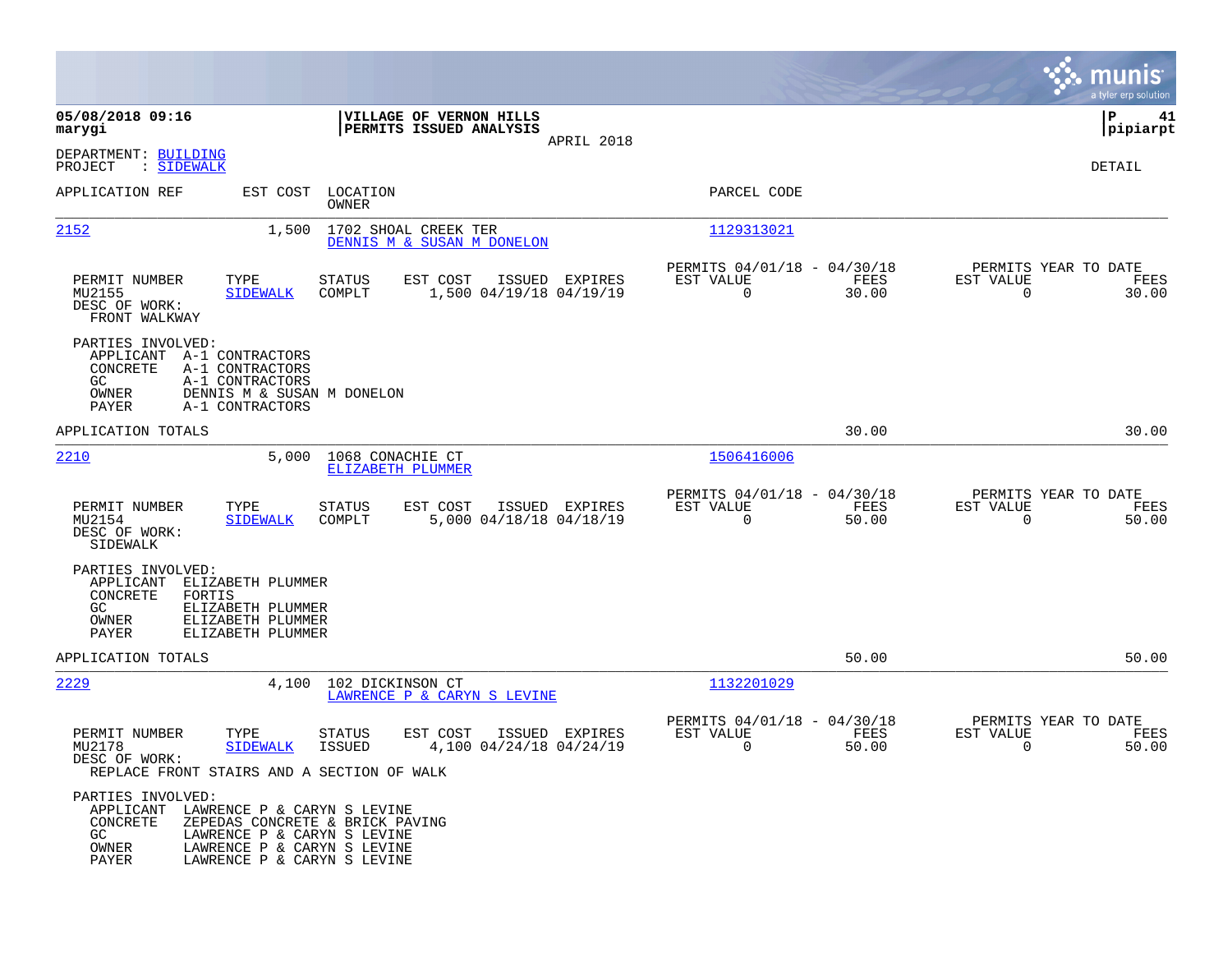**05/08/2018 09:16**
**marygi**

**VILLAGE OF VERNON HILLS**
**PERMITS ISSUED ANALYSIS**
APRIL 2018

**P 41**
**pipiarpt**

DEPARTMENT: BUILDING
PROJECT : SIDEWALK

DETAIL

| APPLICATION REF | EST COST | LOCATION / OWNER | PARCEL CODE |
|---|---|---|---|
| 2152 | 1,500 | 1702 SHOAL CREEK TER / DENNIS M & SUSAN M DONELON | 1129313021 |

| PERMIT NUMBER | TYPE | STATUS | EST COST | ISSUED | EXPIRES | PERMITS 04/01/18 - 04/30/18 EST VALUE | FEES | PERMITS YEAR TO DATE EST VALUE | FEES |
|---|---|---|---|---|---|---|---|---|---|
| MU2155 | SIDEWALK | COMPLT | 1,500 | 04/19/18 | 04/19/19 | 0 | 30.00 | 0 | 30.00 |

DESC OF WORK:
FRONT WALKWAY

PARTIES INVOLVED:
APPLICANT A-1 CONTRACTORS
CONCRETE A-1 CONTRACTORS
GC A-1 CONTRACTORS
OWNER DENNIS M & SUSAN M DONELON
PAYER A-1 CONTRACTORS

APPLICATION TOTALS 30.00 30.00

| APPLICATION REF | EST COST | LOCATION / OWNER | PARCEL CODE |
|---|---|---|---|
| 2210 | 5,000 | 1068 CONACHIE CT / ELIZABETH PLUMMER | 1506416006 |

| PERMIT NUMBER | TYPE | STATUS | EST COST | ISSUED | EXPIRES | PERMITS 04/01/18 - 04/30/18 EST VALUE | FEES | PERMITS YEAR TO DATE EST VALUE | FEES |
|---|---|---|---|---|---|---|---|---|---|
| MU2154 | SIDEWALK | COMPLT | 5,000 | 04/18/18 | 04/18/19 | 0 | 50.00 | 0 | 50.00 |

DESC OF WORK:
SIDEWALK

PARTIES INVOLVED:
APPLICANT ELIZABETH PLUMMER
CONCRETE FORTIS
GC ELIZABETH PLUMMER
OWNER ELIZABETH PLUMMER
PAYER ELIZABETH PLUMMER

APPLICATION TOTALS 50.00 50.00

| APPLICATION REF | EST COST | LOCATION / OWNER | PARCEL CODE |
|---|---|---|---|
| 2229 | 4,100 | 102 DICKINSON CT / LAWRENCE P & CARYN S LEVINE | 1132201029 |

| PERMIT NUMBER | TYPE | STATUS | EST COST | ISSUED | EXPIRES | PERMITS 04/01/18 - 04/30/18 EST VALUE | FEES | PERMITS YEAR TO DATE EST VALUE | FEES |
|---|---|---|---|---|---|---|---|---|---|
| MU2178 | SIDEWALK | ISSUED | 4,100 | 04/24/18 | 04/24/19 | 0 | 50.00 | 0 | 50.00 |

DESC OF WORK:
REPLACE FRONT STAIRS AND A SECTION OF WALK

PARTIES INVOLVED:
APPLICANT LAWRENCE P & CARYN S LEVINE
CONCRETE ZEPEDAS CONCRETE & BRICK PAVING
GC LAWRENCE P & CARYN S LEVINE
OWNER LAWRENCE P & CARYN S LEVINE
PAYER LAWRENCE P & CARYN S LEVINE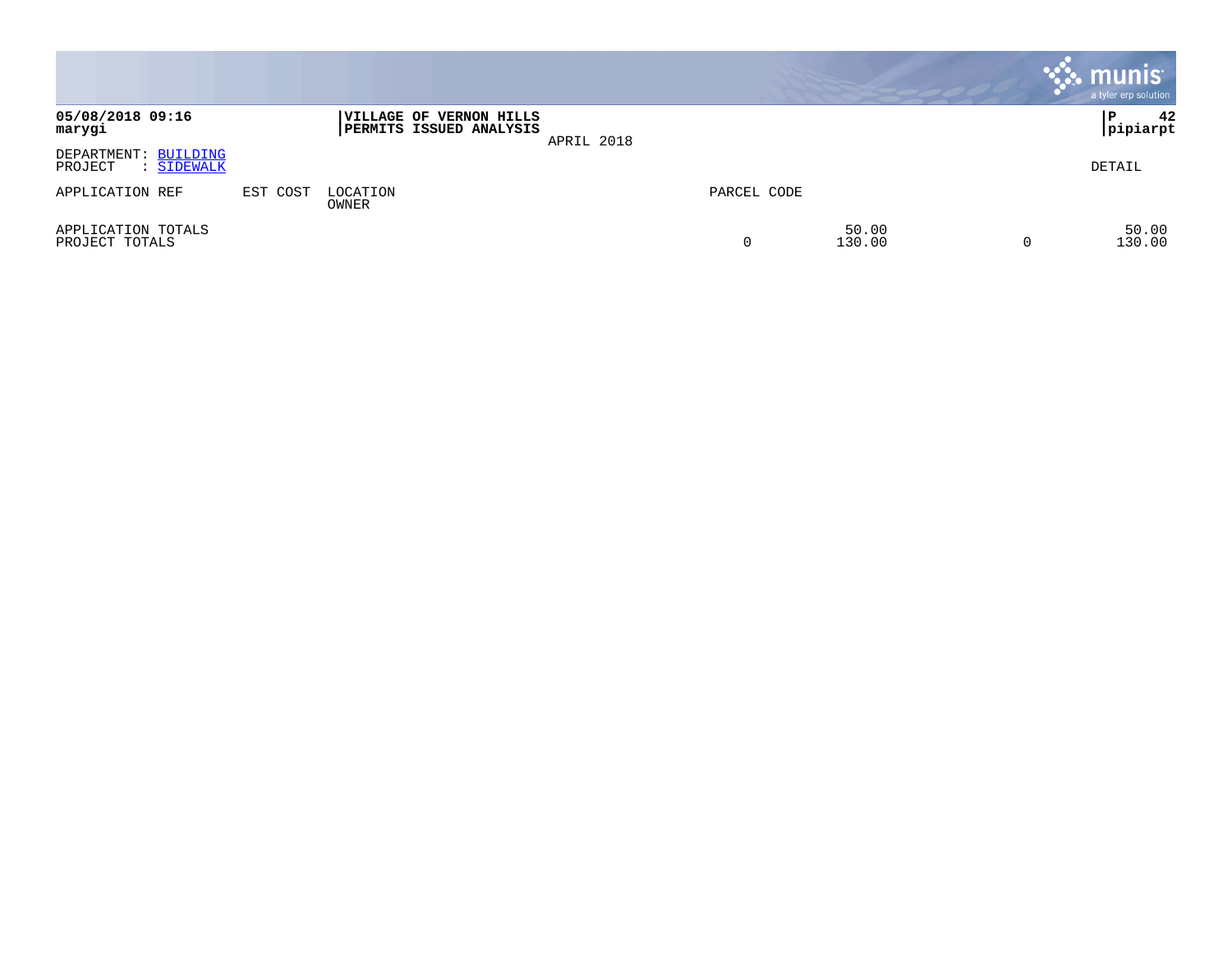**05/08/2018 09:16**
**marygi**

**VILLAGE OF VERNON HILLS**
**PERMITS ISSUED ANALYSIS**

APRIL 2018

**P 42**
**pipiarpt**

DEPARTMENT: BUILDING
PROJECT : SIDEWALK

DETAIL

| APPLICATION REF | EST COST | LOCATION / OWNER | PARCEL CODE | | | |
|---|---|---|---|---|---|---|
| APPLICATION TOTALS | | | | 50.00 | | 50.00 |
| PROJECT TOTALS | | | 0 | 130.00 | 0 | 130.00 |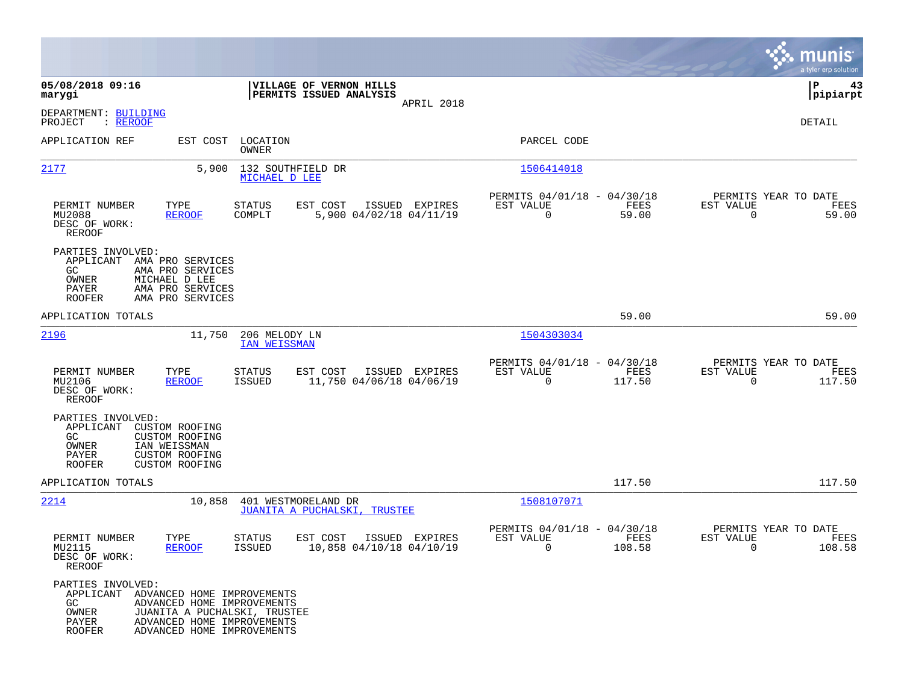**05/08/2018 09:16**
**marygi**

**VILLAGE OF VERNON HILLS**
**PERMITS ISSUED ANALYSIS**
APRIL 2018

**P 43**
**pipiarpt**

DEPARTMENT: BUILDING
PROJECT : REROOF

DETAIL

| APPLICATION REF | EST COST | LOCATION / OWNER | PARCEL CODE |
|---|---|---|---|
| 2177 | 5,900 | 132 SOUTHFIELD DR / MICHAEL D LEE | 1506414018 |

| PERMIT NUMBER | TYPE | STATUS | EST COST | ISSUED | EXPIRES | PERMITS 04/01/18 - 04/30/18 EST VALUE | FEES | PERMITS YEAR TO DATE EST VALUE | FEES |
|---|---|---|---|---|---|---|---|---|---|
| MU2088 | REROOF | COMPLT | 5,900 | 04/02/18 | 04/11/19 | 0 | 59.00 | 0 | 59.00 |

DESC OF WORK:
REROOF

PARTIES INVOLVED:
- APPLICANT AMA PRO SERVICES
- GC AMA PRO SERVICES
- OWNER MICHAEL D LEE
- PAYER AMA PRO SERVICES
- ROOFER AMA PRO SERVICES

APPLICATION TOTALS 59.00 59.00

| APPLICATION REF | EST COST | LOCATION / OWNER | PARCEL CODE |
|---|---|---|---|
| 2196 | 11,750 | 206 MELODY LN / IAN WEISSMAN | 1504303034 |

| PERMIT NUMBER | TYPE | STATUS | EST COST | ISSUED | EXPIRES | PERMITS 04/01/18 - 04/30/18 EST VALUE | FEES | PERMITS YEAR TO DATE EST VALUE | FEES |
|---|---|---|---|---|---|---|---|---|---|
| MU2106 | REROOF | ISSUED | 11,750 | 04/06/18 | 04/06/19 | 0 | 117.50 | 0 | 117.50 |

DESC OF WORK:
REROOF

PARTIES INVOLVED:
- APPLICANT CUSTOM ROOFING
- GC CUSTOM ROOFING
- OWNER IAN WEISSMAN
- PAYER CUSTOM ROOFING
- ROOFER CUSTOM ROOFING

APPLICATION TOTALS 117.50 117.50

| APPLICATION REF | EST COST | LOCATION / OWNER | PARCEL CODE |
|---|---|---|---|
| 2214 | 10,858 | 401 WESTMORELAND DR / JUANITA A PUCHALSKI, TRUSTEE | 1508107071 |

| PERMIT NUMBER | TYPE | STATUS | EST COST | ISSUED | EXPIRES | PERMITS 04/01/18 - 04/30/18 EST VALUE | FEES | PERMITS YEAR TO DATE EST VALUE | FEES |
|---|---|---|---|---|---|---|---|---|---|
| MU2115 | REROOF | ISSUED | 10,858 | 04/10/18 | 04/10/19 | 0 | 108.58 | 0 | 108.58 |

DESC OF WORK:
REROOF

PARTIES INVOLVED:
- APPLICANT ADVANCED HOME IMPROVEMENTS
- GC ADVANCED HOME IMPROVEMENTS
- OWNER JUANITA A PUCHALSKI, TRUSTEE
- PAYER ADVANCED HOME IMPROVEMENTS
- ROOFER ADVANCED HOME IMPROVEMENTS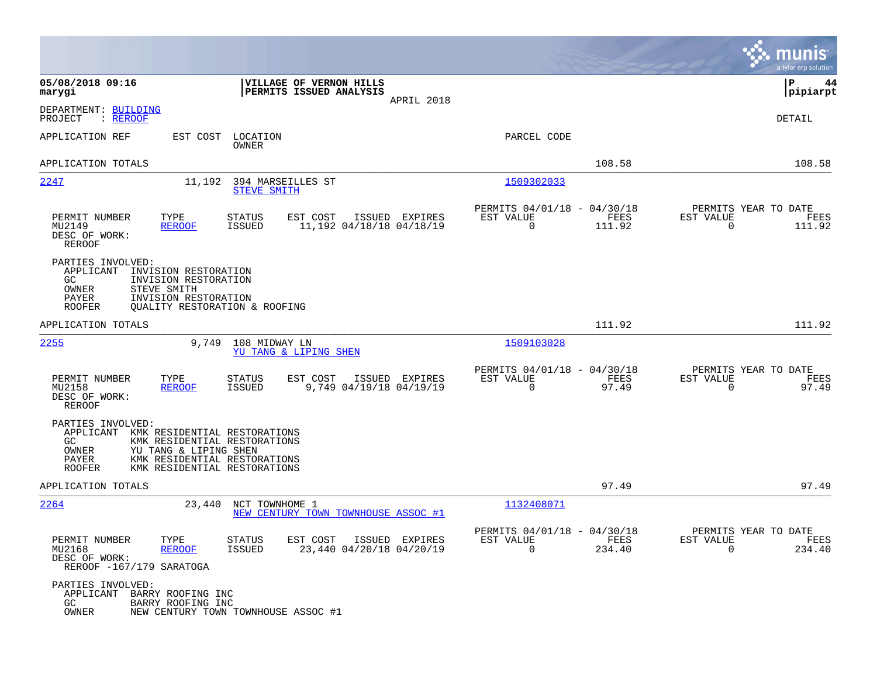**05/08/2018 09:16**
**marygi**

**VILLAGE OF VERNON HILLS**
**PERMITS ISSUED ANALYSIS**
APRIL 2018

**P 44**
**pipiarpt**

DEPARTMENT: BUILDING
PROJECT : REROOF

DETAIL

| APPLICATION REF | EST COST | LOCATION / OWNER | PARCEL CODE | | |
|---|---|---|---|---|---|
| APPLICATION TOTALS | | | | 108.58 | 108.58 |

---

**2247** — 11,192 — 394 MARSEILLES ST — STEVE SMITH — Parcel: 1509302033

| PERMIT NUMBER | TYPE | STATUS | EST COST | ISSUED | EXPIRES | PERMITS 04/01/18 - 04/30/18 EST VALUE | FEES | PERMITS YEAR TO DATE EST VALUE | FEES |
|---|---|---|---|---|---|---|---|---|---|
| MU2149 | REROOF | ISSUED | 11,192 | 04/18/18 | 04/18/19 | 0 | 111.92 | 0 | 111.92 |

DESC OF WORK:
REROOF

PARTIES INVOLVED:
- APPLICANT INVISION RESTORATION
- GC INVISION RESTORATION
- OWNER STEVE SMITH
- PAYER INVISION RESTORATION
- ROOFER QUALITY RESTORATION & ROOFING

APPLICATION TOTALS: 111.92 | 111.92

---

**2255** — 9,749 — 108 MIDWAY LN — YU TANG & LIPING SHEN — Parcel: 1509103028

| PERMIT NUMBER | TYPE | STATUS | EST COST | ISSUED | EXPIRES | PERMITS 04/01/18 - 04/30/18 EST VALUE | FEES | PERMITS YEAR TO DATE EST VALUE | FEES |
|---|---|---|---|---|---|---|---|---|---|
| MU2158 | REROOF | ISSUED | 9,749 | 04/19/18 | 04/19/19 | 0 | 97.49 | 0 | 97.49 |

DESC OF WORK:
REROOF

PARTIES INVOLVED:
- APPLICANT KMK RESIDENTIAL RESTORATIONS
- GC KMK RESIDENTIAL RESTORATIONS
- OWNER YU TANG & LIPING SHEN
- PAYER KMK RESIDENTIAL RESTORATIONS
- ROOFER KMK RESIDENTIAL RESTORATIONS

APPLICATION TOTALS: 97.49 | 97.49

---

**2264** — 23,440 — NCT TOWNHOME 1 — NEW CENTURY TOWN TOWNHOUSE ASSOC #1 — Parcel: 1132408071

| PERMIT NUMBER | TYPE | STATUS | EST COST | ISSUED | EXPIRES | PERMITS 04/01/18 - 04/30/18 EST VALUE | FEES | PERMITS YEAR TO DATE EST VALUE | FEES |
|---|---|---|---|---|---|---|---|---|---|
| MU2168 | REROOF | ISSUED | 23,440 | 04/20/18 | 04/20/19 | 0 | 234.40 | 0 | 234.40 |

DESC OF WORK:
REROOF -167/179 SARATOGA

PARTIES INVOLVED:
- APPLICANT BARRY ROOFING INC
- GC BARRY ROOFING INC
- OWNER NEW CENTURY TOWN TOWNHOUSE ASSOC #1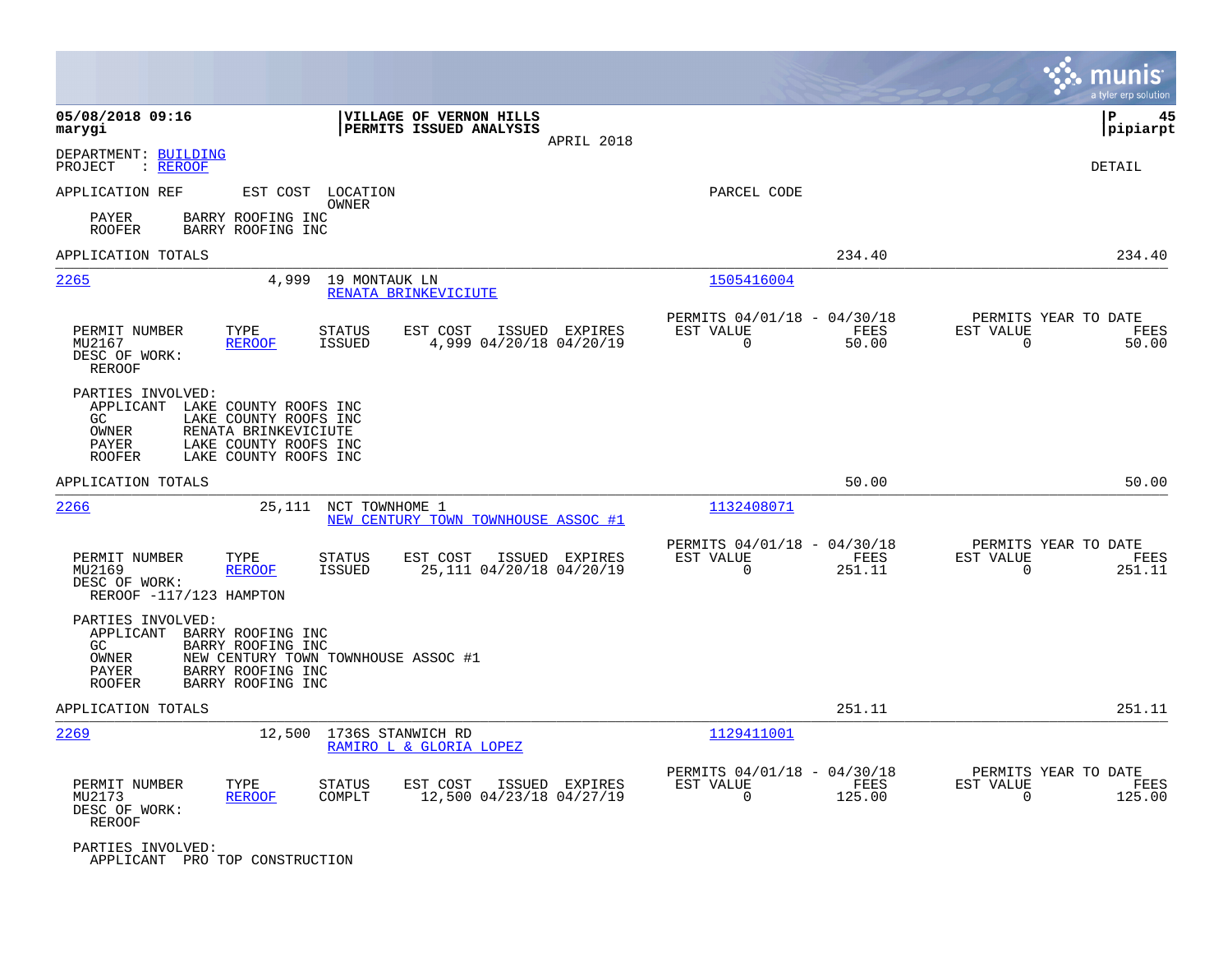**05/08/2018 09:16**
**marygi**

**VILLAGE OF VERNON HILLS**
**PERMITS ISSUED ANALYSIS**
APRIL 2018

**P 45**
**pipiarpt**

DEPARTMENT: BUILDING
PROJECT : REROOF

DETAIL

| APPLICATION REF | EST COST | LOCATION / OWNER | PARCEL CODE |
|---|---|---|---|

PAYER BARRY ROOFING INC
ROOFER BARRY ROOFING INC

APPLICATION TOTALS 234.40 234.40

---

**2265** 4,999 19 MONTAUK LN
RENATA BRINKEVICIUTE
Parcel: 1505416004

| PERMIT NUMBER | TYPE | STATUS | EST COST | ISSUED | EXPIRES | PERMITS 04/01/18 - 04/30/18 EST VALUE | FEES | PERMITS YEAR TO DATE EST VALUE | FEES |
|---|---|---|---|---|---|---|---|---|---|
| MU2167 | REROOF | ISSUED | 4,999 | 04/20/18 | 04/20/19 | 0 | 50.00 | 0 | 50.00 |

DESC OF WORK:
REROOF

PARTIES INVOLVED:
APPLICANT LAKE COUNTY ROOFS INC
GC LAKE COUNTY ROOFS INC
OWNER RENATA BRINKEVICIUTE
PAYER LAKE COUNTY ROOFS INC
ROOFER LAKE COUNTY ROOFS INC

APPLICATION TOTALS 50.00 50.00

---

**2266** 25,111 NCT TOWNHOME 1
NEW CENTURY TOWN TOWNHOUSE ASSOC #1
Parcel: 1132408071

| PERMIT NUMBER | TYPE | STATUS | EST COST | ISSUED | EXPIRES | PERMITS 04/01/18 - 04/30/18 EST VALUE | FEES | PERMITS YEAR TO DATE EST VALUE | FEES |
|---|---|---|---|---|---|---|---|---|---|
| MU2169 | REROOF | ISSUED | 25,111 | 04/20/18 | 04/20/19 | 0 | 251.11 | 0 | 251.11 |

DESC OF WORK:
REROOF -117/123 HAMPTON

PARTIES INVOLVED:
APPLICANT BARRY ROOFING INC
GC BARRY ROOFING INC
OWNER NEW CENTURY TOWN TOWNHOUSE ASSOC #1
PAYER BARRY ROOFING INC
ROOFER BARRY ROOFING INC

APPLICATION TOTALS 251.11 251.11

---

**2269** 12,500 1736S STANWICH RD
RAMIRO L & GLORIA LOPEZ
Parcel: 1129411001

| PERMIT NUMBER | TYPE | STATUS | EST COST | ISSUED | EXPIRES | PERMITS 04/01/18 - 04/30/18 EST VALUE | FEES | PERMITS YEAR TO DATE EST VALUE | FEES |
|---|---|---|---|---|---|---|---|---|---|
| MU2173 | REROOF | COMPLT | 12,500 | 04/23/18 | 04/27/19 | 0 | 125.00 | 0 | 125.00 |

DESC OF WORK:
REROOF

PARTIES INVOLVED:
APPLICANT PRO TOP CONSTRUCTION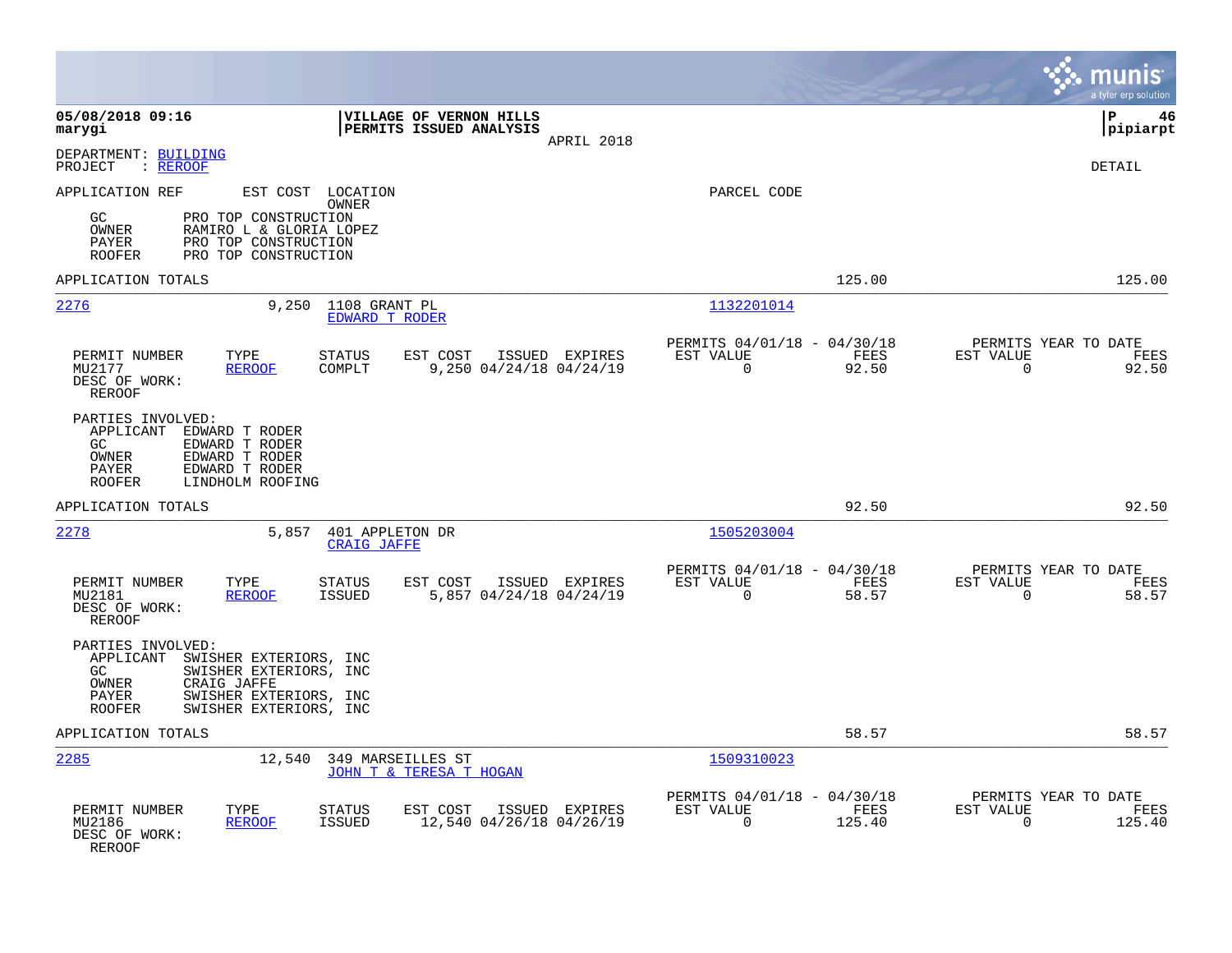**05/08/2018 09:16**
**marygi**

**VILLAGE OF VERNON HILLS**
**PERMITS ISSUED ANALYSIS**
APRIL 2018

**P 46**
**pipiarpt**

DEPARTMENT: BUILDING
PROJECT : REROOF

DETAIL

APPLICATION REF — EST COST — LOCATION / OWNER — PARCEL CODE

| Role | Party |
|---|---|
| GC | PRO TOP CONSTRUCTION |
| OWNER | RAMIRO L & GLORIA LOPEZ |
| PAYER | PRO TOP CONSTRUCTION |
| ROOFER | PRO TOP CONSTRUCTION |

APPLICATION TOTALS — 125.00 — 125.00

---

**2276** — 9,250 — 1108 GRANT PL — EDWARD T RODER — 1132201014

| PERMIT NUMBER | TYPE | STATUS | EST COST | ISSUED | EXPIRES | PERMITS 04/01/18 - 04/30/18 EST VALUE | FEES | PERMITS YEAR TO DATE EST VALUE | FEES |
|---|---|---|---|---|---|---|---|---|---|
| MU2177 | REROOF | COMPLT | 9,250 | 04/24/18 | 04/24/19 | 0 | 92.50 | 0 | 92.50 |

DESC OF WORK:
REROOF

PARTIES INVOLVED:

| Role | Party |
|---|---|
| APPLICANT | EDWARD T RODER |
| GC | EDWARD T RODER |
| OWNER | EDWARD T RODER |
| PAYER | EDWARD T RODER |
| ROOFER | LINDHOLM ROOFING |

APPLICATION TOTALS — 92.50 — 92.50

---

**2278** — 5,857 — 401 APPLETON DR — CRAIG JAFFE — 1505203004

| PERMIT NUMBER | TYPE | STATUS | EST COST | ISSUED | EXPIRES | PERMITS 04/01/18 - 04/30/18 EST VALUE | FEES | PERMITS YEAR TO DATE EST VALUE | FEES |
|---|---|---|---|---|---|---|---|---|---|
| MU2181 | REROOF | ISSUED | 5,857 | 04/24/18 | 04/24/19 | 0 | 58.57 | 0 | 58.57 |

DESC OF WORK:
REROOF

PARTIES INVOLVED:

| Role | Party |
|---|---|
| APPLICANT | SWISHER EXTERIORS, INC |
| GC | SWISHER EXTERIORS, INC |
| OWNER | CRAIG JAFFE |
| PAYER | SWISHER EXTERIORS, INC |
| ROOFER | SWISHER EXTERIORS, INC |

APPLICATION TOTALS — 58.57 — 58.57

---

**2285** — 12,540 — 349 MARSEILLES ST — JOHN T & TERESA T HOGAN — 1509310023

| PERMIT NUMBER | TYPE | STATUS | EST COST | ISSUED | EXPIRES | PERMITS 04/01/18 - 04/30/18 EST VALUE | FEES | PERMITS YEAR TO DATE EST VALUE | FEES |
|---|---|---|---|---|---|---|---|---|---|
| MU2186 | REROOF | ISSUED | 12,540 | 04/26/18 | 04/26/19 | 0 | 125.40 | 0 | 125.40 |

DESC OF WORK:
REROOF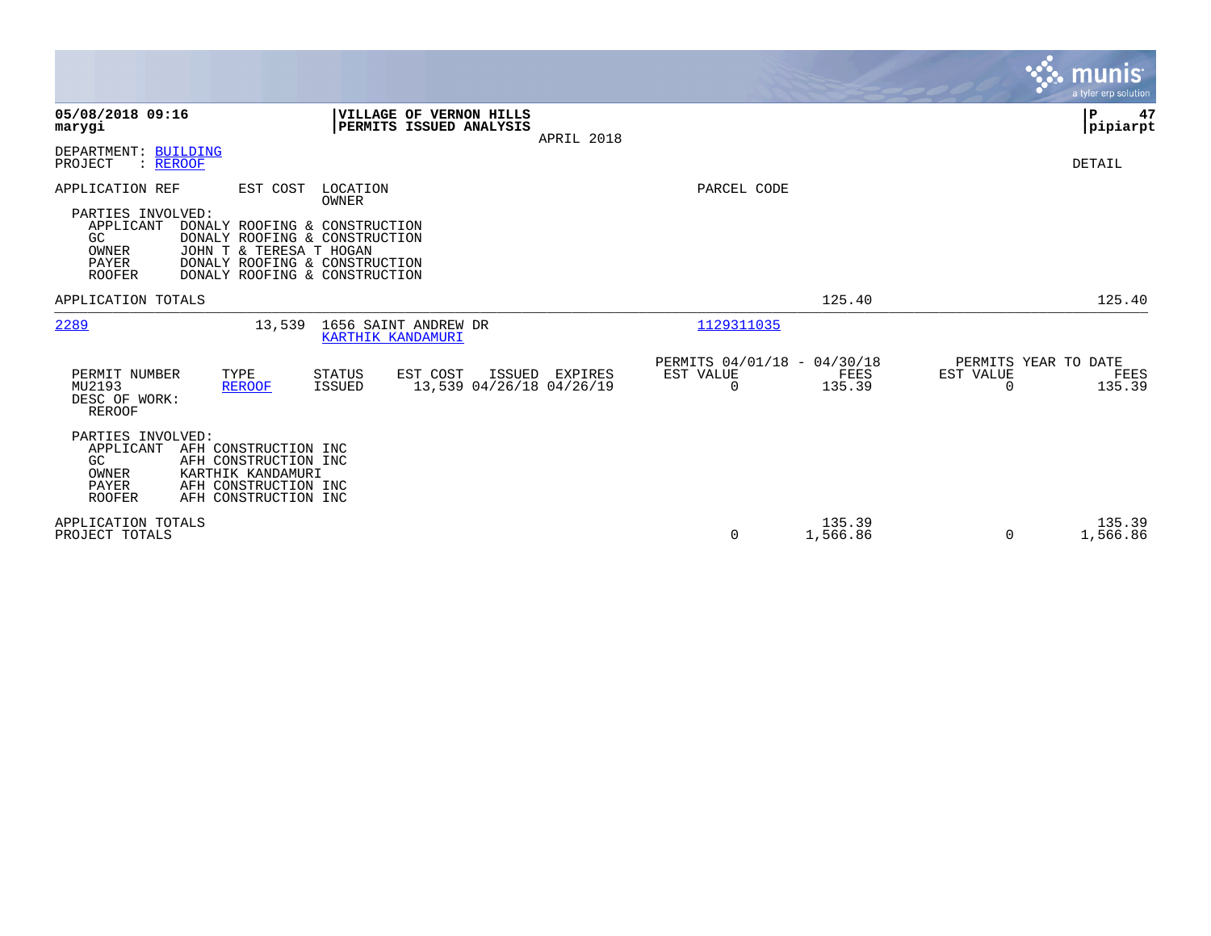**VILLAGE OF VERNON HILLS**
**PERMITS ISSUED ANALYSIS**
APRIL 2018

05/08/2018 09:16
marygi

P 47
pipiarpt

DEPARTMENT: BUILDING
PROJECT : REROOF

DETAIL

APPLICATION REF | EST COST | LOCATION / OWNER | PARCEL CODE

PARTIES INVOLVED:
- APPLICANT DONALY ROOFING & CONSTRUCTION
- GC DONALY ROOFING & CONSTRUCTION
- OWNER JOHN T & TERESA T HOGAN
- PAYER DONALY ROOFING & CONSTRUCTION
- ROOFER DONALY ROOFING & CONSTRUCTION

APPLICATION TOTALS — 125.40 — 125.40

---

**2289** — 13,539 — 1656 SAINT ANDREW DR — KARTHIK KANDAMURI — 1129311035

| PERMIT NUMBER | TYPE | STATUS | EST COST | ISSUED | EXPIRES | PERMITS 04/01/18 - 04/30/18 EST VALUE | FEES | PERMITS YEAR TO DATE EST VALUE | FEES |
|---|---|---|---|---|---|---|---|---|---|
| MU2193 | REROOF | ISSUED | 13,539 | 04/26/18 | 04/26/19 | 0 | 135.39 | 0 | 135.39 |

DESC OF WORK:
REROOF

PARTIES INVOLVED:
- APPLICANT AFH CONSTRUCTION INC
- GC AFH CONSTRUCTION INC
- OWNER KARTHIK KANDAMURI
- PAYER AFH CONSTRUCTION INC
- ROOFER AFH CONSTRUCTION INC

| | EST VALUE | FEES | YTD EST VALUE | YTD FEES |
|---|---|---|---|---|
| APPLICATION TOTALS | | 135.39 | | 135.39 |
| PROJECT TOTALS | 0 | 1,566.86 | 0 | 1,566.86 |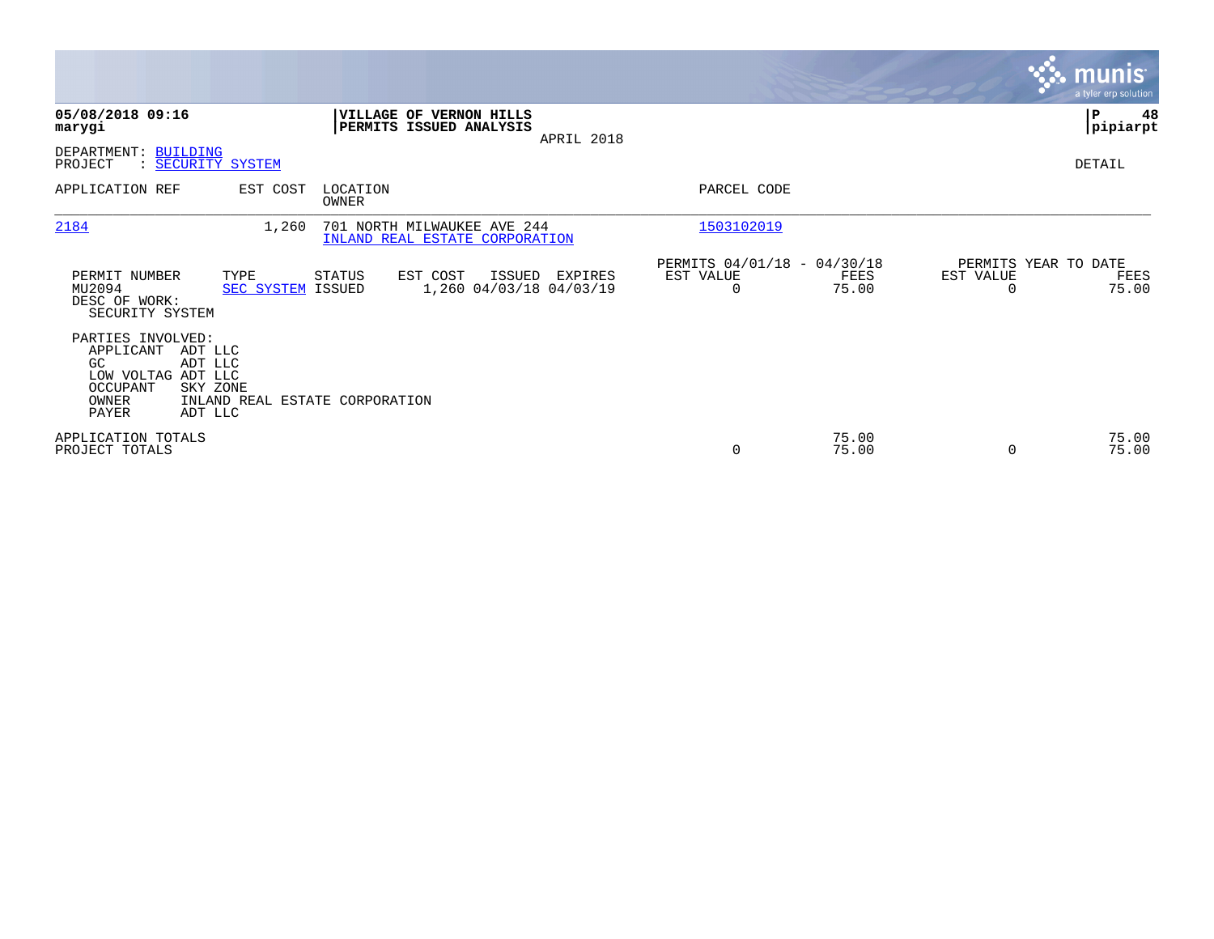**05/08/2018 09:16**
**marygi**

**VILLAGE OF VERNON HILLS**
**PERMITS ISSUED ANALYSIS**
APRIL 2018

**pipiarpt**

DEPARTMENT: BUILDING
PROJECT : SECURITY SYSTEM

DETAIL

| APPLICATION REF | EST COST | LOCATION / OWNER | PARCEL CODE |
|---|---|---|---|
| 2184 | 1,260 | 701 NORTH MILWAUKEE AVE 244 / INLAND REAL ESTATE CORPORATION | 1503102019 |

| PERMIT NUMBER | TYPE | STATUS | EST COST | ISSUED | EXPIRES | PERMITS 04/01/18 - 04/30/18 EST VALUE | FEES | PERMITS YEAR TO DATE EST VALUE | FEES |
|---|---|---|---|---|---|---|---|---|---|
| MU2094 | SEC SYSTEM | ISSUED | 1,260 | 04/03/18 | 04/03/19 | 0 | 75.00 | 0 | 75.00 |

DESC OF WORK:
SECURITY SYSTEM

PARTIES INVOLVED:

| Role | Name |
|---|---|
| APPLICANT | ADT LLC |
| GC | ADT LLC |
| LOW VOLTAG | ADT LLC |
| OCCUPANT | SKY ZONE |
| OWNER | INLAND REAL ESTATE CORPORATION |
| PAYER | ADT LLC |

| | PERMITS 04/01/18 - 04/30/18 EST VALUE | FEES | PERMITS YEAR TO DATE EST VALUE | FEES |
|---|---|---|---|---|
| APPLICATION TOTALS | | 75.00 | | 75.00 |
| PROJECT TOTALS | 0 | 75.00 | 0 | 75.00 |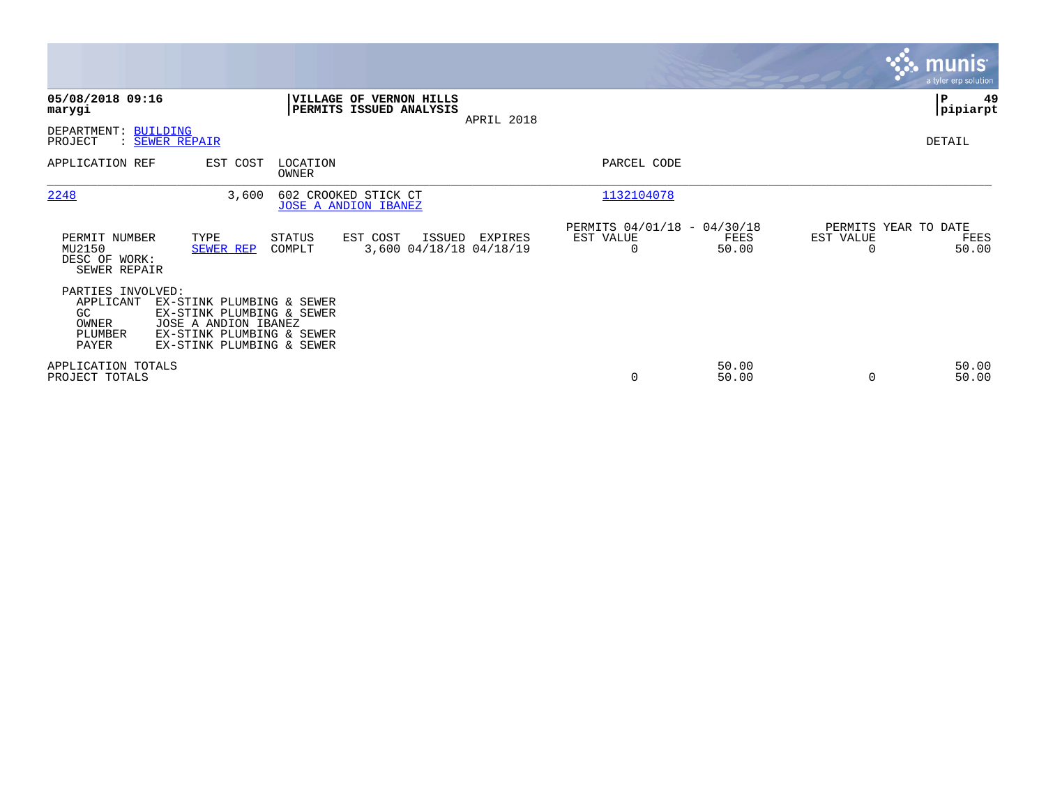**05/08/2018 09:16**
**marygi**

**VILLAGE OF VERNON HILLS**
**PERMITS ISSUED ANALYSIS**
APRIL 2018

**P 49**
**pipiarpt**

DEPARTMENT: BUILDING
PROJECT : SEWER REPAIR

DETAIL

| APPLICATION REF | EST COST | LOCATION / OWNER | PARCEL CODE |
|---|---|---|---|
| 2248 | 3,600 | 602 CROOKED STICK CT / JOSE A ANDION IBANEZ | 1132104078 |

| PERMIT NUMBER | TYPE | STATUS | EST COST | ISSUED | EXPIRES | PERMITS 04/01/18 - 04/30/18 EST VALUE | FEES | PERMITS YEAR TO DATE EST VALUE | FEES |
|---|---|---|---|---|---|---|---|---|---|
| MU2150 | SEWER REP | COMPLT | 3,600 | 04/18/18 | 04/18/19 | 0 | 50.00 | 0 | 50.00 |

DESC OF WORK:
SEWER REPAIR

PARTIES INVOLVED:

| | |
|---|---|
| APPLICANT | EX-STINK PLUMBING & SEWER |
| GC | EX-STINK PLUMBING & SEWER |
| OWNER | JOSE A ANDION IBANEZ |
| PLUMBER | EX-STINK PLUMBING & SEWER |
| PAYER | EX-STINK PLUMBING & SEWER |

| | EST VALUE | FEES | EST VALUE | FEES |
|---|---|---|---|---|
| APPLICATION TOTALS | | 50.00 | | 50.00 |
| PROJECT TOTALS | 0 | 50.00 | 0 | 50.00 |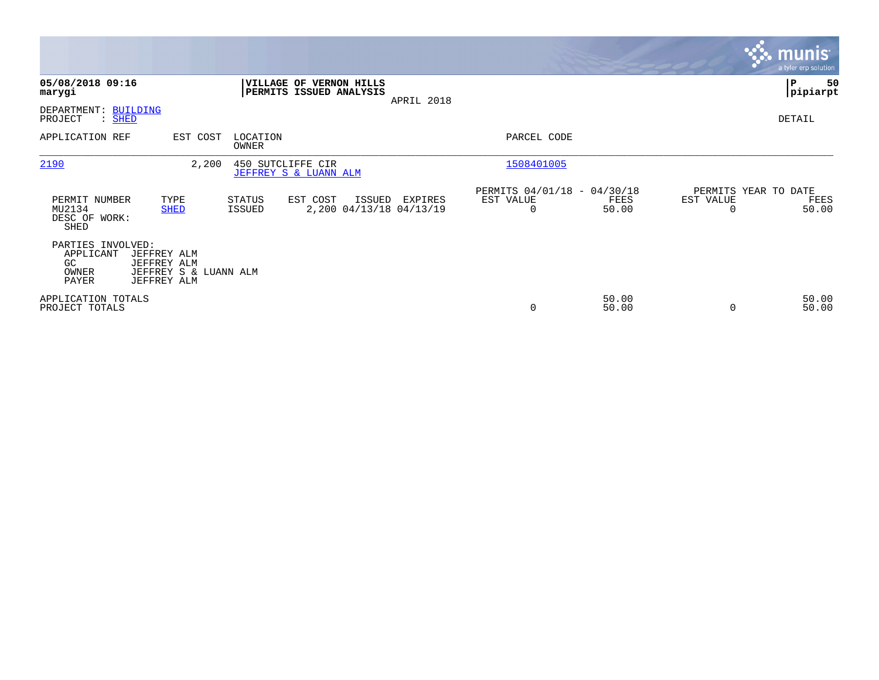**05/08/2018 09:16**
**marygi**

**VILLAGE OF VERNON HILLS**
**PERMITS ISSUED ANALYSIS**
APRIL 2018

**P 50**
**pipiarpt**

DEPARTMENT: BUILDING
PROJECT : SHED

DETAIL

| APPLICATION REF | EST COST | LOCATION / OWNER | PARCEL CODE |
|---|---|---|---|
| 2190 | 2,200 | 450 SUTCLIFFE CIR / JEFFREY S & LUANN ALM | 1508401005 |

| PERMIT NUMBER | TYPE | STATUS | EST COST | ISSUED | EXPIRES | PERMITS 04/01/18 - 04/30/18 EST VALUE | PERMITS 04/01/18 - 04/30/18 FEES | PERMITS YEAR TO DATE EST VALUE | PERMITS YEAR TO DATE FEES |
|---|---|---|---|---|---|---|---|---|---|
| MU2134 | SHED | ISSUED | 2,200 | 04/13/18 | 04/13/19 | 0 | 50.00 | 0 | 50.00 |

DESC OF WORK:
SHED

PARTIES INVOLVED:
APPLICANT JEFFREY ALM
GC JEFFREY ALM
OWNER JEFFREY S & LUANN ALM
PAYER JEFFREY ALM

| | EST VALUE | FEES | YTD EST VALUE | YTD FEES |
|---|---|---|---|---|
| APPLICATION TOTALS | | 50.00 | | 50.00 |
| PROJECT TOTALS | 0 | 50.00 | 0 | 50.00 |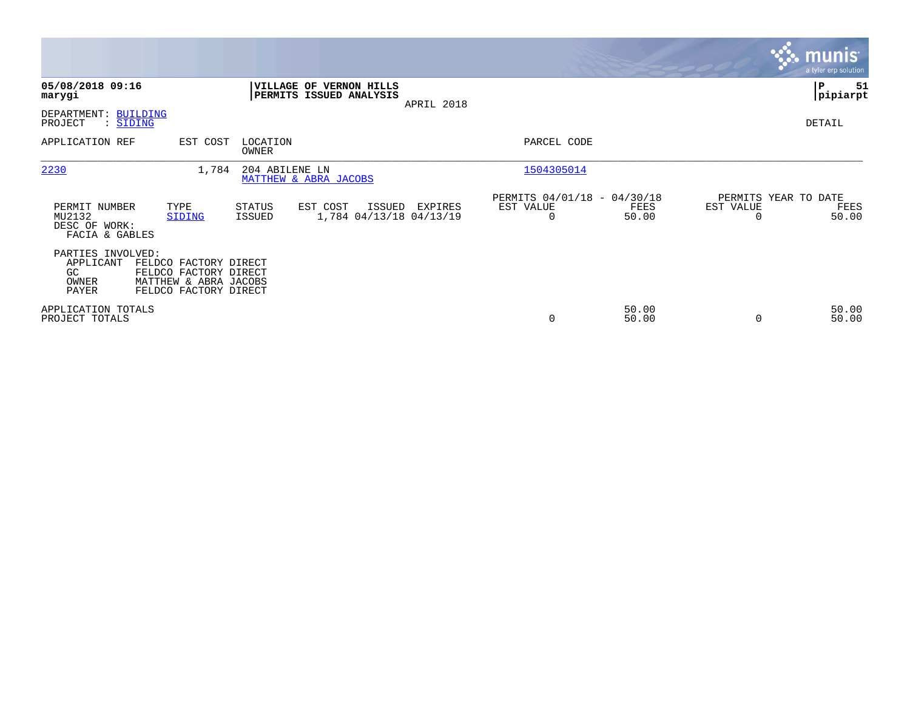**05/08/2018 09:16**
**marygi**

**VILLAGE OF VERNON HILLS**
**PERMITS ISSUED ANALYSIS**
APRIL 2018

**P 51**
**pipiarpt**

DEPARTMENT: BUILDING
PROJECT : SIDING

DETAIL

| APPLICATION REF | EST COST | LOCATION / OWNER | PARCEL CODE |
|---|---|---|---|
| 2230 | 1,784 | 204 ABILENE LN<br>MATTHEW & ABRA JACOBS | 1504305014 |

| PERMIT NUMBER | TYPE | STATUS | EST COST | ISSUED | EXPIRES | PERMITS 04/01/18 - 04/30/18 EST VALUE | FEES | PERMITS YEAR TO DATE EST VALUE | FEES |
|---|---|---|---|---|---|---|---|---|---|
| MU2132 | SIDING | ISSUED | 1,784 | 04/13/18 | 04/13/19 | 0 | 50.00 | 0 | 50.00 |

DESC OF WORK:
FACIA & GABLES

PARTIES INVOLVED:
APPLICANT FELDCO FACTORY DIRECT
GC FELDCO FACTORY DIRECT
OWNER MATTHEW & ABRA JACOBS
PAYER FELDCO FACTORY DIRECT

| | EST VALUE | FEES | EST VALUE | FEES |
|---|---|---|---|---|
| APPLICATION TOTALS | | 50.00 | | 50.00 |
| PROJECT TOTALS | 0 | 50.00 | 0 | 50.00 |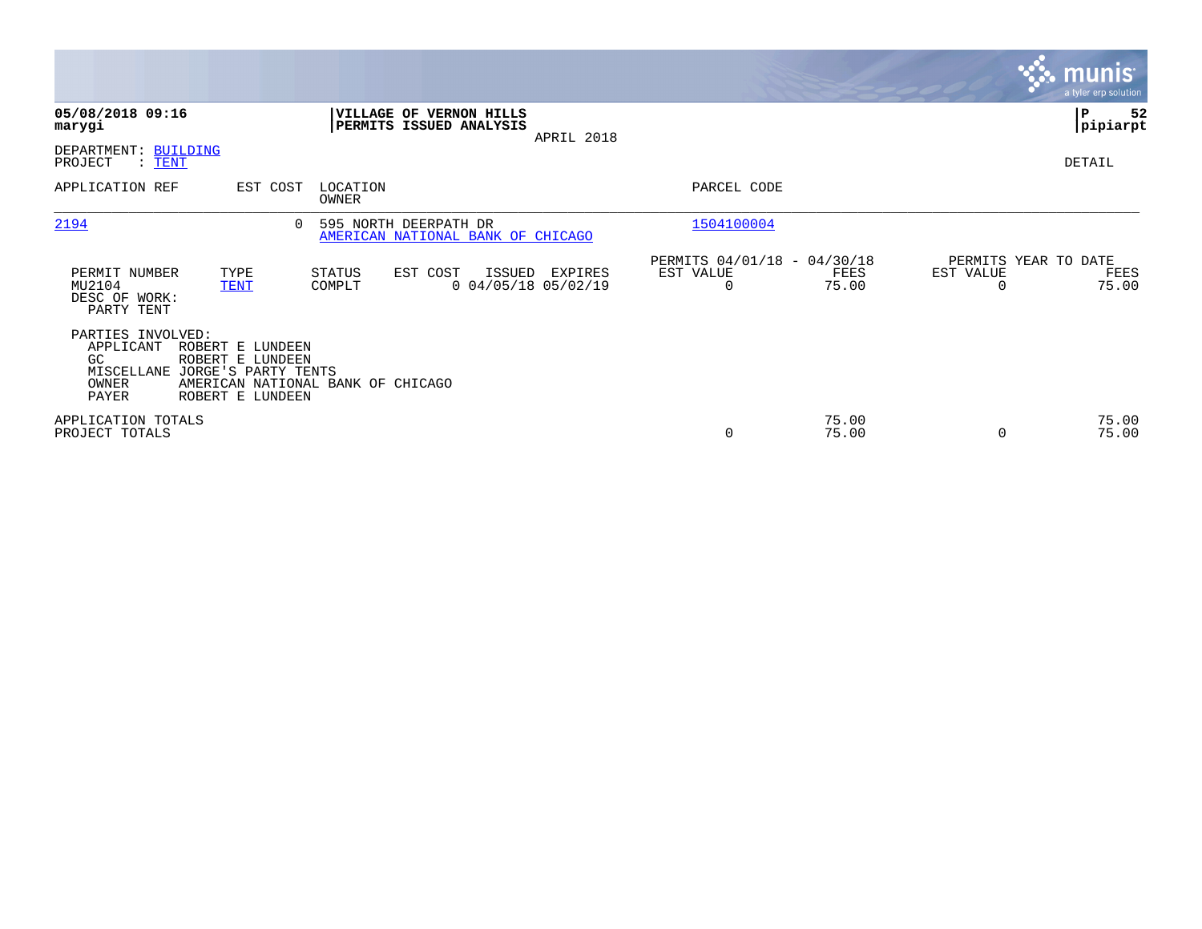**05/08/2018 09:16**
**marygi**

**VILLAGE OF VERNON HILLS**
**PERMITS ISSUED ANALYSIS**
APRIL 2018

**P 52**
**pipiarpt**

DEPARTMENT: BUILDING
PROJECT : TENT

DETAIL

| APPLICATION REF | EST COST | LOCATION / OWNER | PARCEL CODE |
|---|---|---|---|
| 2194 | 0 | 595 NORTH DEERPATH DR / AMERICAN NATIONAL BANK OF CHICAGO | 1504100004 |

| PERMIT NUMBER | TYPE | STATUS | EST COST | ISSUED | EXPIRES | PERMITS 04/01/18 - 04/30/18 EST VALUE | FEES | PERMITS YEAR TO DATE EST VALUE | FEES |
|---|---|---|---|---|---|---|---|---|---|
| MU2104 | TENT | COMPLT | 0 | 04/05/18 | 05/02/19 | 0 | 75.00 | 0 | 75.00 |

DESC OF WORK:
PARTY TENT

PARTIES INVOLVED:

| Role | Name |
|---|---|
| APPLICANT | ROBERT E LUNDEEN |
| GC | ROBERT E LUNDEEN |
| MISCELLANE | JORGE'S PARTY TENTS |
| OWNER | AMERICAN NATIONAL BANK OF CHICAGO |
| PAYER | ROBERT E LUNDEEN |

| | EST VALUE | FEES | YTD EST VALUE | YTD FEES |
|---|---|---|---|---|
| APPLICATION TOTALS | | 75.00 | | 75.00 |
| PROJECT TOTALS | 0 | 75.00 | 0 | 75.00 |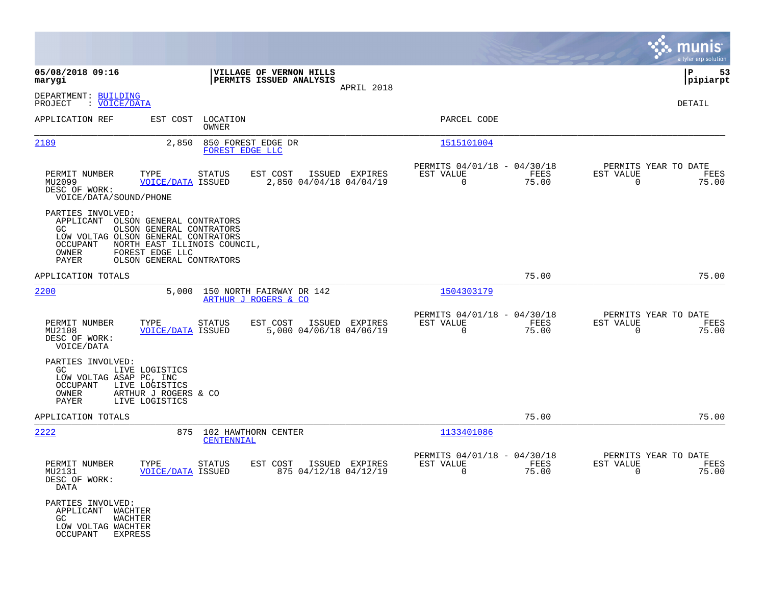**05/08/2018 09:16**
**marygi**

**VILLAGE OF VERNON HILLS**
**PERMITS ISSUED ANALYSIS**
APRIL 2018

**P 53**
**pipiarpt**

DEPARTMENT: BUILDING
PROJECT : VOICE/DATA

DETAIL

| APPLICATION REF | EST COST | LOCATION / OWNER | PARCEL CODE |
|---|---|---|---|
| 2189 | 2,850 | 850 FOREST EDGE DR / FOREST EDGE LLC | 1515101004 |

| PERMIT NUMBER | TYPE | STATUS | EST COST | ISSUED | EXPIRES | PERMITS 04/01/18 - 04/30/18 EST VALUE | FEES | PERMITS YEAR TO DATE EST VALUE | FEES |
|---|---|---|---|---|---|---|---|---|---|
| MU2099 | VOICE/DATA | ISSUED | 2,850 | 04/04/18 | 04/04/19 | 0 | 75.00 | 0 | 75.00 |

DESC OF WORK:
VOICE/DATA/SOUND/PHONE

PARTIES INVOLVED:
- APPLICANT OLSON GENERAL CONTRATORS
- GC OLSON GENERAL CONTRATORS
- LOW VOLTAG OLSON GENERAL CONTRATORS
- OCCUPANT NORTH EAST ILLINOIS COUNCIL,
- OWNER FOREST EDGE LLC
- PAYER OLSON GENERAL CONTRATORS

APPLICATION TOTALS 75.00 75.00

| APPLICATION REF | EST COST | LOCATION / OWNER | PARCEL CODE |
|---|---|---|---|
| 2200 | 5,000 | 150 NORTH FAIRWAY DR 142 / ARTHUR J ROGERS & CO | 1504303179 |

| PERMIT NUMBER | TYPE | STATUS | EST COST | ISSUED | EXPIRES | PERMITS 04/01/18 - 04/30/18 EST VALUE | FEES | PERMITS YEAR TO DATE EST VALUE | FEES |
|---|---|---|---|---|---|---|---|---|---|
| MU2108 | VOICE/DATA | ISSUED | 5,000 | 04/06/18 | 04/06/19 | 0 | 75.00 | 0 | 75.00 |

DESC OF WORK:
VOICE/DATA

PARTIES INVOLVED:
- GC LIVE LOGISTICS
- LOW VOLTAG ASAP PC, INC
- OCCUPANT LIVE LOGISTICS
- OWNER ARTHUR J ROGERS & CO
- PAYER LIVE LOGISTICS

APPLICATION TOTALS 75.00 75.00

| APPLICATION REF | EST COST | LOCATION / OWNER | PARCEL CODE |
|---|---|---|---|
| 2222 | 875 | 102 HAWTHORN CENTER / CENTENNIAL | 1133401086 |

| PERMIT NUMBER | TYPE | STATUS | EST COST | ISSUED | EXPIRES | PERMITS 04/01/18 - 04/30/18 EST VALUE | FEES | PERMITS YEAR TO DATE EST VALUE | FEES |
|---|---|---|---|---|---|---|---|---|---|
| MU2131 | VOICE/DATA | ISSUED | 875 | 04/12/18 | 04/12/19 | 0 | 75.00 | 0 | 75.00 |

DESC OF WORK:
DATA

PARTIES INVOLVED:
- APPLICANT WACHTER
- GC WACHTER
- LOW VOLTAG WACHTER
- OCCUPANT EXPRESS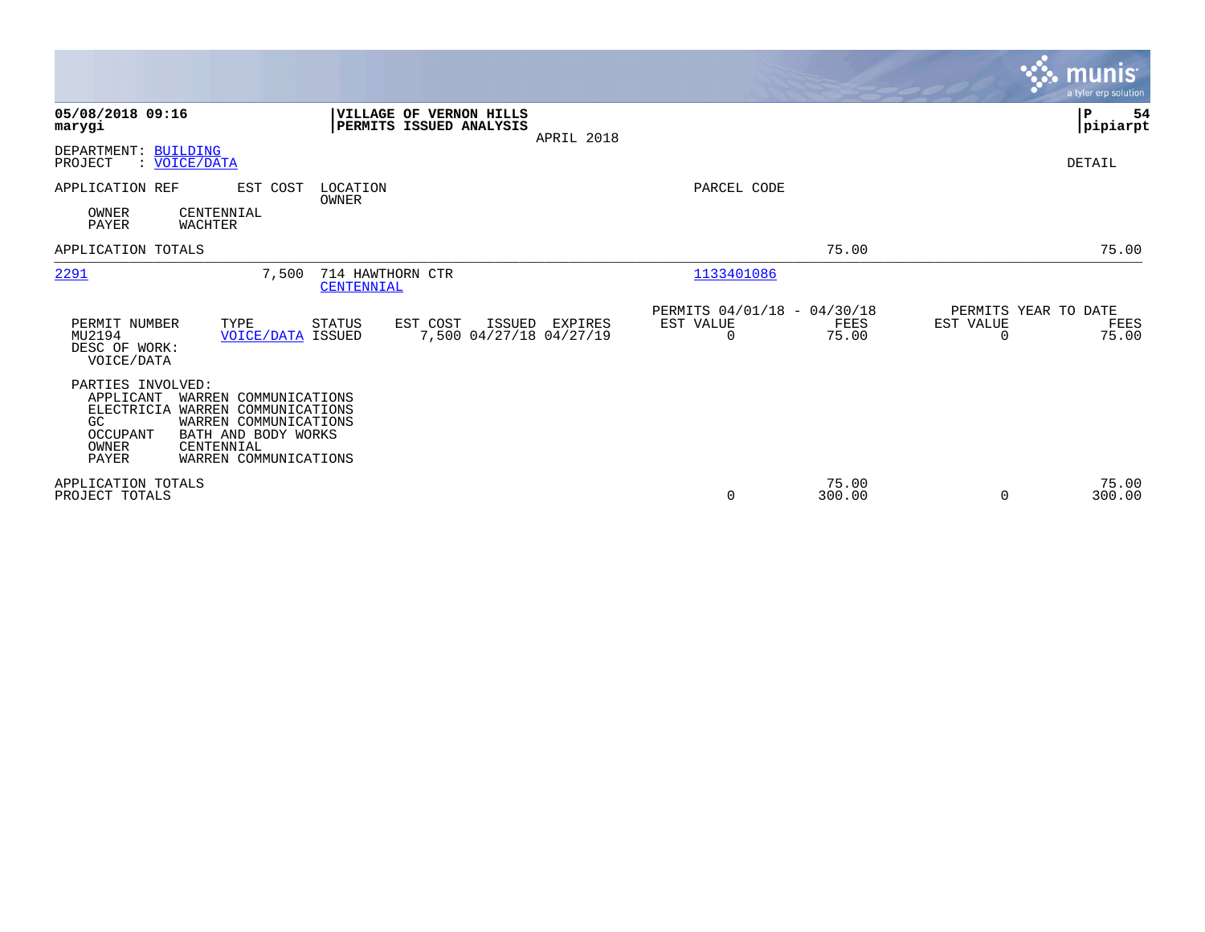**05/08/2018 09:16**
**marygi**

**VILLAGE OF VERNON HILLS**
**PERMITS ISSUED ANALYSIS**

APRIL 2018

**P 54**
**pipiarpt**

DEPARTMENT: BUILDING
PROJECT : VOICE/DATA

DETAIL

APPLICATION REF | EST COST | LOCATION OWNER | PARCEL CODE

OWNER CENTENNIAL
PAYER WACHTER

APPLICATION TOTALS 75.00 75.00

| APPLICATION REF | EST COST | LOCATION / OWNER | PARCEL CODE |
|---|---|---|---|
| 2291 | 7,500 | 714 HAWTHORN CTR / CENTENNIAL | 1133401086 |

| PERMIT NUMBER | TYPE | STATUS | EST COST | ISSUED | EXPIRES | PERMITS 04/01/18 - 04/30/18 EST VALUE | FEES | PERMITS YEAR TO DATE EST VALUE | FEES |
|---|---|---|---|---|---|---|---|---|---|
| MU2194 | VOICE/DATA | ISSUED | 7,500 | 04/27/18 | 04/27/19 | 0 | 75.00 | 0 | 75.00 |

DESC OF WORK:
VOICE/DATA

PARTIES INVOLVED:

| ROLE | NAME |
|---|---|
| APPLICANT | WARREN COMMUNICATIONS |
| ELECTRICIA | WARREN COMMUNICATIONS |
| GC | WARREN COMMUNICATIONS |
| OCCUPANT | BATH AND BODY WORKS |
| OWNER | CENTENNIAL |
| PAYER | WARREN COMMUNICATIONS |

| | EST VALUE | FEES | YTD EST VALUE | YTD FEES |
|---|---|---|---|---|
| APPLICATION TOTALS | | 75.00 | | 75.00 |
| PROJECT TOTALS | 0 | 300.00 | 0 | 300.00 |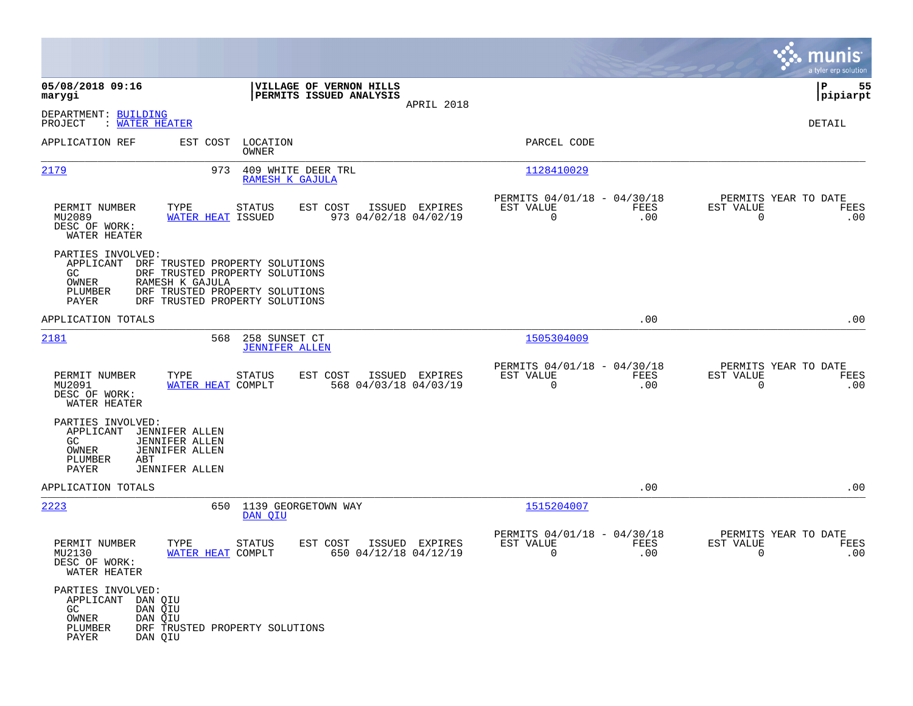**05/08/2018 09:16**
**marygi**

**VILLAGE OF VERNON HILLS**
**PERMITS ISSUED ANALYSIS**
APRIL 2018

**P 55**
**pipiarpt**

DEPARTMENT: BUILDING
PROJECT : WATER HEATER

DETAIL

| APPLICATION REF | EST COST | LOCATION / OWNER | PARCEL CODE |
|---|---|---|---|
| 2179 | 973 | 409 WHITE DEER TRL / RAMESH K GAJULA | 1128410029 |

| PERMIT NUMBER | TYPE | STATUS | EST COST | ISSUED | EXPIRES | PERMITS 04/01/18 - 04/30/18 EST VALUE | FEES | PERMITS YEAR TO DATE EST VALUE | FEES |
|---|---|---|---|---|---|---|---|---|---|
| MU2089 | WATER HEAT | ISSUED | 973 | 04/02/18 | 04/02/19 | 0 | .00 | 0 | .00 |

DESC OF WORK:
WATER HEATER

PARTIES INVOLVED:
APPLICANT DRF TRUSTED PROPERTY SOLUTIONS
GC DRF TRUSTED PROPERTY SOLUTIONS
OWNER RAMESH K GAJULA
PLUMBER DRF TRUSTED PROPERTY SOLUTIONS
PAYER DRF TRUSTED PROPERTY SOLUTIONS

APPLICATION TOTALS .00 .00

| APPLICATION REF | EST COST | LOCATION / OWNER | PARCEL CODE |
|---|---|---|---|
| 2181 | 568 | 258 SUNSET CT / JENNIFER ALLEN | 1505304009 |

| PERMIT NUMBER | TYPE | STATUS | EST COST | ISSUED | EXPIRES | PERMITS 04/01/18 - 04/30/18 EST VALUE | FEES | PERMITS YEAR TO DATE EST VALUE | FEES |
|---|---|---|---|---|---|---|---|---|---|
| MU2091 | WATER HEAT | COMPLT | 568 | 04/03/18 | 04/03/19 | 0 | .00 | 0 | .00 |

DESC OF WORK:
WATER HEATER

PARTIES INVOLVED:
APPLICANT JENNIFER ALLEN
GC JENNIFER ALLEN
OWNER JENNIFER ALLEN
PLUMBER ABT
PAYER JENNIFER ALLEN

APPLICATION TOTALS .00 .00

| APPLICATION REF | EST COST | LOCATION / OWNER | PARCEL CODE |
|---|---|---|---|
| 2223 | 650 | 1139 GEORGETOWN WAY / DAN QIU | 1515204007 |

| PERMIT NUMBER | TYPE | STATUS | EST COST | ISSUED | EXPIRES | PERMITS 04/01/18 - 04/30/18 EST VALUE | FEES | PERMITS YEAR TO DATE EST VALUE | FEES |
|---|---|---|---|---|---|---|---|---|---|
| MU2130 | WATER HEAT | COMPLT | 650 | 04/12/18 | 04/12/19 | 0 | .00 | 0 | .00 |

DESC OF WORK:
WATER HEATER

PARTIES INVOLVED:
APPLICANT DAN QIU
GC DAN QIU
OWNER DAN QIU
PLUMBER DRF TRUSTED PROPERTY SOLUTIONS
PAYER DAN QIU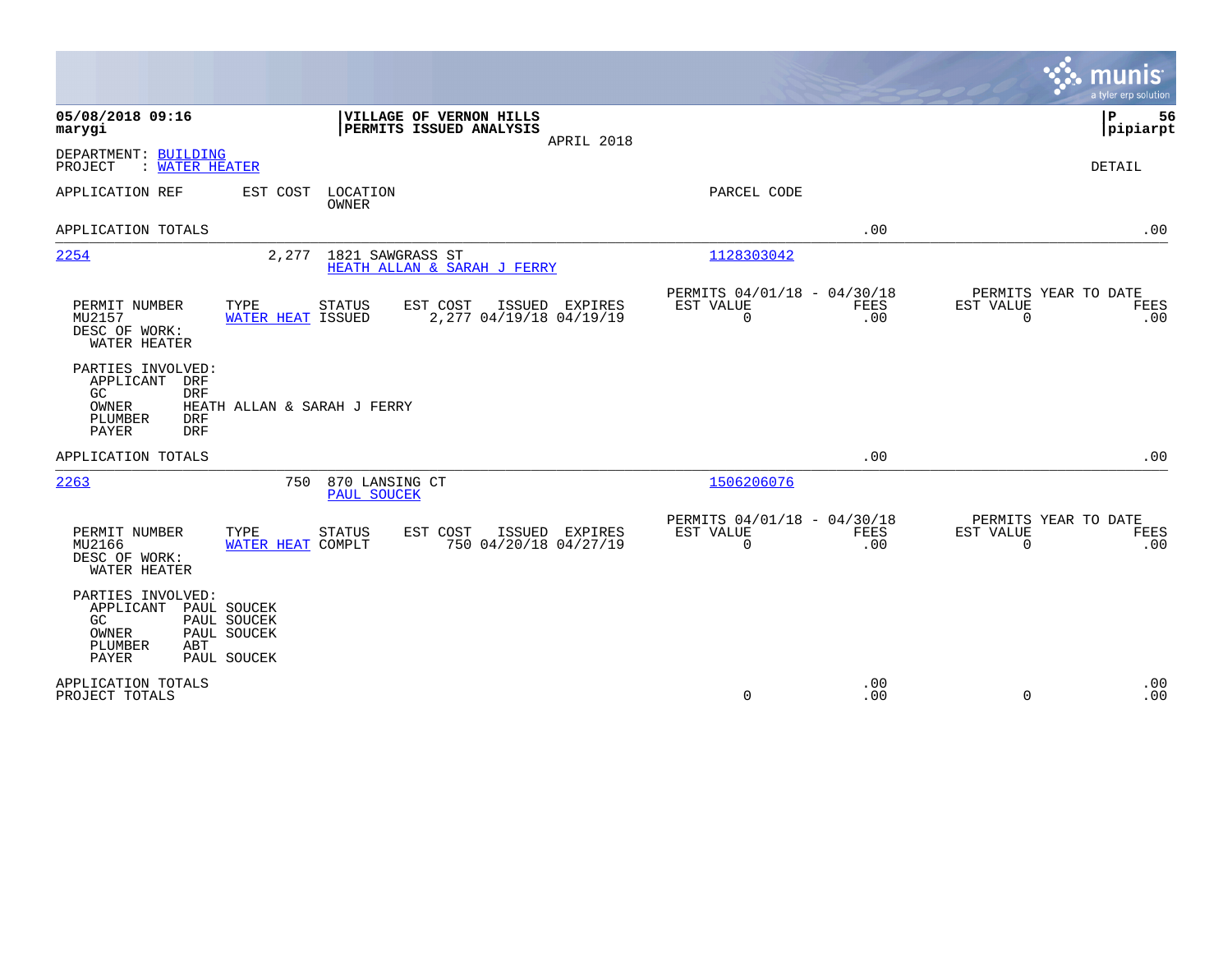**05/08/2018 09:16**
**marygi**

**VILLAGE OF VERNON HILLS**
**PERMITS ISSUED ANALYSIS**
APRIL 2018

**P 56**
**pipiarpt**

DEPARTMENT: BUILDING
PROJECT : WATER HEATER

DETAIL

| APPLICATION REF | EST COST | LOCATION / OWNER | PARCEL CODE | | |
|---|---|---|---|---|---|
| APPLICATION TOTALS | | | | .00 | .00 |

**2254** — EST COST 2,277 — 1821 SAWGRASS ST — HEATH ALLAN & SARAH J FERRY — PARCEL CODE 1128303042

| PERMIT NUMBER | TYPE | STATUS | EST COST | ISSUED | EXPIRES | PERMITS 04/01/18 - 04/30/18 EST VALUE | FEES | PERMITS YEAR TO DATE EST VALUE | FEES |
|---|---|---|---|---|---|---|---|---|---|
| MU2157 | WATER HEAT | ISSUED | 2,277 | 04/19/18 | 04/19/19 | 0 | .00 | 0 | .00 |

DESC OF WORK:
WATER HEATER

PARTIES INVOLVED:
- APPLICANT DRF
- GC DRF
- OWNER HEATH ALLAN & SARAH J FERRY
- PLUMBER DRF
- PAYER DRF

APPLICATION TOTALS .00 .00

**2263** — EST COST 750 — 870 LANSING CT — PAUL SOUCEK — PARCEL CODE 1506206076

| PERMIT NUMBER | TYPE | STATUS | EST COST | ISSUED | EXPIRES | PERMITS 04/01/18 - 04/30/18 EST VALUE | FEES | PERMITS YEAR TO DATE EST VALUE | FEES |
|---|---|---|---|---|---|---|---|---|---|
| MU2166 | WATER HEAT | COMPLT | 750 | 04/20/18 | 04/27/19 | 0 | .00 | 0 | .00 |

DESC OF WORK:
WATER HEATER

PARTIES INVOLVED:
- APPLICANT PAUL SOUCEK
- GC PAUL SOUCEK
- OWNER PAUL SOUCEK
- PLUMBER ABT
- PAYER PAUL SOUCEK

| | EST VALUE | FEES | EST VALUE | FEES |
|---|---|---|---|---|
| APPLICATION TOTALS | | .00 | | .00 |
| PROJECT TOTALS | 0 | .00 | 0 | .00 |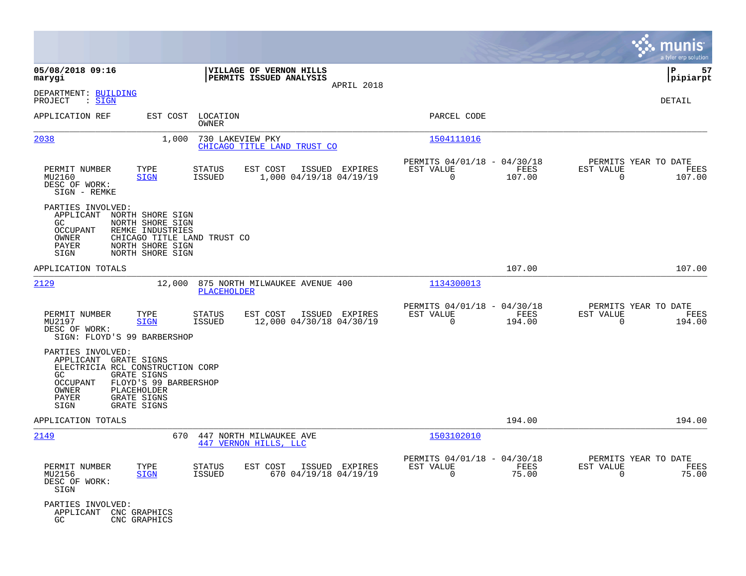**VILLAGE OF VERNON HILLS**
**PERMITS ISSUED ANALYSIS**
APRIL 2018

05/08/2018 09:16
marygi

DEPARTMENT: BUILDING
PROJECT : SIGN

DETAIL

| APPLICATION REF | EST COST | LOCATION / OWNER | PARCEL CODE |
|---|---|---|---|
| 2038 | 1,000 | 730 LAKEVIEW PKY / CHICAGO TITLE LAND TRUST CO | 1504111016 |

| PERMIT NUMBER | TYPE | STATUS | EST COST | ISSUED | EXPIRES | PERMITS 04/01/18 - 04/30/18 EST VALUE | FEES | PERMITS YEAR TO DATE EST VALUE | FEES |
|---|---|---|---|---|---|---|---|---|---|
| MU2160 | SIGN | ISSUED | 1,000 | 04/19/18 | 04/19/19 | 0 | 107.00 | 0 | 107.00 |

DESC OF WORK:
SIGN - REMKE

PARTIES INVOLVED:
- APPLICANT NORTH SHORE SIGN
- GC NORTH SHORE SIGN
- OCCUPANT REMKE INDUSTRIES
- OWNER CHICAGO TITLE LAND TRUST CO
- PAYER NORTH SHORE SIGN
- SIGN NORTH SHORE SIGN

APPLICATION TOTALS: 107.00 | 107.00

| APPLICATION REF | EST COST | LOCATION / OWNER | PARCEL CODE |
|---|---|---|---|
| 2129 | 12,000 | 875 NORTH MILWAUKEE AVENUE 400 / PLACEHOLDER | 1134300013 |

| PERMIT NUMBER | TYPE | STATUS | EST COST | ISSUED | EXPIRES | PERMITS 04/01/18 - 04/30/18 EST VALUE | FEES | PERMITS YEAR TO DATE EST VALUE | FEES |
|---|---|---|---|---|---|---|---|---|---|
| MU2197 | SIGN | ISSUED | 12,000 | 04/30/18 | 04/30/19 | 0 | 194.00 | 0 | 194.00 |

DESC OF WORK:
SIGN: FLOYD'S 99 BARBERSHOP

PARTIES INVOLVED:
- APPLICANT GRATE SIGNS
- ELECTRICIA RCL CONSTRUCTION CORP
- GC GRATE SIGNS
- OCCUPANT FLOYD'S 99 BARBERSHOP
- OWNER PLACEHOLDER
- PAYER GRATE SIGNS
- SIGN GRATE SIGNS

APPLICATION TOTALS: 194.00 | 194.00

| APPLICATION REF | EST COST | LOCATION / OWNER | PARCEL CODE |
|---|---|---|---|
| 2149 | 670 | 447 NORTH MILWAUKEE AVE / 447 VERNON HILLS, LLC | 1503102010 |

| PERMIT NUMBER | TYPE | STATUS | EST COST | ISSUED | EXPIRES | PERMITS 04/01/18 - 04/30/18 EST VALUE | FEES | PERMITS YEAR TO DATE EST VALUE | FEES |
|---|---|---|---|---|---|---|---|---|---|
| MU2156 | SIGN | ISSUED | 670 | 04/19/18 | 04/19/19 | 0 | 75.00 | 0 | 75.00 |

DESC OF WORK:
SIGN

PARTIES INVOLVED:
- APPLICANT CNC GRAPHICS
- GC CNC GRAPHICS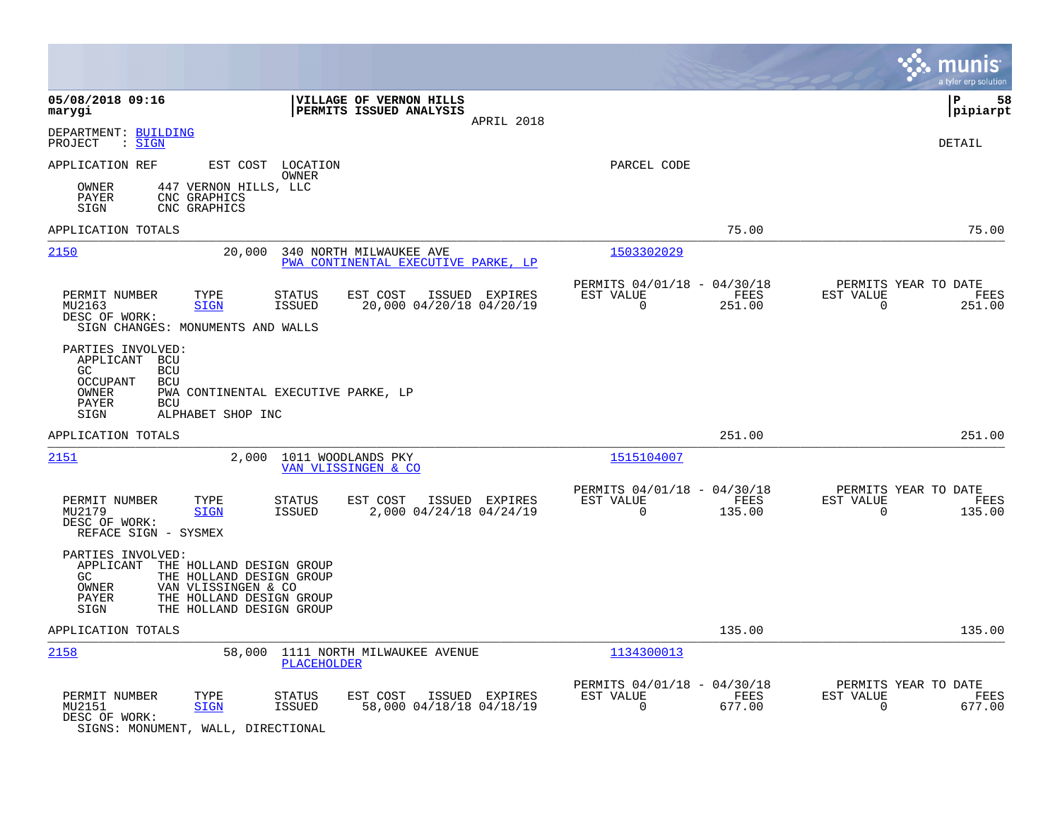**05/08/2018 09:16**
**marygi**

**VILLAGE OF VERNON HILLS**
**PERMITS ISSUED ANALYSIS**
APRIL 2018

**P 58**
**pipiarpt**

DEPARTMENT: BUILDING
PROJECT : SIGN

DETAIL

APPLICATION REF | EST COST | LOCATION / OWNER | PARCEL CODE

OWNER 447 VERNON HILLS, LLC
PAYER CNC GRAPHICS
SIGN CNC GRAPHICS

APPLICATION TOTALS 75.00 75.00

---

**2150** | 20,000 | 340 NORTH MILWAUKEE AVE / PWA CONTINENTAL EXECUTIVE PARKE, LP | 1503302029

| PERMIT NUMBER | TYPE | STATUS | EST COST | ISSUED | EXPIRES | PERMITS 04/01/18 - 04/30/18 EST VALUE | FEES | PERMITS YEAR TO DATE EST VALUE | FEES |
|---|---|---|---|---|---|---|---|---|---|
| MU2163 | SIGN | ISSUED | 20,000 | 04/20/18 | 04/20/19 | 0 | 251.00 | 0 | 251.00 |

DESC OF WORK:
SIGN CHANGES: MONUMENTS AND WALLS

PARTIES INVOLVED:
APPLICANT BCU
GC BCU
OCCUPANT BCU
OWNER PWA CONTINENTAL EXECUTIVE PARKE, LP
PAYER BCU
SIGN ALPHABET SHOP INC

APPLICATION TOTALS 251.00 251.00

---

**2151** | 2,000 | 1011 WOODLANDS PKY / VAN VLISSINGEN & CO | 1515104007

| PERMIT NUMBER | TYPE | STATUS | EST COST | ISSUED | EXPIRES | PERMITS 04/01/18 - 04/30/18 EST VALUE | FEES | PERMITS YEAR TO DATE EST VALUE | FEES |
|---|---|---|---|---|---|---|---|---|---|
| MU2179 | SIGN | ISSUED | 2,000 | 04/24/18 | 04/24/19 | 0 | 135.00 | 0 | 135.00 |

DESC OF WORK:
REFACE SIGN - SYSMEX

PARTIES INVOLVED:
APPLICANT THE HOLLAND DESIGN GROUP
GC THE HOLLAND DESIGN GROUP
OWNER VAN VLISSINGEN & CO
PAYER THE HOLLAND DESIGN GROUP
SIGN THE HOLLAND DESIGN GROUP

APPLICATION TOTALS 135.00 135.00

---

**2158** | 58,000 | 1111 NORTH MILWAUKEE AVENUE / PLACEHOLDER | 1134300013

| PERMIT NUMBER | TYPE | STATUS | EST COST | ISSUED | EXPIRES | PERMITS 04/01/18 - 04/30/18 EST VALUE | FEES | PERMITS YEAR TO DATE EST VALUE | FEES |
|---|---|---|---|---|---|---|---|---|---|
| MU2151 | SIGN | ISSUED | 58,000 | 04/18/18 | 04/18/19 | 0 | 677.00 | 0 | 677.00 |

DESC OF WORK:
SIGNS: MONUMENT, WALL, DIRECTIONAL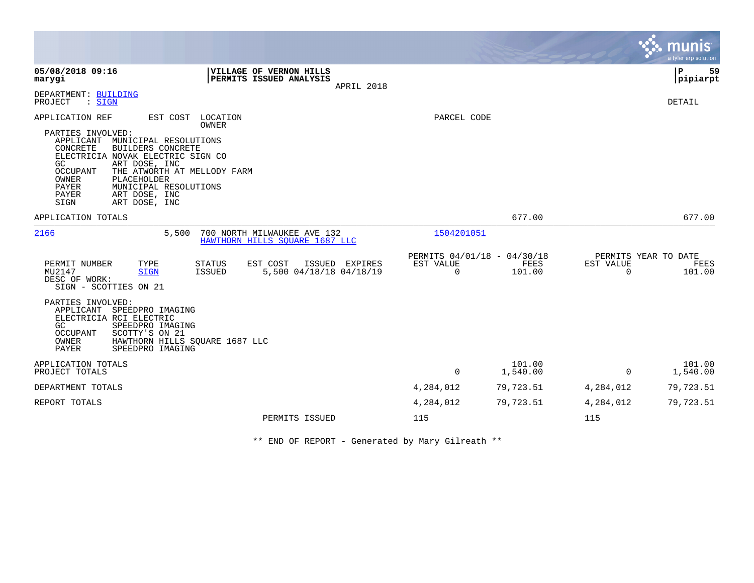**05/08/2018 09:16**
**marygi**

**VILLAGE OF VERNON HILLS**
**PERMITS ISSUED ANALYSIS**
APRIL 2018

**P 59**
**pipiarpt**

DEPARTMENT: BUILDING
PROJECT : SIGN

DETAIL

APPLICATION REF EST COST LOCATION OWNER PARCEL CODE

PARTIES INVOLVED:

| | |
|---|---|
| APPLICANT | MUNICIPAL RESOLUTIONS |
| CONCRETE | BUILDERS CONCRETE |
| ELECTRICIA | NOVAK ELECTRIC SIGN CO |
| GC | ART DOSE, INC |
| OCCUPANT | THE ATWORTH AT MELLODY FARM |
| OWNER | PLACEHOLDER |
| PAYER | MUNICIPAL RESOLUTIONS |
| PAYER | ART DOSE, INC |
| SIGN | ART DOSE, INC |

APPLICATION TOTALS 677.00 677.00

---

2166 5,500 700 NORTH MILWAUKEE AVE 132 — HAWTHORN HILLS SQUARE 1687 LLC — 1504201051

| PERMIT NUMBER | TYPE | STATUS | EST COST | ISSUED | EXPIRES | PERMITS 04/01/18 - 04/30/18 EST VALUE | FEES | PERMITS YEAR TO DATE EST VALUE | FEES |
|---|---|---|---|---|---|---|---|---|---|
| MU2147 | SIGN | ISSUED | 5,500 | 04/18/18 | 04/18/19 | 0 | 101.00 | 0 | 101.00 |

DESC OF WORK:
SIGN - SCOTTIES ON 21

PARTIES INVOLVED:

| | |
|---|---|
| APPLICANT | SPEEDPRO IMAGING |
| ELECTRICIA | RCI ELECTRIC |
| GC | SPEEDPRO IMAGING |
| OCCUPANT | SCOTTY'S ON 21 |
| OWNER | HAWTHORN HILLS SQUARE 1687 LLC |
| PAYER | SPEEDPRO IMAGING |

| | EST VALUE | FEES | YTD EST VALUE | YTD FEES |
|---|---|---|---|---|
| APPLICATION TOTALS | | 101.00 | | 101.00 |
| PROJECT TOTALS | 0 | 1,540.00 | 0 | 1,540.00 |
| DEPARTMENT TOTALS | 4,284,012 | 79,723.51 | 4,284,012 | 79,723.51 |
| REPORT TOTALS | 4,284,012 | 79,723.51 | 4,284,012 | 79,723.51 |
| PERMITS ISSUED | 115 | | 115 | |

** END OF REPORT - Generated by Mary Gilreath **